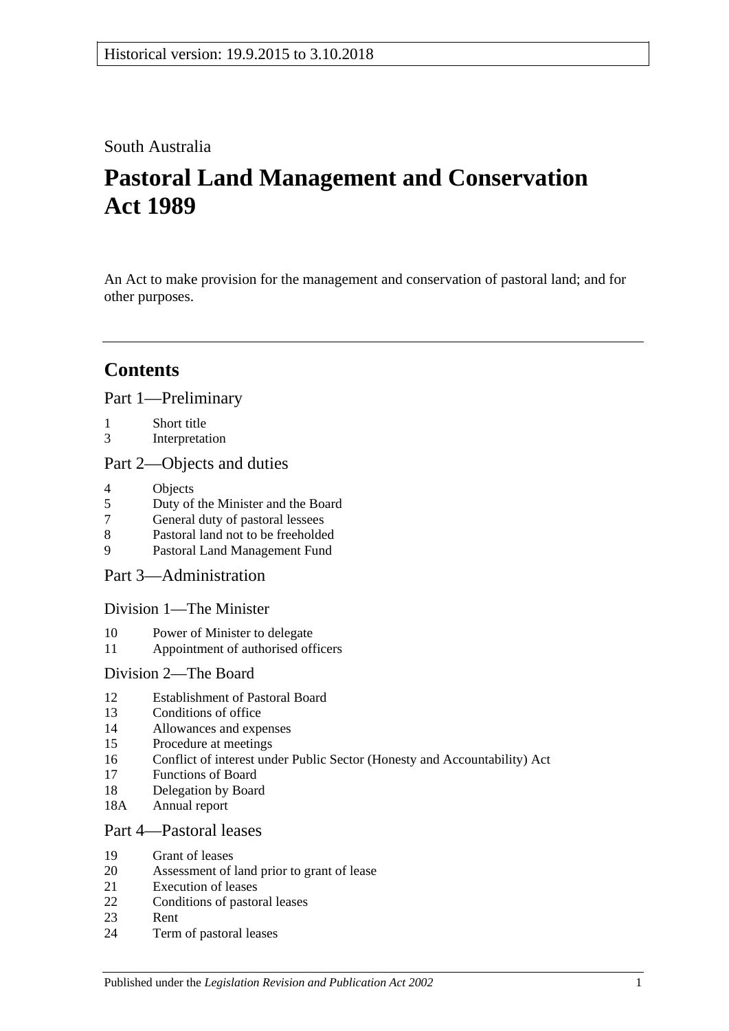Historical version: 19.9.2015 to 3.10.2018

South Australia

# Pastoral Land Management and Conservation Act 1989

An Act to make provision for the management and conservation of pastoral land; and for other purposes.

## Contents

### Part 1—Preliminary

1 Short title
3 Interpretation

### Part 2—Objects and duties

4 Objects
5 Duty of the Minister and the Board
7 General duty of pastoral lessees
8 Pastoral land not to be freeholded
9 Pastoral Land Management Fund

### Part 3—Administration

#### Division 1—The Minister

10 Power of Minister to delegate
11 Appointment of authorised officers

#### Division 2—The Board

12 Establishment of Pastoral Board
13 Conditions of office
14 Allowances and expenses
15 Procedure at meetings
16 Conflict of interest under Public Sector (Honesty and Accountability) Act
17 Functions of Board
18 Delegation by Board
18A Annual report

### Part 4—Pastoral leases

19 Grant of leases
20 Assessment of land prior to grant of lease
21 Execution of leases
22 Conditions of pastoral leases
23 Rent
24 Term of pastoral leases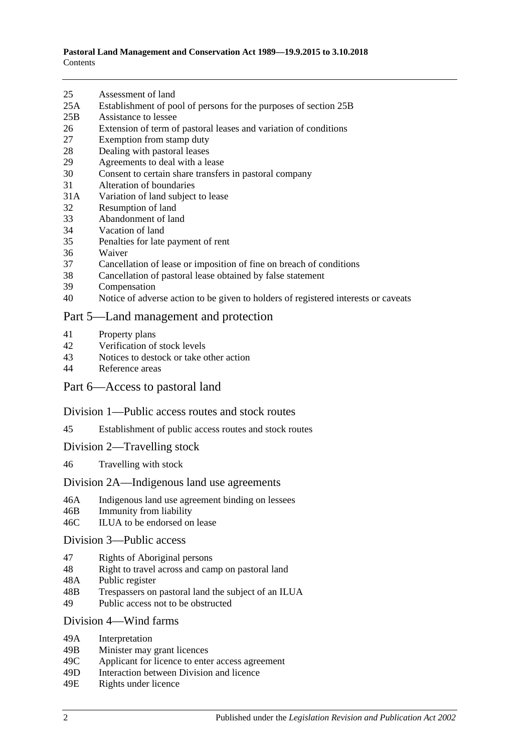25 Assessment of land
25A Establishment of pool of persons for the purposes of section 25B
25B Assistance to lessee
26 Extension of term of pastoral leases and variation of conditions
27 Exemption from stamp duty
28 Dealing with pastoral leases
29 Agreements to deal with a lease
30 Consent to certain share transfers in pastoral company
31 Alteration of boundaries
31A Variation of land subject to lease
32 Resumption of land
33 Abandonment of land
34 Vacation of land
35 Penalties for late payment of rent
36 Waiver
37 Cancellation of lease or imposition of fine on breach of conditions
38 Cancellation of pastoral lease obtained by false statement
39 Compensation
40 Notice of adverse action to be given to holders of registered interests or caveats

## Part 5—Land management and protection

41 Property plans
42 Verification of stock levels
43 Notices to destock or take other action
44 Reference areas

## Part 6—Access to pastoral land

### Division 1—Public access routes and stock routes

45 Establishment of public access routes and stock routes

### Division 2—Travelling stock

46 Travelling with stock

### Division 2A—Indigenous land use agreements

46A Indigenous land use agreement binding on lessees
46B Immunity from liability
46C ILUA to be endorsed on lease

### Division 3—Public access

47 Rights of Aboriginal persons
48 Right to travel across and camp on pastoral land
48A Public register
48B Trespassers on pastoral land the subject of an ILUA
49 Public access not to be obstructed

### Division 4—Wind farms

49A Interpretation
49B Minister may grant licences
49C Applicant for licence to enter access agreement
49D Interaction between Division and licence
49E Rights under licence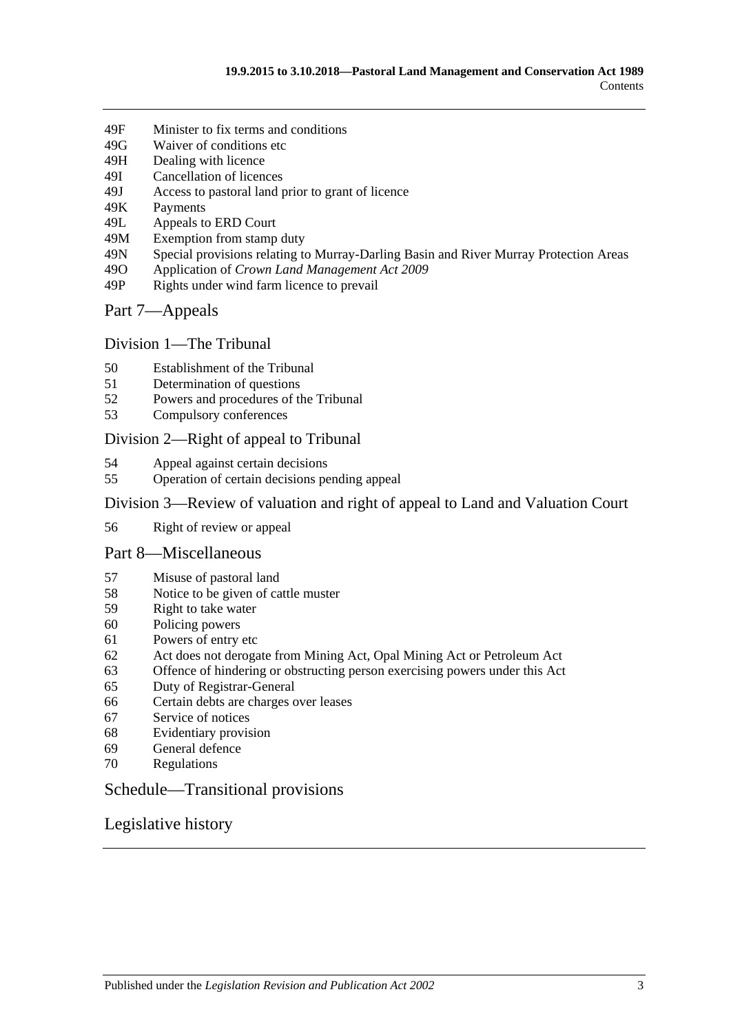49F Minister to fix terms and conditions
49G Waiver of conditions etc
49H Dealing with licence
49I Cancellation of licences
49J Access to pastoral land prior to grant of licence
49K Payments
49L Appeals to ERD Court
49M Exemption from stamp duty
49N Special provisions relating to Murray-Darling Basin and River Murray Protection Areas
49O Application of *Crown Land Management Act 2009*
49P Rights under wind farm licence to prevail

## Part 7—Appeals

### Division 1—The Tribunal

50 Establishment of the Tribunal
51 Determination of questions
52 Powers and procedures of the Tribunal
53 Compulsory conferences

### Division 2—Right of appeal to Tribunal

54 Appeal against certain decisions
55 Operation of certain decisions pending appeal

### Division 3—Review of valuation and right of appeal to Land and Valuation Court

56 Right of review or appeal

## Part 8—Miscellaneous

57 Misuse of pastoral land
58 Notice to be given of cattle muster
59 Right to take water
60 Policing powers
61 Powers of entry etc
62 Act does not derogate from Mining Act, Opal Mining Act or Petroleum Act
63 Offence of hindering or obstructing person exercising powers under this Act
65 Duty of Registrar-General
66 Certain debts are charges over leases
67 Service of notices
68 Evidentiary provision
69 General defence
70 Regulations

## Schedule—Transitional provisions

## Legislative history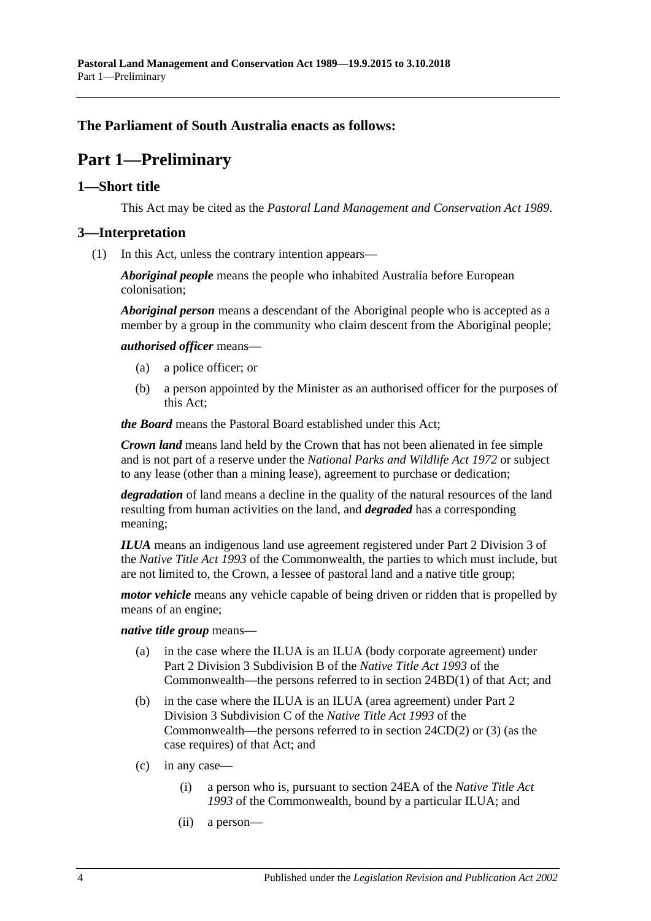**The Parliament of South Australia enacts as follows:**

# Part 1—Preliminary

## 1—Short title

This Act may be cited as the *Pastoral Land Management and Conservation Act 1989*.

## 3—Interpretation

(1) In this Act, unless the contrary intention appears—

***Aboriginal people*** means the people who inhabited Australia before European colonisation;

***Aboriginal person*** means a descendant of the Aboriginal people who is accepted as a member by a group in the community who claim descent from the Aboriginal people;

***authorised officer*** means—

- (a) a police officer; or
- (b) a person appointed by the Minister as an authorised officer for the purposes of this Act;

***the Board*** means the Pastoral Board established under this Act;

***Crown land*** means land held by the Crown that has not been alienated in fee simple and is not part of a reserve under the *National Parks and Wildlife Act 1972* or subject to any lease (other than a mining lease), agreement to purchase or dedication;

***degradation*** of land means a decline in the quality of the natural resources of the land resulting from human activities on the land, and ***degraded*** has a corresponding meaning;

***ILUA*** means an indigenous land use agreement registered under Part 2 Division 3 of the *Native Title Act 1993* of the Commonwealth, the parties to which must include, but are not limited to, the Crown, a lessee of pastoral land and a native title group;

***motor vehicle*** means any vehicle capable of being driven or ridden that is propelled by means of an engine;

***native title group*** means—

- (a) in the case where the ILUA is an ILUA (body corporate agreement) under Part 2 Division 3 Subdivision B of the *Native Title Act 1993* of the Commonwealth—the persons referred to in section 24BD(1) of that Act; and
- (b) in the case where the ILUA is an ILUA (area agreement) under Part 2 Division 3 Subdivision C of the *Native Title Act 1993* of the Commonwealth—the persons referred to in section 24CD(2) or (3) (as the case requires) of that Act; and
- (c) in any case—
  - (i) a person who is, pursuant to section 24EA of the *Native Title Act 1993* of the Commonwealth, bound by a particular ILUA; and
  - (ii) a person—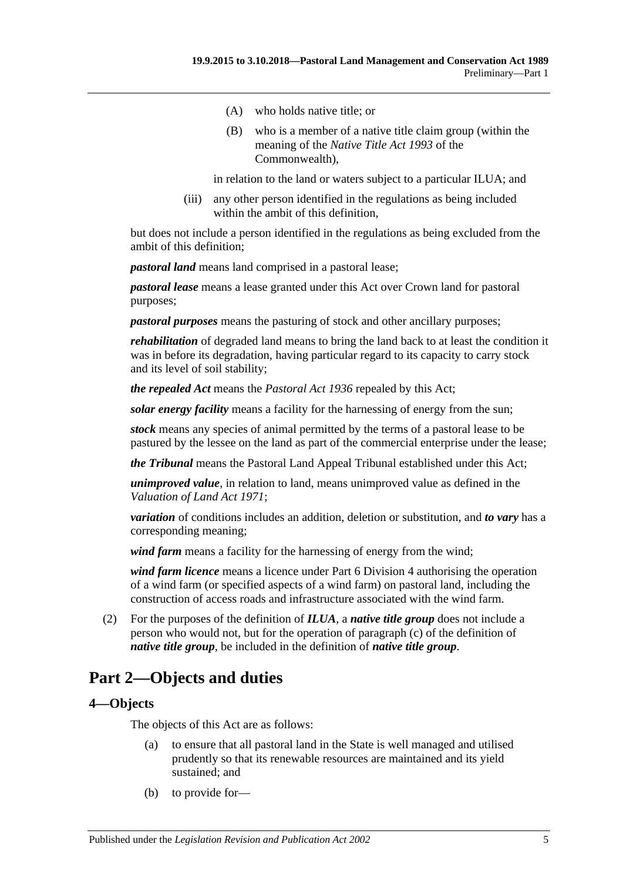(A) who holds native title; or

(B) who is a member of a native title claim group (within the meaning of the *Native Title Act 1993* of the Commonwealth),

in relation to the land or waters subject to a particular ILUA; and

(iii) any other person identified in the regulations as being included within the ambit of this definition,

but does not include a person identified in the regulations as being excluded from the ambit of this definition;

***pastoral land*** means land comprised in a pastoral lease;

***pastoral lease*** means a lease granted under this Act over Crown land for pastoral purposes;

***pastoral purposes*** means the pasturing of stock and other ancillary purposes;

***rehabilitation*** of degraded land means to bring the land back to at least the condition it was in before its degradation, having particular regard to its capacity to carry stock and its level of soil stability;

***the repealed Act*** means the *Pastoral Act 1936* repealed by this Act;

***solar energy facility*** means a facility for the harnessing of energy from the sun;

***stock*** means any species of animal permitted by the terms of a pastoral lease to be pastured by the lessee on the land as part of the commercial enterprise under the lease;

***the Tribunal*** means the Pastoral Land Appeal Tribunal established under this Act;

***unimproved value***, in relation to land, means unimproved value as defined in the *Valuation of Land Act 1971*;

***variation*** of conditions includes an addition, deletion or substitution, and ***to vary*** has a corresponding meaning;

***wind farm*** means a facility for the harnessing of energy from the wind;

***wind farm licence*** means a licence under Part 6 Division 4 authorising the operation of a wind farm (or specified aspects of a wind farm) on pastoral land, including the construction of access roads and infrastructure associated with the wind farm.

(2) For the purposes of the definition of ***ILUA***, a ***native title group*** does not include a person who would not, but for the operation of paragraph (c) of the definition of ***native title group***, be included in the definition of ***native title group***.

# Part 2—Objects and duties

## 4—Objects

The objects of this Act are as follows:

(a) to ensure that all pastoral land in the State is well managed and utilised prudently so that its renewable resources are maintained and its yield sustained; and

(b) to provide for—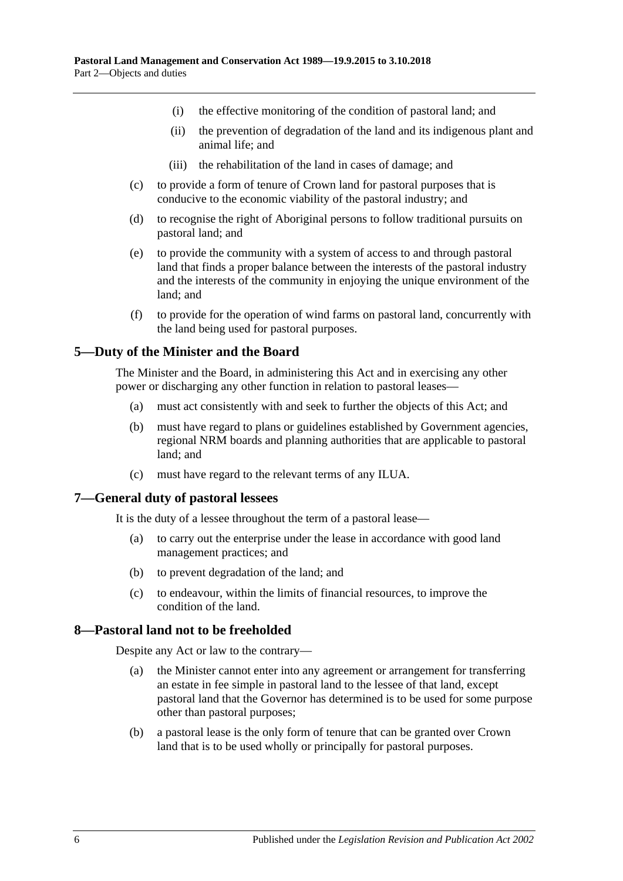(i) the effective monitoring of the condition of pastoral land; and

(ii) the prevention of degradation of the land and its indigenous plant and animal life; and

(iii) the rehabilitation of the land in cases of damage; and

(c) to provide a form of tenure of Crown land for pastoral purposes that is conducive to the economic viability of the pastoral industry; and

(d) to recognise the right of Aboriginal persons to follow traditional pursuits on pastoral land; and

(e) to provide the community with a system of access to and through pastoral land that finds a proper balance between the interests of the pastoral industry and the interests of the community in enjoying the unique environment of the land; and

(f) to provide for the operation of wind farms on pastoral land, concurrently with the land being used for pastoral purposes.

## 5—Duty of the Minister and the Board

The Minister and the Board, in administering this Act and in exercising any other power or discharging any other function in relation to pastoral leases—

(a) must act consistently with and seek to further the objects of this Act; and

(b) must have regard to plans or guidelines established by Government agencies, regional NRM boards and planning authorities that are applicable to pastoral land; and

(c) must have regard to the relevant terms of any ILUA.

## 7—General duty of pastoral lessees

It is the duty of a lessee throughout the term of a pastoral lease—

(a) to carry out the enterprise under the lease in accordance with good land management practices; and

(b) to prevent degradation of the land; and

(c) to endeavour, within the limits of financial resources, to improve the condition of the land.

## 8—Pastoral land not to be freeholded

Despite any Act or law to the contrary—

(a) the Minister cannot enter into any agreement or arrangement for transferring an estate in fee simple in pastoral land to the lessee of that land, except pastoral land that the Governor has determined is to be used for some purpose other than pastoral purposes;

(b) a pastoral lease is the only form of tenure that can be granted over Crown land that is to be used wholly or principally for pastoral purposes.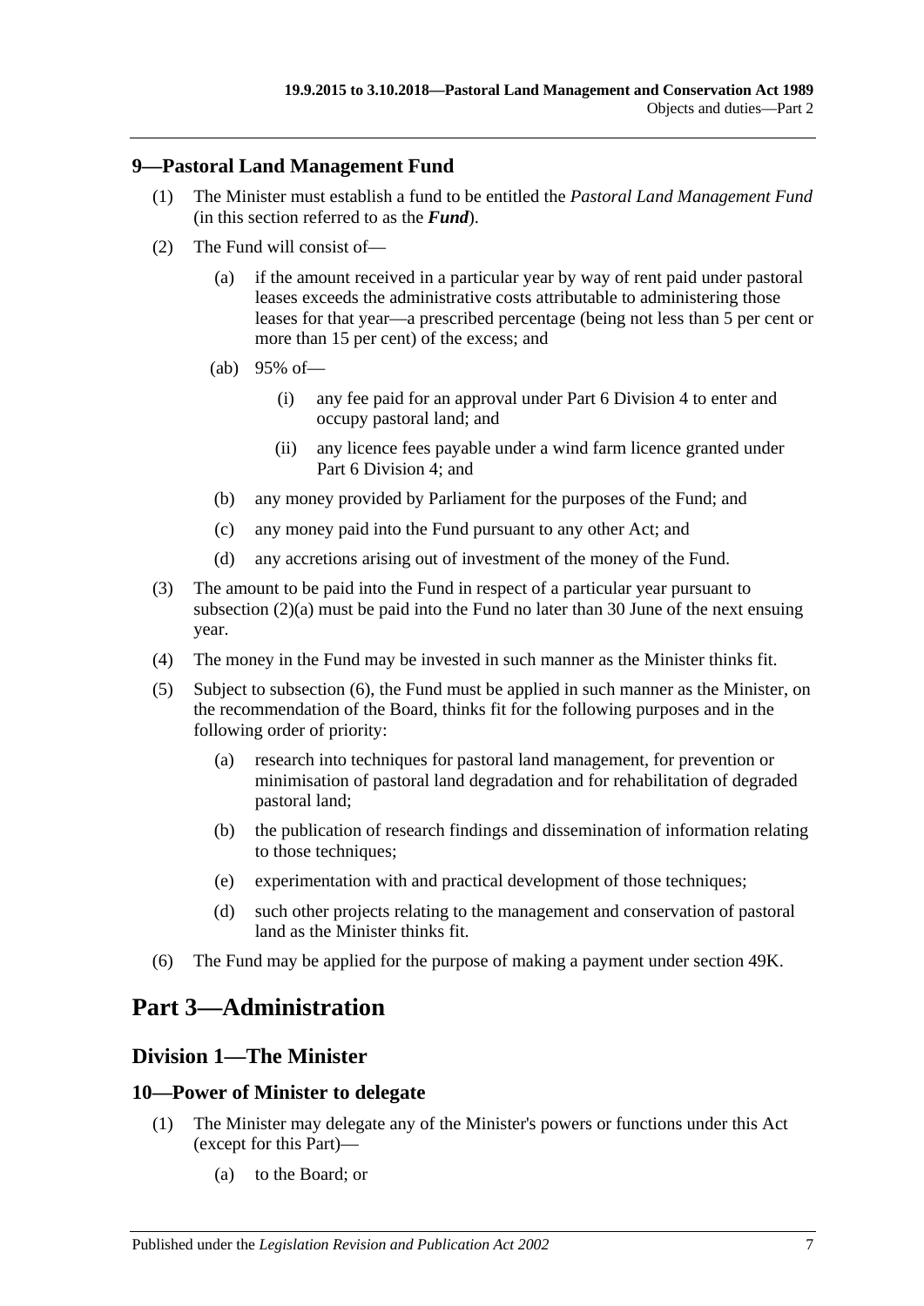## 9—Pastoral Land Management Fund

(1) The Minister must establish a fund to be entitled the *Pastoral Land Management Fund* (in this section referred to as the ***Fund***).

(2) The Fund will consist of—

(a) if the amount received in a particular year by way of rent paid under pastoral leases exceeds the administrative costs attributable to administering those leases for that year—a prescribed percentage (being not less than 5 per cent or more than 15 per cent) of the excess; and

(ab) 95% of—

(i) any fee paid for an approval under Part 6 Division 4 to enter and occupy pastoral land; and

(ii) any licence fees payable under a wind farm licence granted under Part 6 Division 4; and

(b) any money provided by Parliament for the purposes of the Fund; and

(c) any money paid into the Fund pursuant to any other Act; and

(d) any accretions arising out of investment of the money of the Fund.

(3) The amount to be paid into the Fund in respect of a particular year pursuant to subsection (2)(a) must be paid into the Fund no later than 30 June of the next ensuing year.

(4) The money in the Fund may be invested in such manner as the Minister thinks fit.

(5) Subject to subsection (6), the Fund must be applied in such manner as the Minister, on the recommendation of the Board, thinks fit for the following purposes and in the following order of priority:

(a) research into techniques for pastoral land management, for prevention or minimisation of pastoral land degradation and for rehabilitation of degraded pastoral land;

(b) the publication of research findings and dissemination of information relating to those techniques;

(e) experimentation with and practical development of those techniques;

(d) such other projects relating to the management and conservation of pastoral land as the Minister thinks fit.

(6) The Fund may be applied for the purpose of making a payment under section 49K.

# Part 3—Administration

## Division 1—The Minister

## 10—Power of Minister to delegate

(1) The Minister may delegate any of the Minister's powers or functions under this Act (except for this Part)—

(a) to the Board; or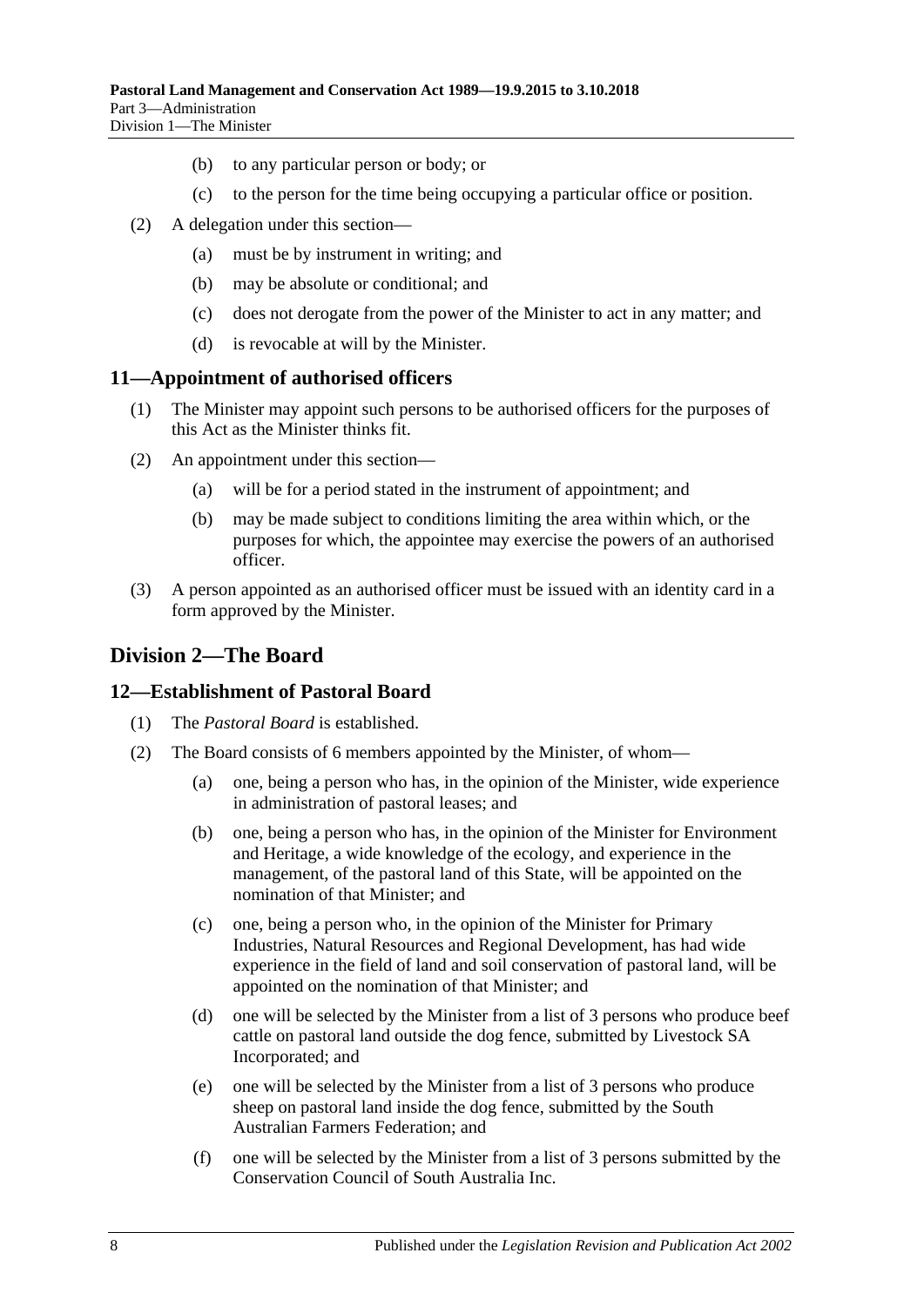(b) to any particular person or body; or

(c) to the person for the time being occupying a particular office or position.

(2) A delegation under this section—

(a) must be by instrument in writing; and

(b) may be absolute or conditional; and

(c) does not derogate from the power of the Minister to act in any matter; and

(d) is revocable at will by the Minister.

### 11—Appointment of authorised officers

(1) The Minister may appoint such persons to be authorised officers for the purposes of this Act as the Minister thinks fit.

(2) An appointment under this section—

(a) will be for a period stated in the instrument of appointment; and

(b) may be made subject to conditions limiting the area within which, or the purposes for which, the appointee may exercise the powers of an authorised officer.

(3) A person appointed as an authorised officer must be issued with an identity card in a form approved by the Minister.

## Division 2—The Board

### 12—Establishment of Pastoral Board

(1) The *Pastoral Board* is established.

(2) The Board consists of 6 members appointed by the Minister, of whom—

(a) one, being a person who has, in the opinion of the Minister, wide experience in administration of pastoral leases; and

(b) one, being a person who has, in the opinion of the Minister for Environment and Heritage, a wide knowledge of the ecology, and experience in the management, of the pastoral land of this State, will be appointed on the nomination of that Minister; and

(c) one, being a person who, in the opinion of the Minister for Primary Industries, Natural Resources and Regional Development, has had wide experience in the field of land and soil conservation of pastoral land, will be appointed on the nomination of that Minister; and

(d) one will be selected by the Minister from a list of 3 persons who produce beef cattle on pastoral land outside the dog fence, submitted by Livestock SA Incorporated; and

(e) one will be selected by the Minister from a list of 3 persons who produce sheep on pastoral land inside the dog fence, submitted by the South Australian Farmers Federation; and

(f) one will be selected by the Minister from a list of 3 persons submitted by the Conservation Council of South Australia Inc.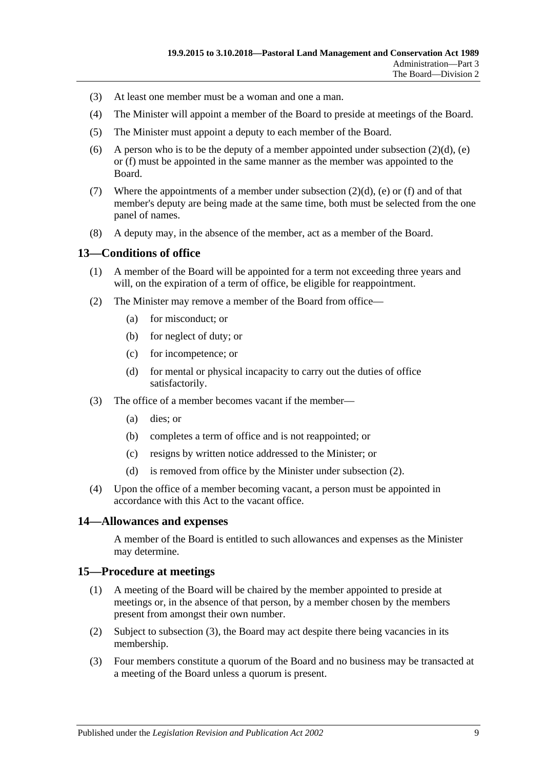(3) At least one member must be a woman and one a man.

(4) The Minister will appoint a member of the Board to preside at meetings of the Board.

(5) The Minister must appoint a deputy to each member of the Board.

(6) A person who is to be the deputy of a member appointed under subsection (2)(d), (e) or (f) must be appointed in the same manner as the member was appointed to the Board.

(7) Where the appointments of a member under subsection (2)(d), (e) or (f) and of that member's deputy are being made at the same time, both must be selected from the one panel of names.

(8) A deputy may, in the absence of the member, act as a member of the Board.

## 13—Conditions of office

(1) A member of the Board will be appointed for a term not exceeding three years and will, on the expiration of a term of office, be eligible for reappointment.

(2) The Minister may remove a member of the Board from office—

- (a) for misconduct; or
- (b) for neglect of duty; or
- (c) for incompetence; or
- (d) for mental or physical incapacity to carry out the duties of office satisfactorily.

(3) The office of a member becomes vacant if the member—

- (a) dies; or
- (b) completes a term of office and is not reappointed; or
- (c) resigns by written notice addressed to the Minister; or
- (d) is removed from office by the Minister under subsection (2).

(4) Upon the office of a member becoming vacant, a person must be appointed in accordance with this Act to the vacant office.

## 14—Allowances and expenses

A member of the Board is entitled to such allowances and expenses as the Minister may determine.

## 15—Procedure at meetings

(1) A meeting of the Board will be chaired by the member appointed to preside at meetings or, in the absence of that person, by a member chosen by the members present from amongst their own number.

(2) Subject to subsection (3), the Board may act despite there being vacancies in its membership.

(3) Four members constitute a quorum of the Board and no business may be transacted at a meeting of the Board unless a quorum is present.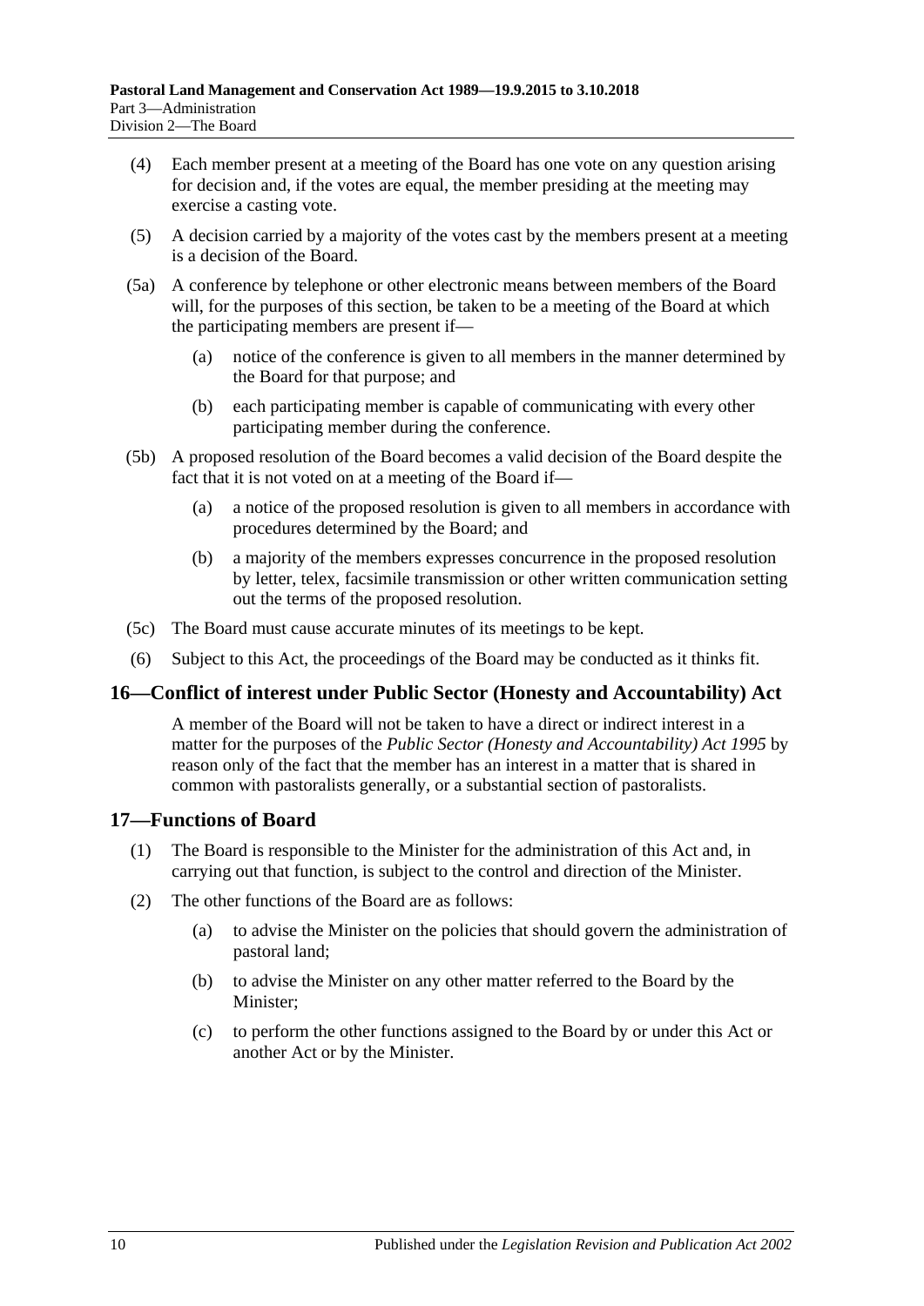(4) Each member present at a meeting of the Board has one vote on any question arising for decision and, if the votes are equal, the member presiding at the meeting may exercise a casting vote.

(5) A decision carried by a majority of the votes cast by the members present at a meeting is a decision of the Board.

(5a) A conference by telephone or other electronic means between members of the Board will, for the purposes of this section, be taken to be a meeting of the Board at which the participating members are present if—

(a) notice of the conference is given to all members in the manner determined by the Board for that purpose; and

(b) each participating member is capable of communicating with every other participating member during the conference.

(5b) A proposed resolution of the Board becomes a valid decision of the Board despite the fact that it is not voted on at a meeting of the Board if—

(a) a notice of the proposed resolution is given to all members in accordance with procedures determined by the Board; and

(b) a majority of the members expresses concurrence in the proposed resolution by letter, telex, facsimile transmission or other written communication setting out the terms of the proposed resolution.

(5c) The Board must cause accurate minutes of its meetings to be kept.

(6) Subject to this Act, the proceedings of the Board may be conducted as it thinks fit.

## 16—Conflict of interest under Public Sector (Honesty and Accountability) Act

A member of the Board will not be taken to have a direct or indirect interest in a matter for the purposes of the *Public Sector (Honesty and Accountability) Act 1995* by reason only of the fact that the member has an interest in a matter that is shared in common with pastoralists generally, or a substantial section of pastoralists.

## 17—Functions of Board

(1) The Board is responsible to the Minister for the administration of this Act and, in carrying out that function, is subject to the control and direction of the Minister.

(2) The other functions of the Board are as follows:

(a) to advise the Minister on the policies that should govern the administration of pastoral land;

(b) to advise the Minister on any other matter referred to the Board by the Minister;

(c) to perform the other functions assigned to the Board by or under this Act or another Act or by the Minister.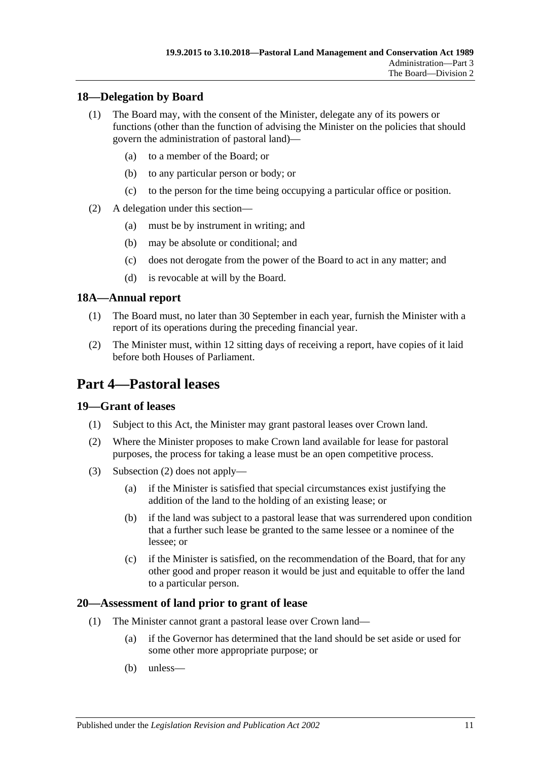### 18—Delegation by Board

(1) The Board may, with the consent of the Minister, delegate any of its powers or functions (other than the function of advising the Minister on the policies that should govern the administration of pastoral land)—

  (a) to a member of the Board; or

  (b) to any particular person or body; or

  (c) to the person for the time being occupying a particular office or position.

(2) A delegation under this section—

  (a) must be by instrument in writing; and

  (b) may be absolute or conditional; and

  (c) does not derogate from the power of the Board to act in any matter; and

  (d) is revocable at will by the Board.

### 18A—Annual report

(1) The Board must, no later than 30 September in each year, furnish the Minister with a report of its operations during the preceding financial year.

(2) The Minister must, within 12 sitting days of receiving a report, have copies of it laid before both Houses of Parliament.

## Part 4—Pastoral leases

### 19—Grant of leases

(1) Subject to this Act, the Minister may grant pastoral leases over Crown land.

(2) Where the Minister proposes to make Crown land available for lease for pastoral purposes, the process for taking a lease must be an open competitive process.

(3) Subsection (2) does not apply—

  (a) if the Minister is satisfied that special circumstances exist justifying the addition of the land to the holding of an existing lease; or

  (b) if the land was subject to a pastoral lease that was surrendered upon condition that a further such lease be granted to the same lessee or a nominee of the lessee; or

  (c) if the Minister is satisfied, on the recommendation of the Board, that for any other good and proper reason it would be just and equitable to offer the land to a particular person.

### 20—Assessment of land prior to grant of lease

(1) The Minister cannot grant a pastoral lease over Crown land—

  (a) if the Governor has determined that the land should be set aside or used for some other more appropriate purpose; or

  (b) unless—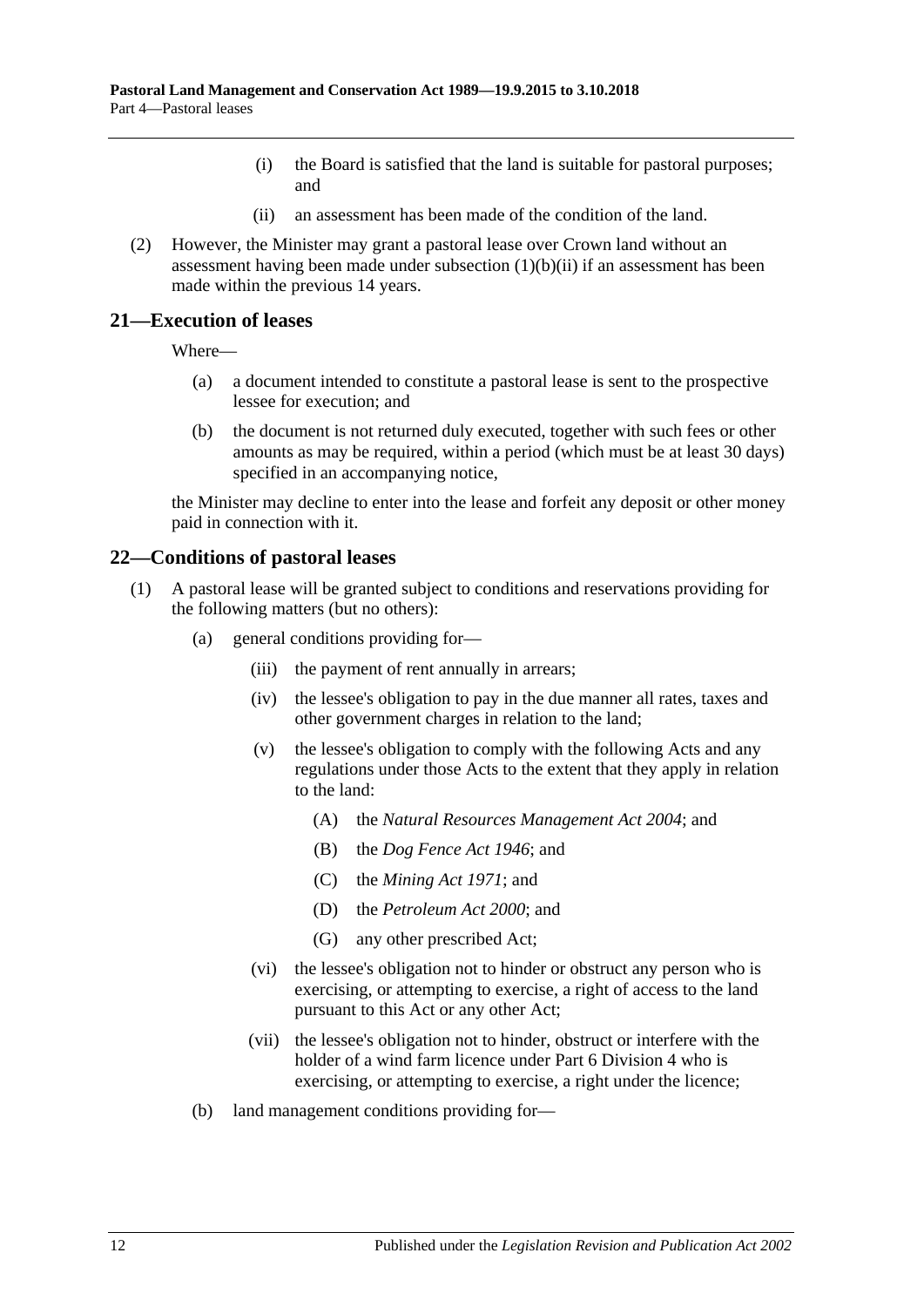(i) the Board is satisfied that the land is suitable for pastoral purposes; and

(ii) an assessment has been made of the condition of the land.

(2) However, the Minister may grant a pastoral lease over Crown land without an assessment having been made under subsection (1)(b)(ii) if an assessment has been made within the previous 14 years.

## 21—Execution of leases

Where—

(a) a document intended to constitute a pastoral lease is sent to the prospective lessee for execution; and

(b) the document is not returned duly executed, together with such fees or other amounts as may be required, within a period (which must be at least 30 days) specified in an accompanying notice,

the Minister may decline to enter into the lease and forfeit any deposit or other money paid in connection with it.

## 22—Conditions of pastoral leases

(1) A pastoral lease will be granted subject to conditions and reservations providing for the following matters (but no others):

(a) general conditions providing for—

(iii) the payment of rent annually in arrears;

(iv) the lessee's obligation to pay in the due manner all rates, taxes and other government charges in relation to the land;

(v) the lessee's obligation to comply with the following Acts and any regulations under those Acts to the extent that they apply in relation to the land:

(A) the *Natural Resources Management Act 2004*; and

(B) the *Dog Fence Act 1946*; and

(C) the *Mining Act 1971*; and

(D) the *Petroleum Act 2000*; and

(G) any other prescribed Act;

(vi) the lessee's obligation not to hinder or obstruct any person who is exercising, or attempting to exercise, a right of access to the land pursuant to this Act or any other Act;

(vii) the lessee's obligation not to hinder, obstruct or interfere with the holder of a wind farm licence under Part 6 Division 4 who is exercising, or attempting to exercise, a right under the licence;

(b) land management conditions providing for—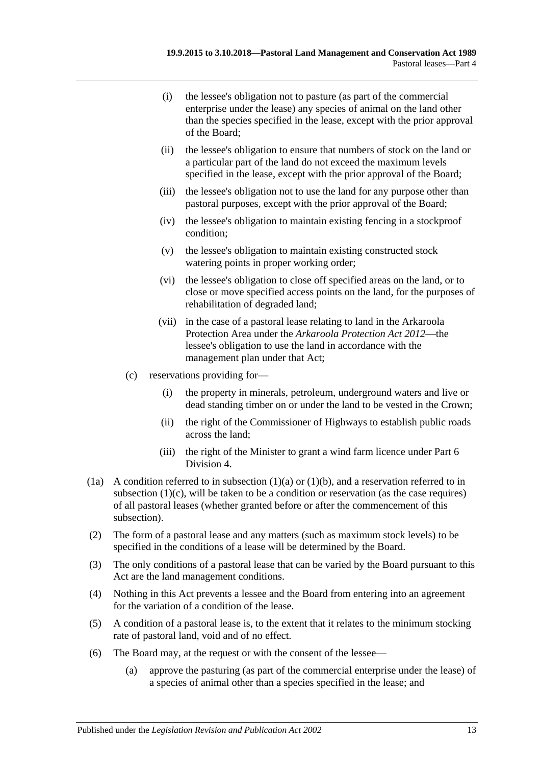(i) the lessee's obligation not to pasture (as part of the commercial enterprise under the lease) any species of animal on the land other than the species specified in the lease, except with the prior approval of the Board;

(ii) the lessee's obligation to ensure that numbers of stock on the land or a particular part of the land do not exceed the maximum levels specified in the lease, except with the prior approval of the Board;

(iii) the lessee's obligation not to use the land for any purpose other than pastoral purposes, except with the prior approval of the Board;

(iv) the lessee's obligation to maintain existing fencing in a stockproof condition;

(v) the lessee's obligation to maintain existing constructed stock watering points in proper working order;

(vi) the lessee's obligation to close off specified areas on the land, or to close or move specified access points on the land, for the purposes of rehabilitation of degraded land;

(vii) in the case of a pastoral lease relating to land in the Arkaroola Protection Area under the *Arkaroola Protection Act 2012*—the lessee's obligation to use the land in accordance with the management plan under that Act;

(c) reservations providing for—

(i) the property in minerals, petroleum, underground waters and live or dead standing timber on or under the land to be vested in the Crown;

(ii) the right of the Commissioner of Highways to establish public roads across the land;

(iii) the right of the Minister to grant a wind farm licence under Part 6 Division 4.

(1a) A condition referred to in subsection (1)(a) or (1)(b), and a reservation referred to in subsection (1)(c), will be taken to be a condition or reservation (as the case requires) of all pastoral leases (whether granted before or after the commencement of this subsection).

(2) The form of a pastoral lease and any matters (such as maximum stock levels) to be specified in the conditions of a lease will be determined by the Board.

(3) The only conditions of a pastoral lease that can be varied by the Board pursuant to this Act are the land management conditions.

(4) Nothing in this Act prevents a lessee and the Board from entering into an agreement for the variation of a condition of the lease.

(5) A condition of a pastoral lease is, to the extent that it relates to the minimum stocking rate of pastoral land, void and of no effect.

(6) The Board may, at the request or with the consent of the lessee—

(a) approve the pasturing (as part of the commercial enterprise under the lease) of a species of animal other than a species specified in the lease; and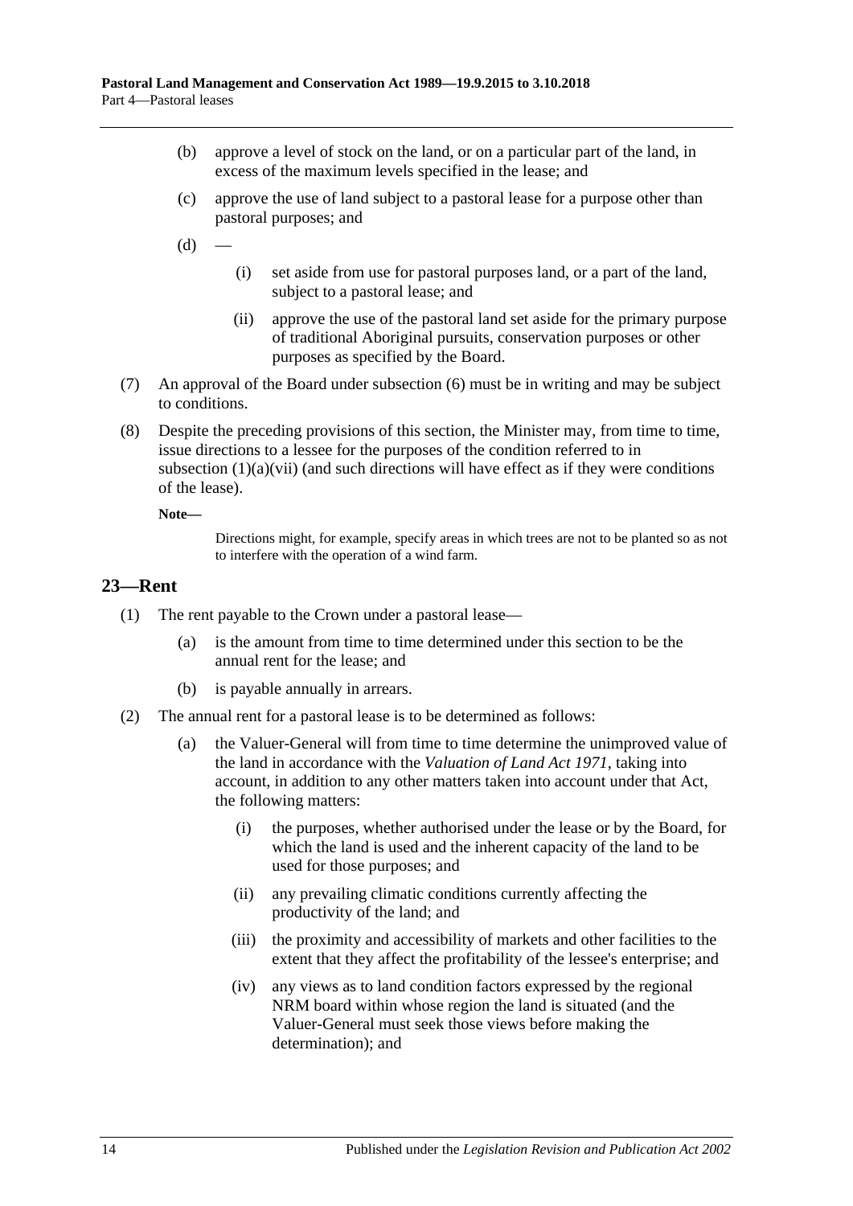(b) approve a level of stock on the land, or on a particular part of the land, in excess of the maximum levels specified in the lease; and

(c) approve the use of land subject to a pastoral lease for a purpose other than pastoral purposes; and

(d) —

(i) set aside from use for pastoral purposes land, or a part of the land, subject to a pastoral lease; and

(ii) approve the use of the pastoral land set aside for the primary purpose of traditional Aboriginal pursuits, conservation purposes or other purposes as specified by the Board.

(7) An approval of the Board under subsection (6) must be in writing and may be subject to conditions.

(8) Despite the preceding provisions of this section, the Minister may, from time to time, issue directions to a lessee for the purposes of the condition referred to in subsection (1)(a)(vii) (and such directions will have effect as if they were conditions of the lease).

**Note—**

Directions might, for example, specify areas in which trees are not to be planted so as not to interfere with the operation of a wind farm.

## 23—Rent

(1) The rent payable to the Crown under a pastoral lease—

(a) is the amount from time to time determined under this section to be the annual rent for the lease; and

(b) is payable annually in arrears.

(2) The annual rent for a pastoral lease is to be determined as follows:

(a) the Valuer-General will from time to time determine the unimproved value of the land in accordance with the *Valuation of Land Act 1971*, taking into account, in addition to any other matters taken into account under that Act, the following matters:

(i) the purposes, whether authorised under the lease or by the Board, for which the land is used and the inherent capacity of the land to be used for those purposes; and

(ii) any prevailing climatic conditions currently affecting the productivity of the land; and

(iii) the proximity and accessibility of markets and other facilities to the extent that they affect the profitability of the lessee's enterprise; and

(iv) any views as to land condition factors expressed by the regional NRM board within whose region the land is situated (and the Valuer-General must seek those views before making the determination); and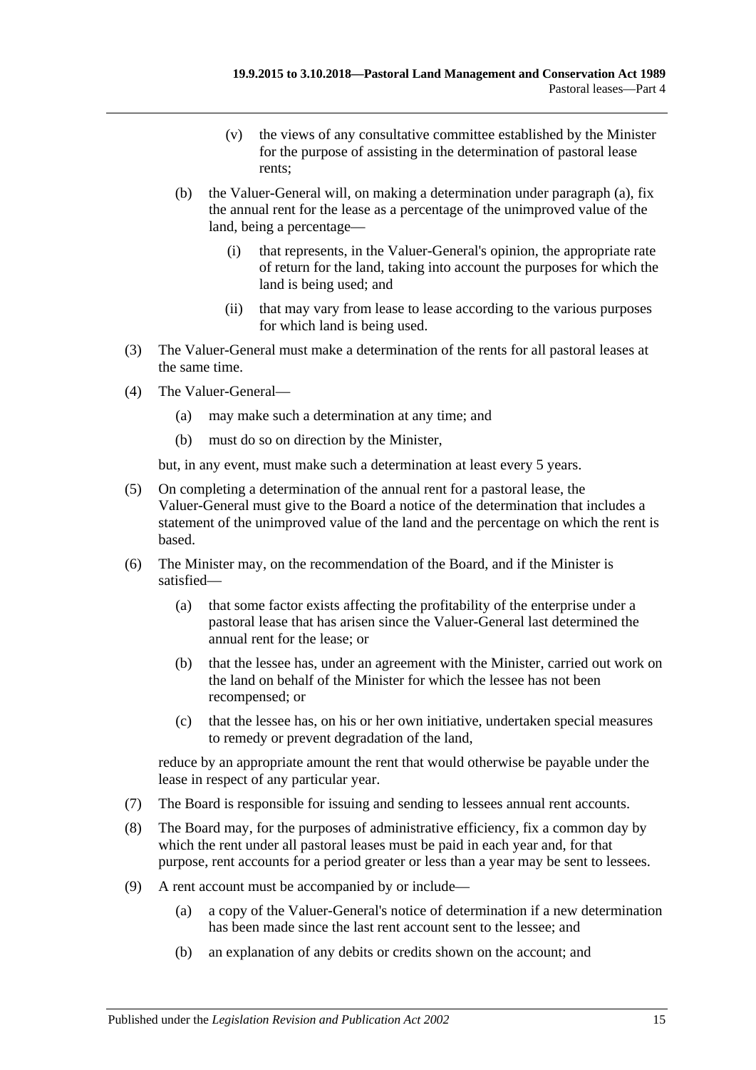(v) the views of any consultative committee established by the Minister for the purpose of assisting in the determination of pastoral lease rents;

(b) the Valuer-General will, on making a determination under paragraph (a), fix the annual rent for the lease as a percentage of the unimproved value of the land, being a percentage—

(i) that represents, in the Valuer-General's opinion, the appropriate rate of return for the land, taking into account the purposes for which the land is being used; and

(ii) that may vary from lease to lease according to the various purposes for which land is being used.

(3) The Valuer-General must make a determination of the rents for all pastoral leases at the same time.

(4) The Valuer-General—

(a) may make such a determination at any time; and

(b) must do so on direction by the Minister,

but, in any event, must make such a determination at least every 5 years.

(5) On completing a determination of the annual rent for a pastoral lease, the Valuer-General must give to the Board a notice of the determination that includes a statement of the unimproved value of the land and the percentage on which the rent is based.

(6) The Minister may, on the recommendation of the Board, and if the Minister is satisfied—

(a) that some factor exists affecting the profitability of the enterprise under a pastoral lease that has arisen since the Valuer-General last determined the annual rent for the lease; or

(b) that the lessee has, under an agreement with the Minister, carried out work on the land on behalf of the Minister for which the lessee has not been recompensed; or

(c) that the lessee has, on his or her own initiative, undertaken special measures to remedy or prevent degradation of the land,

reduce by an appropriate amount the rent that would otherwise be payable under the lease in respect of any particular year.

(7) The Board is responsible for issuing and sending to lessees annual rent accounts.

(8) The Board may, for the purposes of administrative efficiency, fix a common day by which the rent under all pastoral leases must be paid in each year and, for that purpose, rent accounts for a period greater or less than a year may be sent to lessees.

(9) A rent account must be accompanied by or include—

(a) a copy of the Valuer-General's notice of determination if a new determination has been made since the last rent account sent to the lessee; and

(b) an explanation of any debits or credits shown on the account; and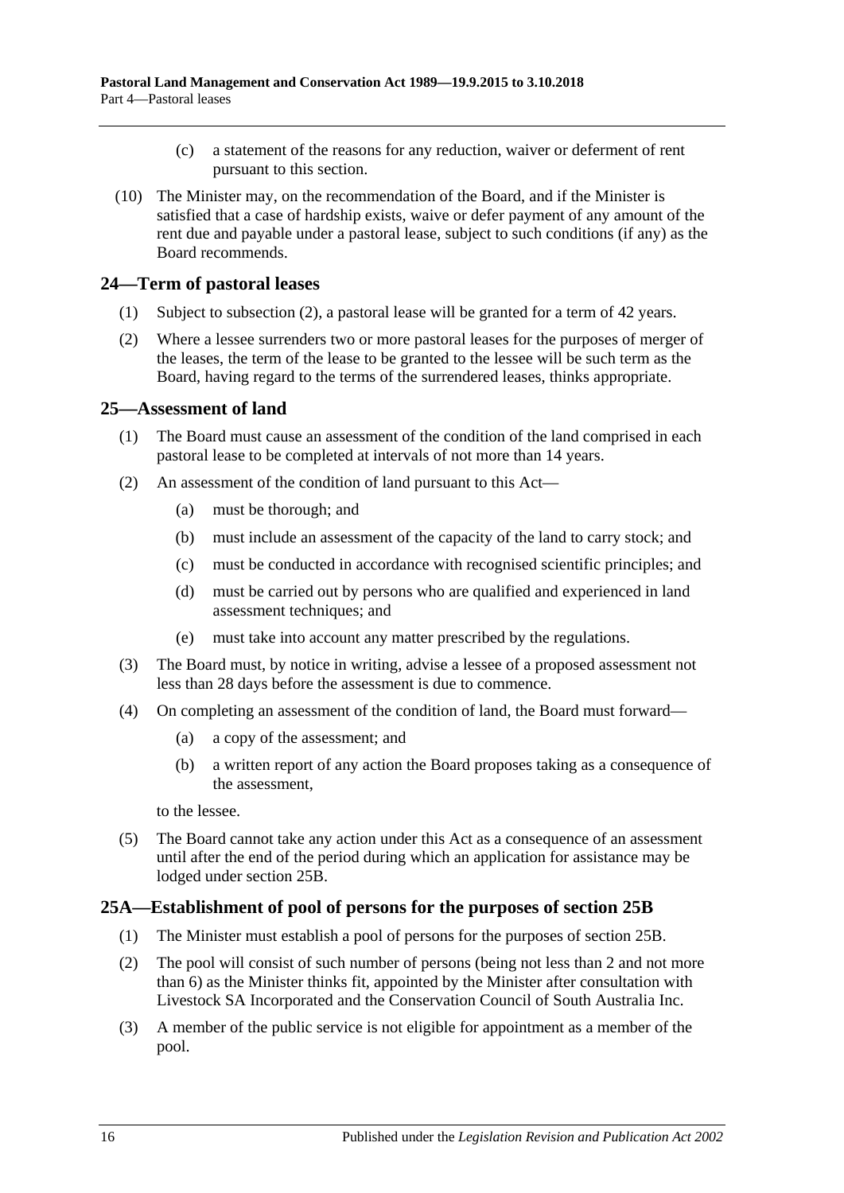(c) a statement of the reasons for any reduction, waiver or deferment of rent pursuant to this section.

(10) The Minister may, on the recommendation of the Board, and if the Minister is satisfied that a case of hardship exists, waive or defer payment of any amount of the rent due and payable under a pastoral lease, subject to such conditions (if any) as the Board recommends.

## 24—Term of pastoral leases

(1) Subject to subsection (2), a pastoral lease will be granted for a term of 42 years.

(2) Where a lessee surrenders two or more pastoral leases for the purposes of merger of the leases, the term of the lease to be granted to the lessee will be such term as the Board, having regard to the terms of the surrendered leases, thinks appropriate.

## 25—Assessment of land

(1) The Board must cause an assessment of the condition of the land comprised in each pastoral lease to be completed at intervals of not more than 14 years.

(2) An assessment of the condition of land pursuant to this Act—

(a) must be thorough; and

(b) must include an assessment of the capacity of the land to carry stock; and

(c) must be conducted in accordance with recognised scientific principles; and

(d) must be carried out by persons who are qualified and experienced in land assessment techniques; and

(e) must take into account any matter prescribed by the regulations.

(3) The Board must, by notice in writing, advise a lessee of a proposed assessment not less than 28 days before the assessment is due to commence.

(4) On completing an assessment of the condition of land, the Board must forward—

(a) a copy of the assessment; and

(b) a written report of any action the Board proposes taking as a consequence of the assessment,

to the lessee.

(5) The Board cannot take any action under this Act as a consequence of an assessment until after the end of the period during which an application for assistance may be lodged under section 25B.

## 25A—Establishment of pool of persons for the purposes of section 25B

(1) The Minister must establish a pool of persons for the purposes of section 25B.

(2) The pool will consist of such number of persons (being not less than 2 and not more than 6) as the Minister thinks fit, appointed by the Minister after consultation with Livestock SA Incorporated and the Conservation Council of South Australia Inc.

(3) A member of the public service is not eligible for appointment as a member of the pool.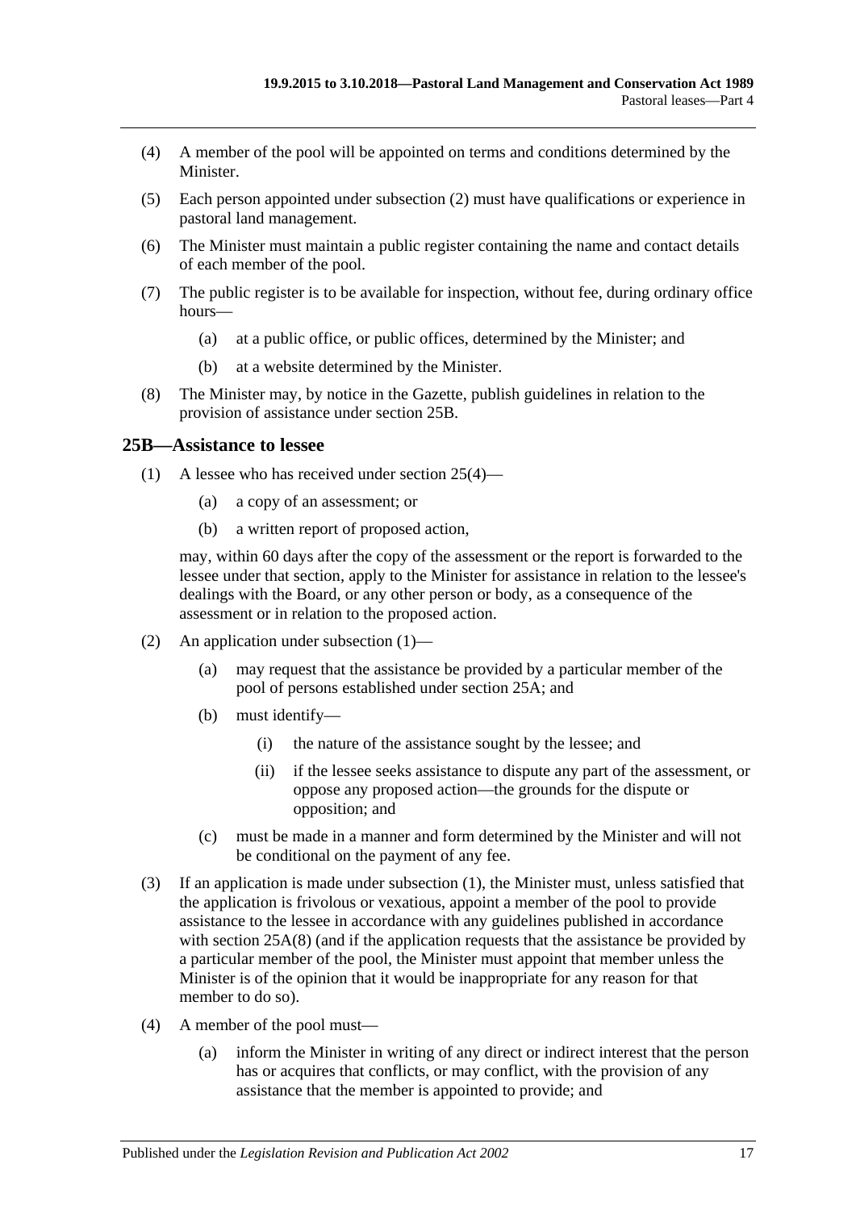(4) A member of the pool will be appointed on terms and conditions determined by the Minister.

(5) Each person appointed under subsection (2) must have qualifications or experience in pastoral land management.

(6) The Minister must maintain a public register containing the name and contact details of each member of the pool.

(7) The public register is to be available for inspection, without fee, during ordinary office hours—

  (a) at a public office, or public offices, determined by the Minister; and

  (b) at a website determined by the Minister.

(8) The Minister may, by notice in the Gazette, publish guidelines in relation to the provision of assistance under section 25B.

## 25B—Assistance to lessee

(1) A lessee who has received under section 25(4)—

  (a) a copy of an assessment; or

  (b) a written report of proposed action,

  may, within 60 days after the copy of the assessment or the report is forwarded to the lessee under that section, apply to the Minister for assistance in relation to the lessee's dealings with the Board, or any other person or body, as a consequence of the assessment or in relation to the proposed action.

(2) An application under subsection (1)—

  (a) may request that the assistance be provided by a particular member of the pool of persons established under section 25A; and

  (b) must identify—

    (i) the nature of the assistance sought by the lessee; and

    (ii) if the lessee seeks assistance to dispute any part of the assessment, or oppose any proposed action—the grounds for the dispute or opposition; and

  (c) must be made in a manner and form determined by the Minister and will not be conditional on the payment of any fee.

(3) If an application is made under subsection (1), the Minister must, unless satisfied that the application is frivolous or vexatious, appoint a member of the pool to provide assistance to the lessee in accordance with any guidelines published in accordance with section 25A(8) (and if the application requests that the assistance be provided by a particular member of the pool, the Minister must appoint that member unless the Minister is of the opinion that it would be inappropriate for any reason for that member to do so).

(4) A member of the pool must—

  (a) inform the Minister in writing of any direct or indirect interest that the person has or acquires that conflicts, or may conflict, with the provision of any assistance that the member is appointed to provide; and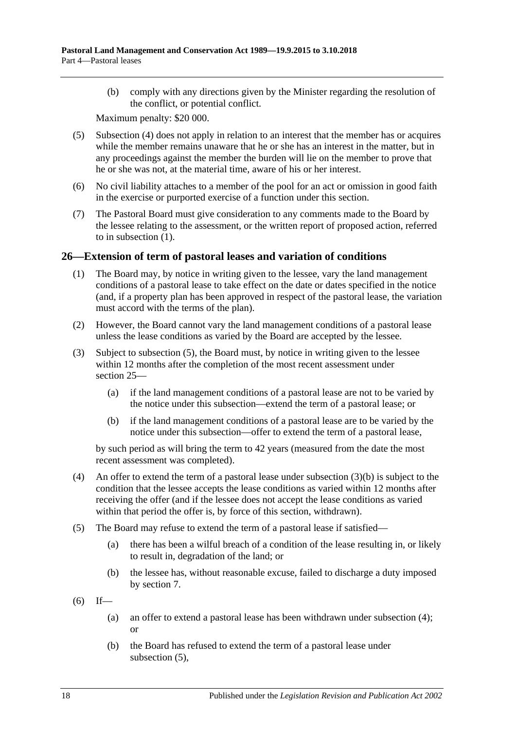(b) comply with any directions given by the Minister regarding the resolution of the conflict, or potential conflict.

Maximum penalty: $20 000.

(5) Subsection (4) does not apply in relation to an interest that the member has or acquires while the member remains unaware that he or she has an interest in the matter, but in any proceedings against the member the burden will lie on the member to prove that he or she was not, at the material time, aware of his or her interest.

(6) No civil liability attaches to a member of the pool for an act or omission in good faith in the exercise or purported exercise of a function under this section.

(7) The Pastoral Board must give consideration to any comments made to the Board by the lessee relating to the assessment, or the written report of proposed action, referred to in subsection (1).

## 26—Extension of term of pastoral leases and variation of conditions

(1) The Board may, by notice in writing given to the lessee, vary the land management conditions of a pastoral lease to take effect on the date or dates specified in the notice (and, if a property plan has been approved in respect of the pastoral lease, the variation must accord with the terms of the plan).

(2) However, the Board cannot vary the land management conditions of a pastoral lease unless the lease conditions as varied by the Board are accepted by the lessee.

(3) Subject to subsection (5), the Board must, by notice in writing given to the lessee within 12 months after the completion of the most recent assessment under section 25—

(a) if the land management conditions of a pastoral lease are not to be varied by the notice under this subsection—extend the term of a pastoral lease; or

(b) if the land management conditions of a pastoral lease are to be varied by the notice under this subsection—offer to extend the term of a pastoral lease,

by such period as will bring the term to 42 years (measured from the date the most recent assessment was completed).

(4) An offer to extend the term of a pastoral lease under subsection (3)(b) is subject to the condition that the lessee accepts the lease conditions as varied within 12 months after receiving the offer (and if the lessee does not accept the lease conditions as varied within that period the offer is, by force of this section, withdrawn).

(5) The Board may refuse to extend the term of a pastoral lease if satisfied—

(a) there has been a wilful breach of a condition of the lease resulting in, or likely to result in, degradation of the land; or

(b) the lessee has, without reasonable excuse, failed to discharge a duty imposed by section 7.

(6) If—

(a) an offer to extend a pastoral lease has been withdrawn under subsection (4); or

(b) the Board has refused to extend the term of a pastoral lease under subsection (5),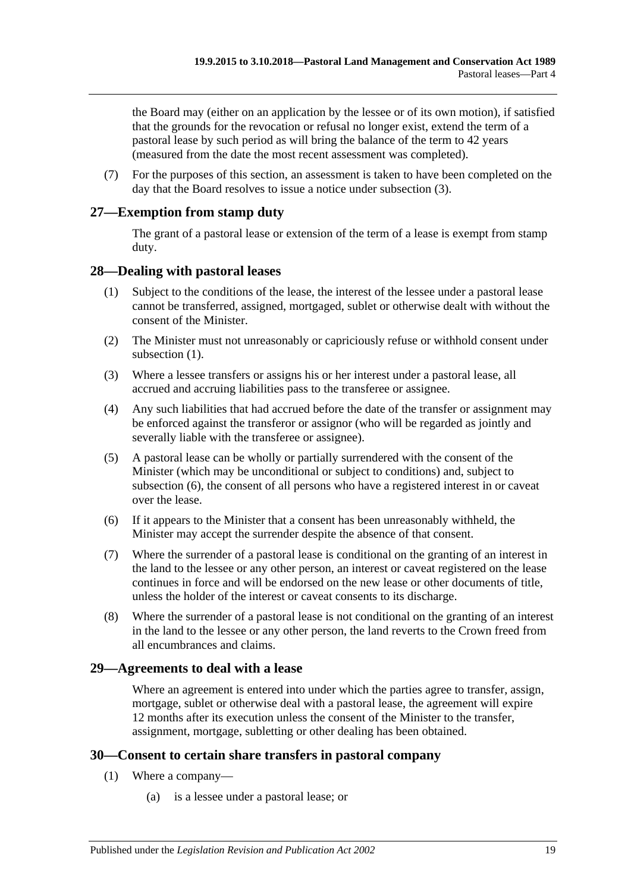the Board may (either on an application by the lessee or of its own motion), if satisfied that the grounds for the revocation or refusal no longer exist, extend the term of a pastoral lease by such period as will bring the balance of the term to 42 years (measured from the date the most recent assessment was completed).

(7) For the purposes of this section, an assessment is taken to have been completed on the day that the Board resolves to issue a notice under subsection (3).

## 27—Exemption from stamp duty

The grant of a pastoral lease or extension of the term of a lease is exempt from stamp duty.

## 28—Dealing with pastoral leases

(1) Subject to the conditions of the lease, the interest of the lessee under a pastoral lease cannot be transferred, assigned, mortgaged, sublet or otherwise dealt with without the consent of the Minister.

(2) The Minister must not unreasonably or capriciously refuse or withhold consent under subsection (1).

(3) Where a lessee transfers or assigns his or her interest under a pastoral lease, all accrued and accruing liabilities pass to the transferee or assignee.

(4) Any such liabilities that had accrued before the date of the transfer or assignment may be enforced against the transferor or assignor (who will be regarded as jointly and severally liable with the transferee or assignee).

(5) A pastoral lease can be wholly or partially surrendered with the consent of the Minister (which may be unconditional or subject to conditions) and, subject to subsection (6), the consent of all persons who have a registered interest in or caveat over the lease.

(6) If it appears to the Minister that a consent has been unreasonably withheld, the Minister may accept the surrender despite the absence of that consent.

(7) Where the surrender of a pastoral lease is conditional on the granting of an interest in the land to the lessee or any other person, an interest or caveat registered on the lease continues in force and will be endorsed on the new lease or other documents of title, unless the holder of the interest or caveat consents to its discharge.

(8) Where the surrender of a pastoral lease is not conditional on the granting of an interest in the land to the lessee or any other person, the land reverts to the Crown freed from all encumbrances and claims.

## 29—Agreements to deal with a lease

Where an agreement is entered into under which the parties agree to transfer, assign, mortgage, sublet or otherwise deal with a pastoral lease, the agreement will expire 12 months after its execution unless the consent of the Minister to the transfer, assignment, mortgage, subletting or other dealing has been obtained.

## 30—Consent to certain share transfers in pastoral company

(1) Where a company—

(a) is a lessee under a pastoral lease; or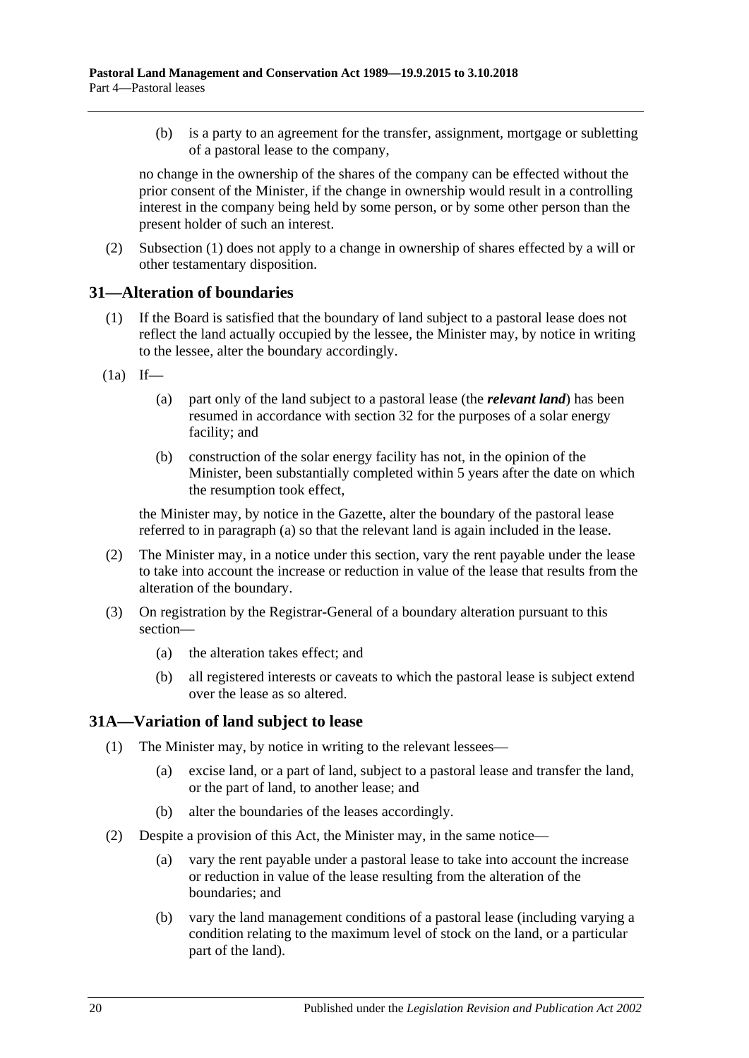(b) is a party to an agreement for the transfer, assignment, mortgage or subletting of a pastoral lease to the company,

no change in the ownership of the shares of the company can be effected without the prior consent of the Minister, if the change in ownership would result in a controlling interest in the company being held by some person, or by some other person than the present holder of such an interest.

(2) Subsection (1) does not apply to a change in ownership of shares effected by a will or other testamentary disposition.

## 31—Alteration of boundaries

(1) If the Board is satisfied that the boundary of land subject to a pastoral lease does not reflect the land actually occupied by the lessee, the Minister may, by notice in writing to the lessee, alter the boundary accordingly.

(1a) If—

(a) part only of the land subject to a pastoral lease (the ***relevant land***) has been resumed in accordance with section 32 for the purposes of a solar energy facility; and

(b) construction of the solar energy facility has not, in the opinion of the Minister, been substantially completed within 5 years after the date on which the resumption took effect,

the Minister may, by notice in the Gazette, alter the boundary of the pastoral lease referred to in paragraph (a) so that the relevant land is again included in the lease.

(2) The Minister may, in a notice under this section, vary the rent payable under the lease to take into account the increase or reduction in value of the lease that results from the alteration of the boundary.

(3) On registration by the Registrar-General of a boundary alteration pursuant to this section—

(a) the alteration takes effect; and

(b) all registered interests or caveats to which the pastoral lease is subject extend over the lease as so altered.

## 31A—Variation of land subject to lease

(1) The Minister may, by notice in writing to the relevant lessees—

(a) excise land, or a part of land, subject to a pastoral lease and transfer the land, or the part of land, to another lease; and

(b) alter the boundaries of the leases accordingly.

(2) Despite a provision of this Act, the Minister may, in the same notice—

(a) vary the rent payable under a pastoral lease to take into account the increase or reduction in value of the lease resulting from the alteration of the boundaries; and

(b) vary the land management conditions of a pastoral lease (including varying a condition relating to the maximum level of stock on the land, or a particular part of the land).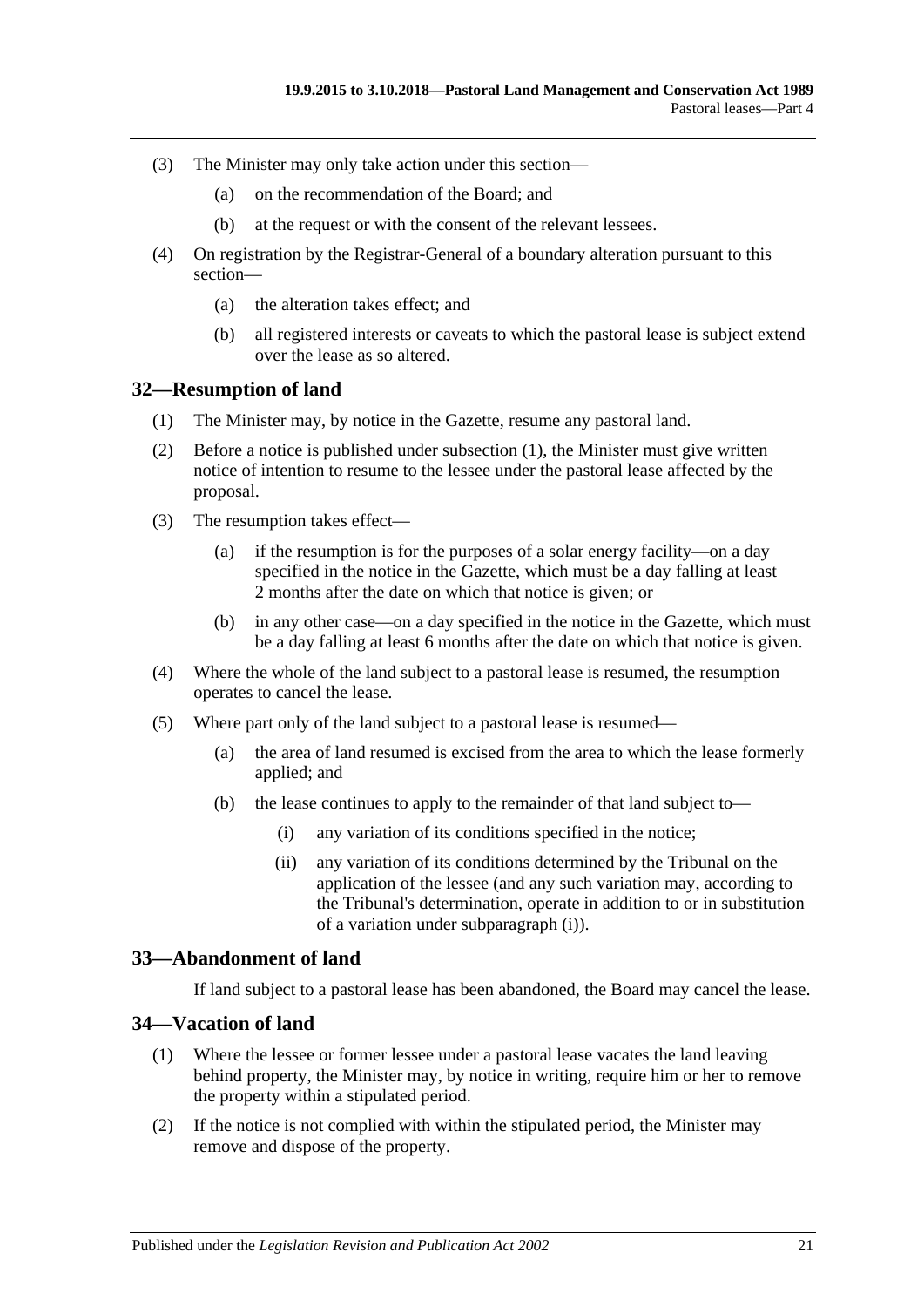(3) The Minister may only take action under this section—

(a) on the recommendation of the Board; and

(b) at the request or with the consent of the relevant lessees.

(4) On registration by the Registrar-General of a boundary alteration pursuant to this section—

(a) the alteration takes effect; and

(b) all registered interests or caveats to which the pastoral lease is subject extend over the lease as so altered.

## 32—Resumption of land

(1) The Minister may, by notice in the Gazette, resume any pastoral land.

(2) Before a notice is published under subsection (1), the Minister must give written notice of intention to resume to the lessee under the pastoral lease affected by the proposal.

(3) The resumption takes effect—

(a) if the resumption is for the purposes of a solar energy facility—on a day specified in the notice in the Gazette, which must be a day falling at least 2 months after the date on which that notice is given; or

(b) in any other case—on a day specified in the notice in the Gazette, which must be a day falling at least 6 months after the date on which that notice is given.

(4) Where the whole of the land subject to a pastoral lease is resumed, the resumption operates to cancel the lease.

(5) Where part only of the land subject to a pastoral lease is resumed—

(a) the area of land resumed is excised from the area to which the lease formerly applied; and

(b) the lease continues to apply to the remainder of that land subject to—

(i) any variation of its conditions specified in the notice;

(ii) any variation of its conditions determined by the Tribunal on the application of the lessee (and any such variation may, according to the Tribunal's determination, operate in addition to or in substitution of a variation under subparagraph (i)).

## 33—Abandonment of land

If land subject to a pastoral lease has been abandoned, the Board may cancel the lease.

## 34—Vacation of land

(1) Where the lessee or former lessee under a pastoral lease vacates the land leaving behind property, the Minister may, by notice in writing, require him or her to remove the property within a stipulated period.

(2) If the notice is not complied with within the stipulated period, the Minister may remove and dispose of the property.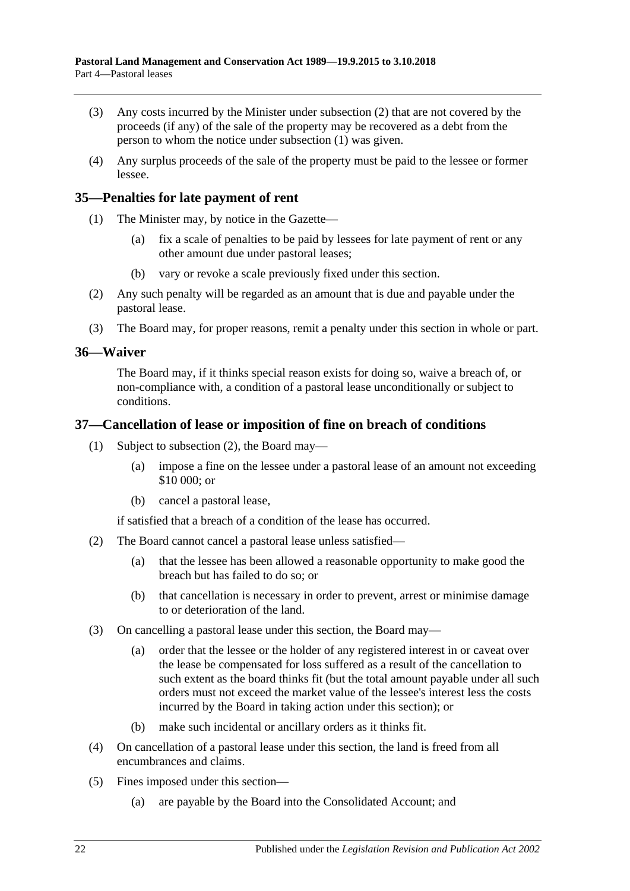(3) Any costs incurred by the Minister under subsection (2) that are not covered by the proceeds (if any) of the sale of the property may be recovered as a debt from the person to whom the notice under subsection (1) was given.

(4) Any surplus proceeds of the sale of the property must be paid to the lessee or former lessee.

## 35—Penalties for late payment of rent

(1) The Minister may, by notice in the Gazette—

  (a) fix a scale of penalties to be paid by lessees for late payment of rent or any other amount due under pastoral leases;

  (b) vary or revoke a scale previously fixed under this section.

(2) Any such penalty will be regarded as an amount that is due and payable under the pastoral lease.

(3) The Board may, for proper reasons, remit a penalty under this section in whole or part.

## 36—Waiver

The Board may, if it thinks special reason exists for doing so, waive a breach of, or non-compliance with, a condition of a pastoral lease unconditionally or subject to conditions.

## 37—Cancellation of lease or imposition of fine on breach of conditions

(1) Subject to subsection (2), the Board may—

  (a) impose a fine on the lessee under a pastoral lease of an amount not exceeding $10 000; or

  (b) cancel a pastoral lease,

if satisfied that a breach of a condition of the lease has occurred.

(2) The Board cannot cancel a pastoral lease unless satisfied—

  (a) that the lessee has been allowed a reasonable opportunity to make good the breach but has failed to do so; or

  (b) that cancellation is necessary in order to prevent, arrest or minimise damage to or deterioration of the land.

(3) On cancelling a pastoral lease under this section, the Board may—

  (a) order that the lessee or the holder of any registered interest in or caveat over the lease be compensated for loss suffered as a result of the cancellation to such extent as the board thinks fit (but the total amount payable under all such orders must not exceed the market value of the lessee's interest less the costs incurred by the Board in taking action under this section); or

  (b) make such incidental or ancillary orders as it thinks fit.

(4) On cancellation of a pastoral lease under this section, the land is freed from all encumbrances and claims.

(5) Fines imposed under this section—

  (a) are payable by the Board into the Consolidated Account; and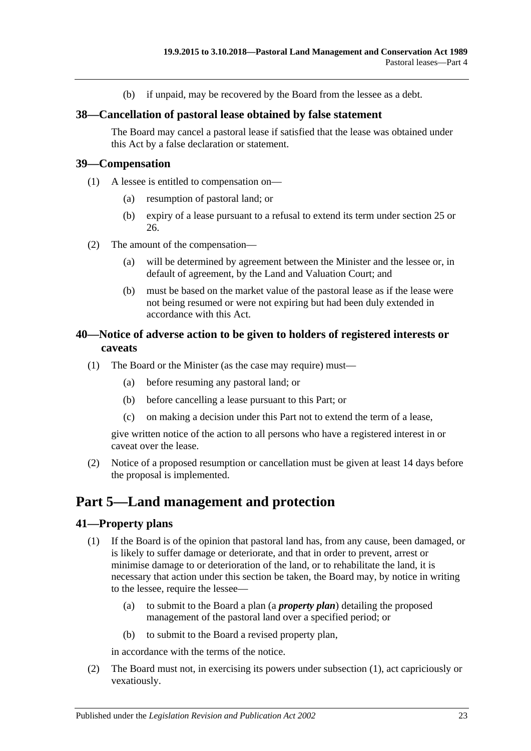(b) if unpaid, may be recovered by the Board from the lessee as a debt.

### 38—Cancellation of pastoral lease obtained by false statement

The Board may cancel a pastoral lease if satisfied that the lease was obtained under this Act by a false declaration or statement.

### 39—Compensation

(1) A lessee is entitled to compensation on—

(a) resumption of pastoral land; or

(b) expiry of a lease pursuant to a refusal to extend its term under section 25 or 26.

(2) The amount of the compensation—

(a) will be determined by agreement between the Minister and the lessee or, in default of agreement, by the Land and Valuation Court; and

(b) must be based on the market value of the pastoral lease as if the lease were not being resumed or were not expiring but had been duly extended in accordance with this Act.

### 40—Notice of adverse action to be given to holders of registered interests or caveats

(1) The Board or the Minister (as the case may require) must—

(a) before resuming any pastoral land; or

(b) before cancelling a lease pursuant to this Part; or

(c) on making a decision under this Part not to extend the term of a lease,

give written notice of the action to all persons who have a registered interest in or caveat over the lease.

(2) Notice of a proposed resumption or cancellation must be given at least 14 days before the proposal is implemented.

## Part 5—Land management and protection

### 41—Property plans

(1) If the Board is of the opinion that pastoral land has, from any cause, been damaged, or is likely to suffer damage or deteriorate, and that in order to prevent, arrest or minimise damage to or deterioration of the land, or to rehabilitate the land, it is necessary that action under this section be taken, the Board may, by notice in writing to the lessee, require the lessee—

(a) to submit to the Board a plan (a ***property plan***) detailing the proposed management of the pastoral land over a specified period; or

(b) to submit to the Board a revised property plan,

in accordance with the terms of the notice.

(2) The Board must not, in exercising its powers under subsection (1), act capriciously or vexatiously.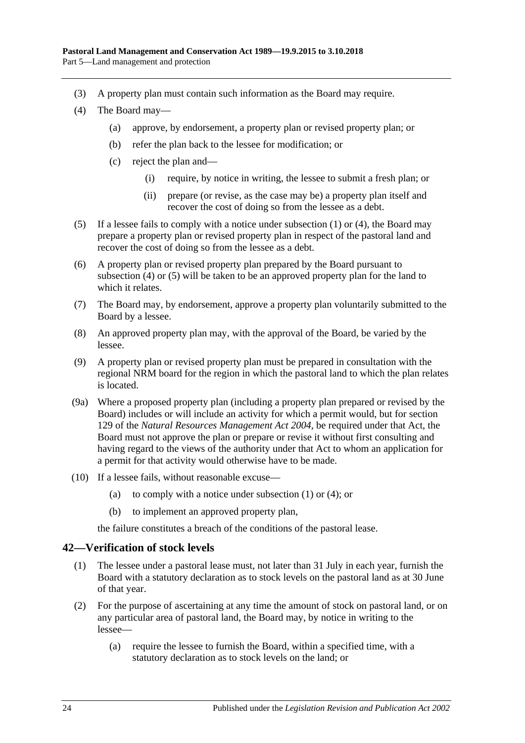(3) A property plan must contain such information as the Board may require.

(4) The Board may—

(a) approve, by endorsement, a property plan or revised property plan; or

(b) refer the plan back to the lessee for modification; or

(c) reject the plan and—

(i) require, by notice in writing, the lessee to submit a fresh plan; or

(ii) prepare (or revise, as the case may be) a property plan itself and recover the cost of doing so from the lessee as a debt.

(5) If a lessee fails to comply with a notice under subsection (1) or (4), the Board may prepare a property plan or revised property plan in respect of the pastoral land and recover the cost of doing so from the lessee as a debt.

(6) A property plan or revised property plan prepared by the Board pursuant to subsection (4) or (5) will be taken to be an approved property plan for the land to which it relates.

(7) The Board may, by endorsement, approve a property plan voluntarily submitted to the Board by a lessee.

(8) An approved property plan may, with the approval of the Board, be varied by the lessee.

(9) A property plan or revised property plan must be prepared in consultation with the regional NRM board for the region in which the pastoral land to which the plan relates is located.

(9a) Where a proposed property plan (including a property plan prepared or revised by the Board) includes or will include an activity for which a permit would, but for section 129 of the *Natural Resources Management Act 2004*, be required under that Act, the Board must not approve the plan or prepare or revise it without first consulting and having regard to the views of the authority under that Act to whom an application for a permit for that activity would otherwise have to be made.

(10) If a lessee fails, without reasonable excuse—

(a) to comply with a notice under subsection (1) or (4); or

(b) to implement an approved property plan,

the failure constitutes a breach of the conditions of the pastoral lease.

## 42—Verification of stock levels

(1) The lessee under a pastoral lease must, not later than 31 July in each year, furnish the Board with a statutory declaration as to stock levels on the pastoral land as at 30 June of that year.

(2) For the purpose of ascertaining at any time the amount of stock on pastoral land, or on any particular area of pastoral land, the Board may, by notice in writing to the lessee—

(a) require the lessee to furnish the Board, within a specified time, with a statutory declaration as to stock levels on the land; or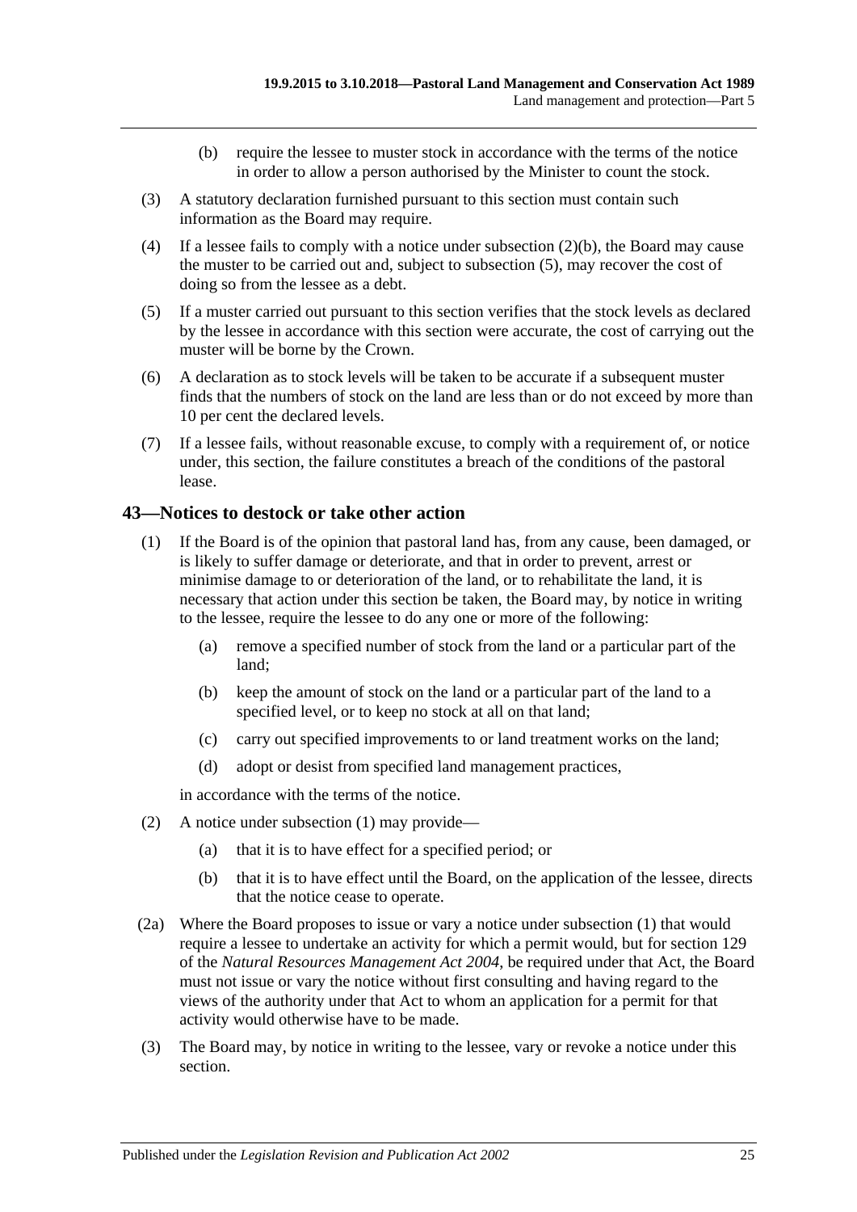(b) require the lessee to muster stock in accordance with the terms of the notice in order to allow a person authorised by the Minister to count the stock.

(3) A statutory declaration furnished pursuant to this section must contain such information as the Board may require.

(4) If a lessee fails to comply with a notice under subsection (2)(b), the Board may cause the muster to be carried out and, subject to subsection (5), may recover the cost of doing so from the lessee as a debt.

(5) If a muster carried out pursuant to this section verifies that the stock levels as declared by the lessee in accordance with this section were accurate, the cost of carrying out the muster will be borne by the Crown.

(6) A declaration as to stock levels will be taken to be accurate if a subsequent muster finds that the numbers of stock on the land are less than or do not exceed by more than 10 per cent the declared levels.

(7) If a lessee fails, without reasonable excuse, to comply with a requirement of, or notice under, this section, the failure constitutes a breach of the conditions of the pastoral lease.

## 43—Notices to destock or take other action

(1) If the Board is of the opinion that pastoral land has, from any cause, been damaged, or is likely to suffer damage or deteriorate, and that in order to prevent, arrest or minimise damage to or deterioration of the land, or to rehabilitate the land, it is necessary that action under this section be taken, the Board may, by notice in writing to the lessee, require the lessee to do any one or more of the following:

(a) remove a specified number of stock from the land or a particular part of the land;

(b) keep the amount of stock on the land or a particular part of the land to a specified level, or to keep no stock at all on that land;

(c) carry out specified improvements to or land treatment works on the land;

(d) adopt or desist from specified land management practices,

in accordance with the terms of the notice.

(2) A notice under subsection (1) may provide—

(a) that it is to have effect for a specified period; or

(b) that it is to have effect until the Board, on the application of the lessee, directs that the notice cease to operate.

(2a) Where the Board proposes to issue or vary a notice under subsection (1) that would require a lessee to undertake an activity for which a permit would, but for section 129 of the *Natural Resources Management Act 2004*, be required under that Act, the Board must not issue or vary the notice without first consulting and having regard to the views of the authority under that Act to whom an application for a permit for that activity would otherwise have to be made.

(3) The Board may, by notice in writing to the lessee, vary or revoke a notice under this section.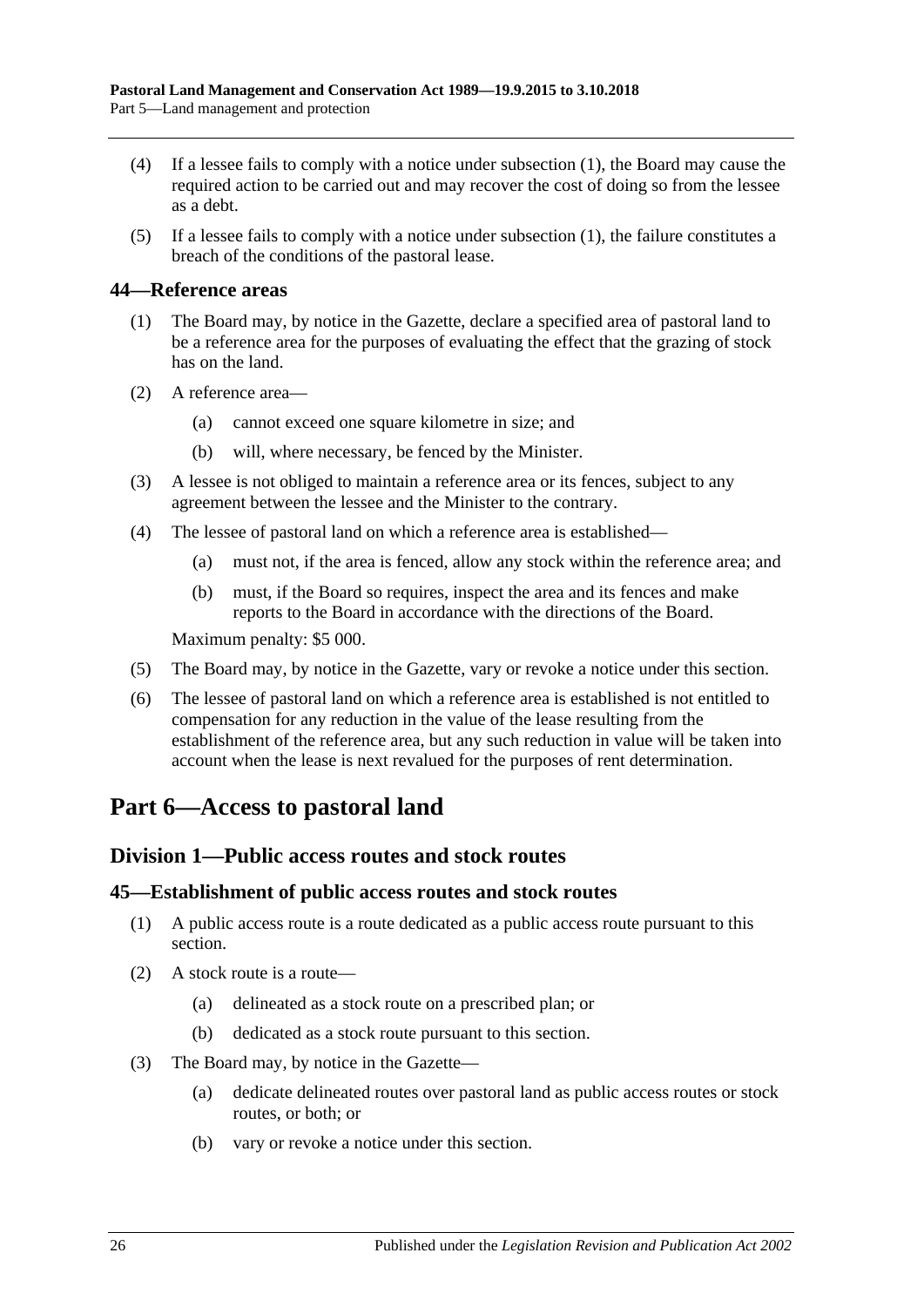(4) If a lessee fails to comply with a notice under subsection (1), the Board may cause the required action to be carried out and may recover the cost of doing so from the lessee as a debt.

(5) If a lessee fails to comply with a notice under subsection (1), the failure constitutes a breach of the conditions of the pastoral lease.

### 44—Reference areas

(1) The Board may, by notice in the Gazette, declare a specified area of pastoral land to be a reference area for the purposes of evaluating the effect that the grazing of stock has on the land.

(2) A reference area—

- (a) cannot exceed one square kilometre in size; and
- (b) will, where necessary, be fenced by the Minister.

(3) A lessee is not obliged to maintain a reference area or its fences, subject to any agreement between the lessee and the Minister to the contrary.

(4) The lessee of pastoral land on which a reference area is established—

- (a) must not, if the area is fenced, allow any stock within the reference area; and
- (b) must, if the Board so requires, inspect the area and its fences and make reports to the Board in accordance with the directions of the Board.

Maximum penalty: $5 000.

(5) The Board may, by notice in the Gazette, vary or revoke a notice under this section.

(6) The lessee of pastoral land on which a reference area is established is not entitled to compensation for any reduction in the value of the lease resulting from the establishment of the reference area, but any such reduction in value will be taken into account when the lease is next revalued for the purposes of rent determination.

# Part 6—Access to pastoral land

## Division 1—Public access routes and stock routes

### 45—Establishment of public access routes and stock routes

(1) A public access route is a route dedicated as a public access route pursuant to this section.

(2) A stock route is a route—

- (a) delineated as a stock route on a prescribed plan; or
- (b) dedicated as a stock route pursuant to this section.

(3) The Board may, by notice in the Gazette—

- (a) dedicate delineated routes over pastoral land as public access routes or stock routes, or both; or
- (b) vary or revoke a notice under this section.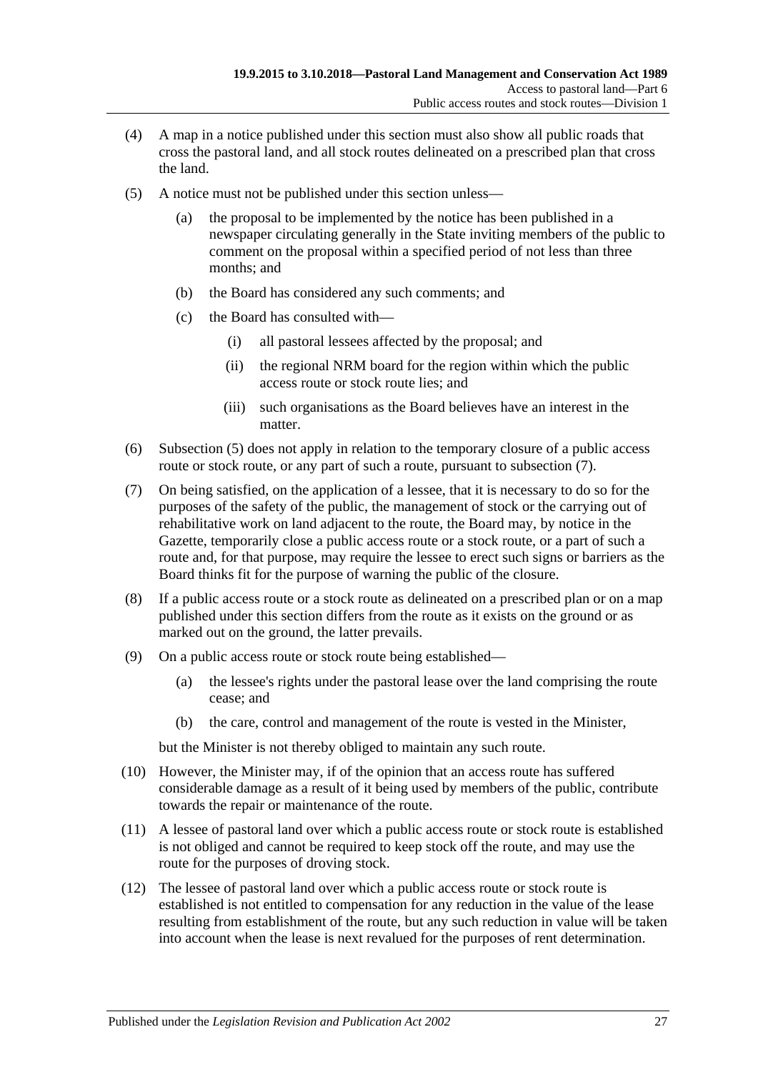(4) A map in a notice published under this section must also show all public roads that cross the pastoral land, and all stock routes delineated on a prescribed plan that cross the land.

(5) A notice must not be published under this section unless—

  (a) the proposal to be implemented by the notice has been published in a newspaper circulating generally in the State inviting members of the public to comment on the proposal within a specified period of not less than three months; and

  (b) the Board has considered any such comments; and

  (c) the Board has consulted with—

    (i) all pastoral lessees affected by the proposal; and

    (ii) the regional NRM board for the region within which the public access route or stock route lies; and

    (iii) such organisations as the Board believes have an interest in the matter.

(6) Subsection (5) does not apply in relation to the temporary closure of a public access route or stock route, or any part of such a route, pursuant to subsection (7).

(7) On being satisfied, on the application of a lessee, that it is necessary to do so for the purposes of the safety of the public, the management of stock or the carrying out of rehabilitative work on land adjacent to the route, the Board may, by notice in the Gazette, temporarily close a public access route or a stock route, or a part of such a route and, for that purpose, may require the lessee to erect such signs or barriers as the Board thinks fit for the purpose of warning the public of the closure.

(8) If a public access route or a stock route as delineated on a prescribed plan or on a map published under this section differs from the route as it exists on the ground or as marked out on the ground, the latter prevails.

(9) On a public access route or stock route being established—

  (a) the lessee's rights under the pastoral lease over the land comprising the route cease; and

  (b) the care, control and management of the route is vested in the Minister,

but the Minister is not thereby obliged to maintain any such route.

(10) However, the Minister may, if of the opinion that an access route has suffered considerable damage as a result of it being used by members of the public, contribute towards the repair or maintenance of the route.

(11) A lessee of pastoral land over which a public access route or stock route is established is not obliged and cannot be required to keep stock off the route, and may use the route for the purposes of droving stock.

(12) The lessee of pastoral land over which a public access route or stock route is established is not entitled to compensation for any reduction in the value of the lease resulting from establishment of the route, but any such reduction in value will be taken into account when the lease is next revalued for the purposes of rent determination.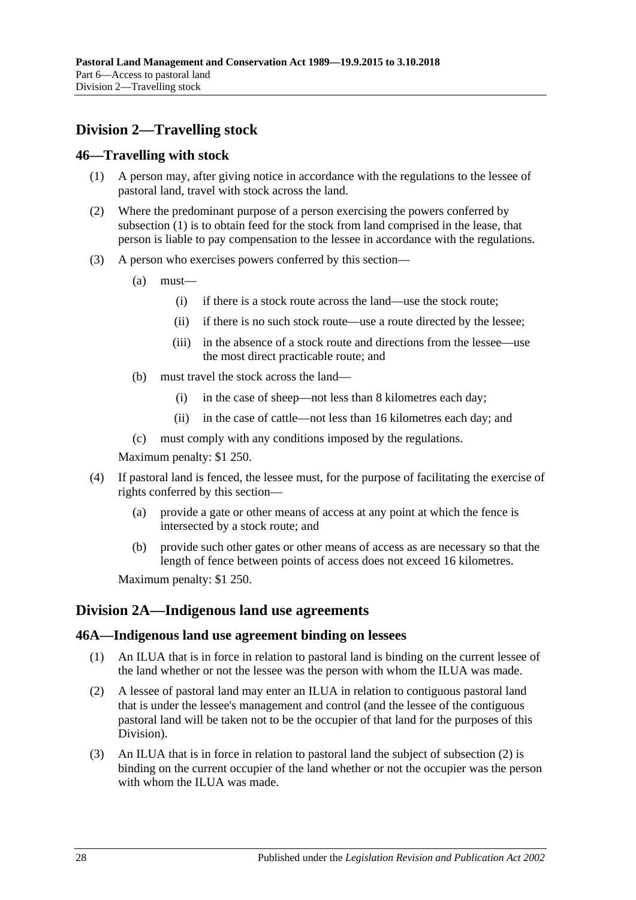## Division 2—Travelling stock

### 46—Travelling with stock

(1) A person may, after giving notice in accordance with the regulations to the lessee of pastoral land, travel with stock across the land.

(2) Where the predominant purpose of a person exercising the powers conferred by subsection (1) is to obtain feed for the stock from land comprised in the lease, that person is liable to pay compensation to the lessee in accordance with the regulations.

(3) A person who exercises powers conferred by this section—

- (a) must—
  - (i) if there is a stock route across the land—use the stock route;
  - (ii) if there is no such stock route—use a route directed by the lessee;
  - (iii) in the absence of a stock route and directions from the lessee—use the most direct practicable route; and
- (b) must travel the stock across the land—
  - (i) in the case of sheep—not less than 8 kilometres each day;
  - (ii) in the case of cattle—not less than 16 kilometres each day; and
- (c) must comply with any conditions imposed by the regulations.

Maximum penalty: $1 250.

(4) If pastoral land is fenced, the lessee must, for the purpose of facilitating the exercise of rights conferred by this section—

- (a) provide a gate or other means of access at any point at which the fence is intersected by a stock route; and
- (b) provide such other gates or other means of access as are necessary so that the length of fence between points of access does not exceed 16 kilometres.

Maximum penalty: $1 250.

## Division 2A—Indigenous land use agreements

### 46A—Indigenous land use agreement binding on lessees

(1) An ILUA that is in force in relation to pastoral land is binding on the current lessee of the land whether or not the lessee was the person with whom the ILUA was made.

(2) A lessee of pastoral land may enter an ILUA in relation to contiguous pastoral land that is under the lessee's management and control (and the lessee of the contiguous pastoral land will be taken not to be the occupier of that land for the purposes of this Division).

(3) An ILUA that is in force in relation to pastoral land the subject of subsection (2) is binding on the current occupier of the land whether or not the occupier was the person with whom the ILUA was made.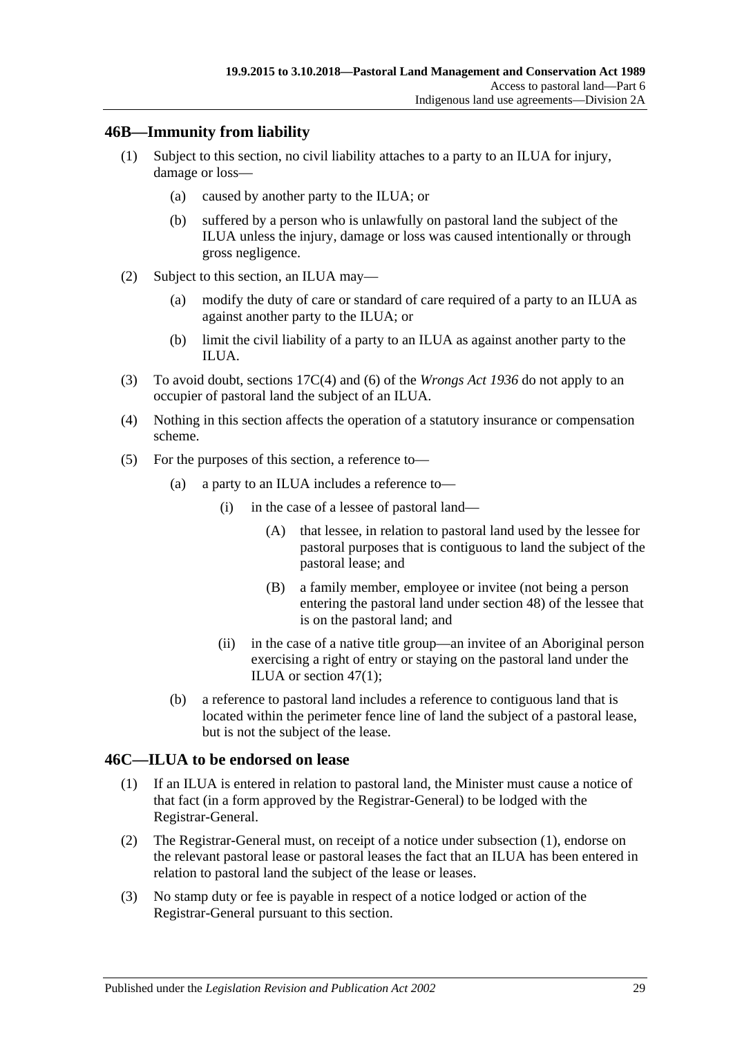## 46B—Immunity from liability

(1) Subject to this section, no civil liability attaches to a party to an ILUA for injury, damage or loss—

(a) caused by another party to the ILUA; or

(b) suffered by a person who is unlawfully on pastoral land the subject of the ILUA unless the injury, damage or loss was caused intentionally or through gross negligence.

(2) Subject to this section, an ILUA may—

(a) modify the duty of care or standard of care required of a party to an ILUA as against another party to the ILUA; or

(b) limit the civil liability of a party to an ILUA as against another party to the ILUA.

(3) To avoid doubt, sections 17C(4) and (6) of the *Wrongs Act 1936* do not apply to an occupier of pastoral land the subject of an ILUA.

(4) Nothing in this section affects the operation of a statutory insurance or compensation scheme.

(5) For the purposes of this section, a reference to—

(a) a party to an ILUA includes a reference to—

(i) in the case of a lessee of pastoral land—

(A) that lessee, in relation to pastoral land used by the lessee for pastoral purposes that is contiguous to land the subject of the pastoral lease; and

(B) a family member, employee or invitee (not being a person entering the pastoral land under section 48) of the lessee that is on the pastoral land; and

(ii) in the case of a native title group—an invitee of an Aboriginal person exercising a right of entry or staying on the pastoral land under the ILUA or section 47(1);

(b) a reference to pastoral land includes a reference to contiguous land that is located within the perimeter fence line of land the subject of a pastoral lease, but is not the subject of the lease.

## 46C—ILUA to be endorsed on lease

(1) If an ILUA is entered in relation to pastoral land, the Minister must cause a notice of that fact (in a form approved by the Registrar-General) to be lodged with the Registrar-General.

(2) The Registrar-General must, on receipt of a notice under subsection (1), endorse on the relevant pastoral lease or pastoral leases the fact that an ILUA has been entered in relation to pastoral land the subject of the lease or leases.

(3) No stamp duty or fee is payable in respect of a notice lodged or action of the Registrar-General pursuant to this section.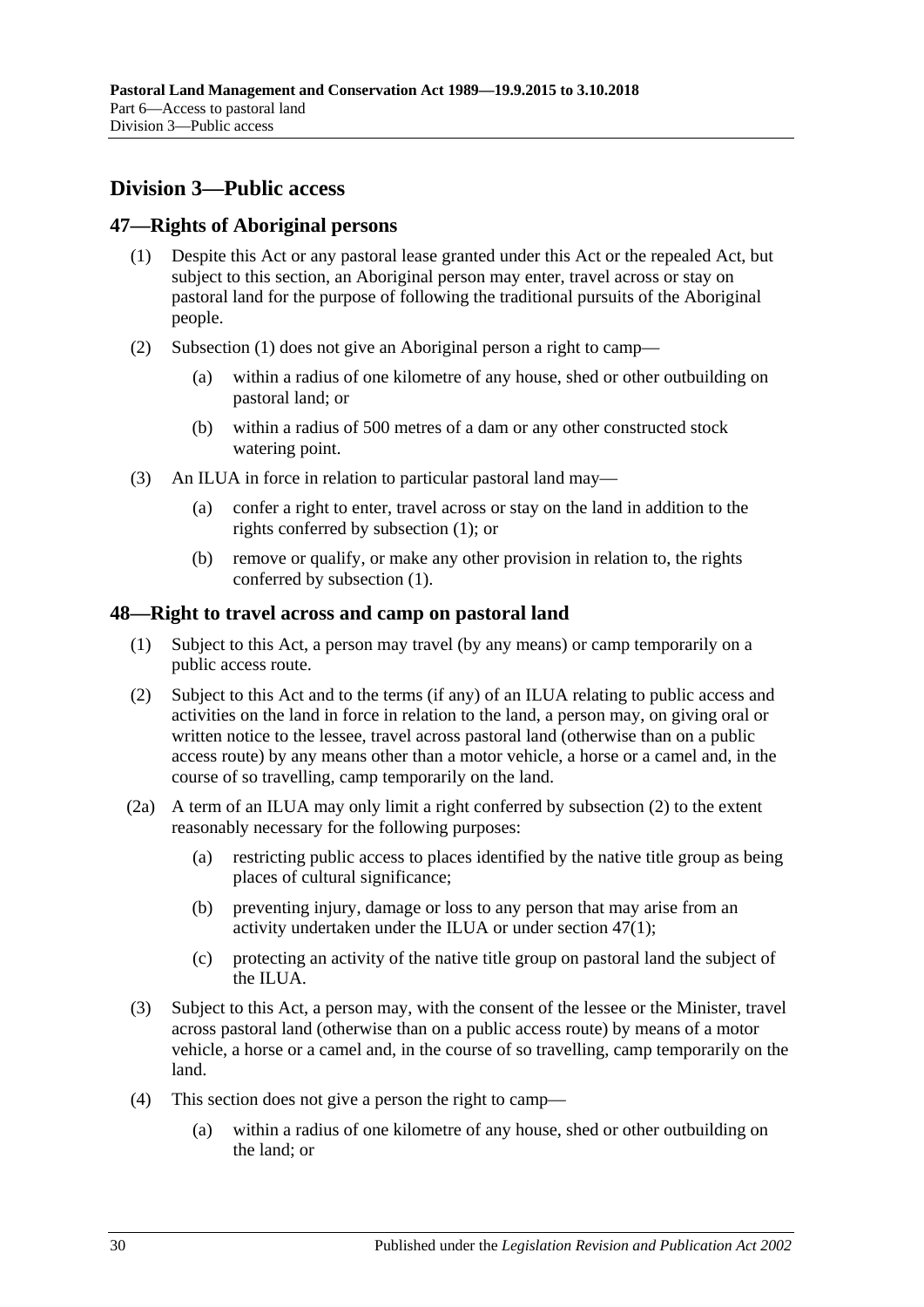## Division 3—Public access

### 47—Rights of Aboriginal persons

(1) Despite this Act or any pastoral lease granted under this Act or the repealed Act, but subject to this section, an Aboriginal person may enter, travel across or stay on pastoral land for the purpose of following the traditional pursuits of the Aboriginal people.

(2) Subsection (1) does not give an Aboriginal person a right to camp—

(a) within a radius of one kilometre of any house, shed or other outbuilding on pastoral land; or

(b) within a radius of 500 metres of a dam or any other constructed stock watering point.

(3) An ILUA in force in relation to particular pastoral land may—

(a) confer a right to enter, travel across or stay on the land in addition to the rights conferred by subsection (1); or

(b) remove or qualify, or make any other provision in relation to, the rights conferred by subsection (1).

### 48—Right to travel across and camp on pastoral land

(1) Subject to this Act, a person may travel (by any means) or camp temporarily on a public access route.

(2) Subject to this Act and to the terms (if any) of an ILUA relating to public access and activities on the land in force in relation to the land, a person may, on giving oral or written notice to the lessee, travel across pastoral land (otherwise than on a public access route) by any means other than a motor vehicle, a horse or a camel and, in the course of so travelling, camp temporarily on the land.

(2a) A term of an ILUA may only limit a right conferred by subsection (2) to the extent reasonably necessary for the following purposes:

(a) restricting public access to places identified by the native title group as being places of cultural significance;

(b) preventing injury, damage or loss to any person that may arise from an activity undertaken under the ILUA or under section 47(1);

(c) protecting an activity of the native title group on pastoral land the subject of the ILUA.

(3) Subject to this Act, a person may, with the consent of the lessee or the Minister, travel across pastoral land (otherwise than on a public access route) by means of a motor vehicle, a horse or a camel and, in the course of so travelling, camp temporarily on the land.

(4) This section does not give a person the right to camp—

(a) within a radius of one kilometre of any house, shed or other outbuilding on the land; or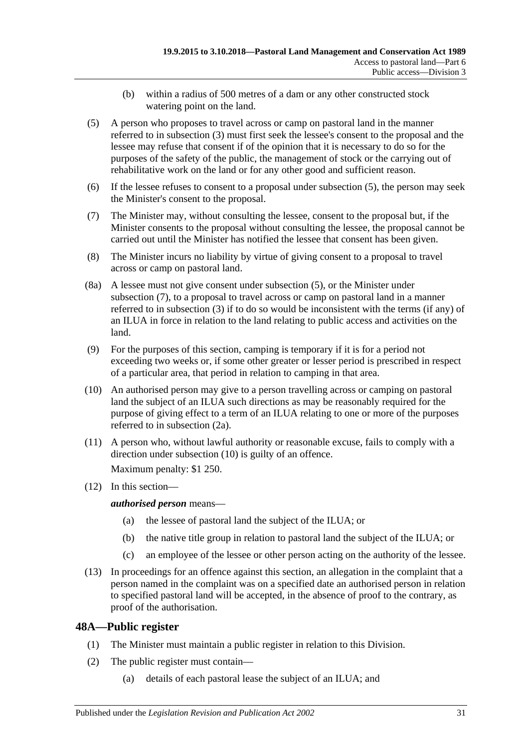(b) within a radius of 500 metres of a dam or any other constructed stock watering point on the land.

(5) A person who proposes to travel across or camp on pastoral land in the manner referred to in subsection (3) must first seek the lessee's consent to the proposal and the lessee may refuse that consent if of the opinion that it is necessary to do so for the purposes of the safety of the public, the management of stock or the carrying out of rehabilitative work on the land or for any other good and sufficient reason.

(6) If the lessee refuses to consent to a proposal under subsection (5), the person may seek the Minister's consent to the proposal.

(7) The Minister may, without consulting the lessee, consent to the proposal but, if the Minister consents to the proposal without consulting the lessee, the proposal cannot be carried out until the Minister has notified the lessee that consent has been given.

(8) The Minister incurs no liability by virtue of giving consent to a proposal to travel across or camp on pastoral land.

(8a) A lessee must not give consent under subsection (5), or the Minister under subsection (7), to a proposal to travel across or camp on pastoral land in a manner referred to in subsection (3) if to do so would be inconsistent with the terms (if any) of an ILUA in force in relation to the land relating to public access and activities on the land.

(9) For the purposes of this section, camping is temporary if it is for a period not exceeding two weeks or, if some other greater or lesser period is prescribed in respect of a particular area, that period in relation to camping in that area.

(10) An authorised person may give to a person travelling across or camping on pastoral land the subject of an ILUA such directions as may be reasonably required for the purpose of giving effect to a term of an ILUA relating to one or more of the purposes referred to in subsection (2a).

(11) A person who, without lawful authority or reasonable excuse, fails to comply with a direction under subsection (10) is guilty of an offence.

Maximum penalty: $1 250.

(12) In this section—

***authorised person*** means—

(a) the lessee of pastoral land the subject of the ILUA; or

(b) the native title group in relation to pastoral land the subject of the ILUA; or

(c) an employee of the lessee or other person acting on the authority of the lessee.

(13) In proceedings for an offence against this section, an allegation in the complaint that a person named in the complaint was on a specified date an authorised person in relation to specified pastoral land will be accepted, in the absence of proof to the contrary, as proof of the authorisation.

## 48A—Public register

(1) The Minister must maintain a public register in relation to this Division.

(2) The public register must contain—

(a) details of each pastoral lease the subject of an ILUA; and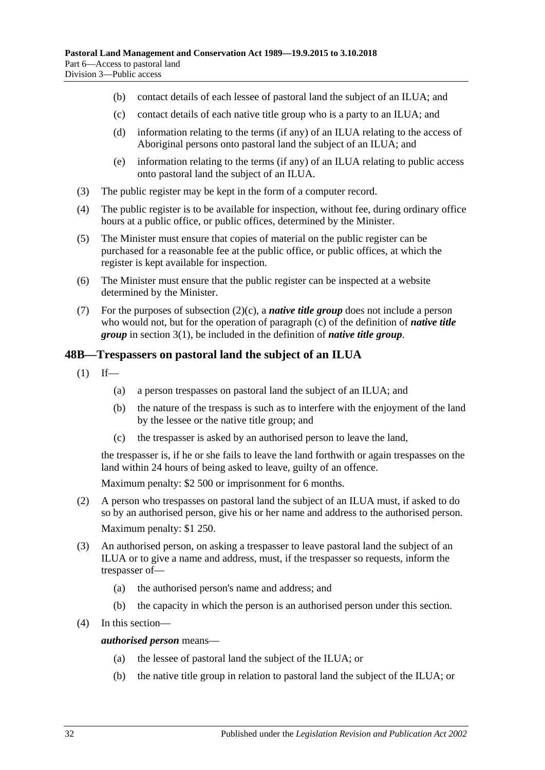(b) contact details of each lessee of pastoral land the subject of an ILUA; and

(c) contact details of each native title group who is a party to an ILUA; and

(d) information relating to the terms (if any) of an ILUA relating to the access of Aboriginal persons onto pastoral land the subject of an ILUA; and

(e) information relating to the terms (if any) of an ILUA relating to public access onto pastoral land the subject of an ILUA.

(3) The public register may be kept in the form of a computer record.

(4) The public register is to be available for inspection, without fee, during ordinary office hours at a public office, or public offices, determined by the Minister.

(5) The Minister must ensure that copies of material on the public register can be purchased for a reasonable fee at the public office, or public offices, at which the register is kept available for inspection.

(6) The Minister must ensure that the public register can be inspected at a website determined by the Minister.

(7) For the purposes of subsection (2)(c), a ***native title group*** does not include a person who would not, but for the operation of paragraph (c) of the definition of ***native title group*** in section 3(1), be included in the definition of ***native title group***.

## 48B—Trespassers on pastoral land the subject of an ILUA

(1) If—

(a) a person trespasses on pastoral land the subject of an ILUA; and

(b) the nature of the trespass is such as to interfere with the enjoyment of the land by the lessee or the native title group; and

(c) the trespasser is asked by an authorised person to leave the land,

the trespasser is, if he or she fails to leave the land forthwith or again trespasses on the land within 24 hours of being asked to leave, guilty of an offence.

Maximum penalty: $2 500 or imprisonment for 6 months.

(2) A person who trespasses on pastoral land the subject of an ILUA must, if asked to do so by an authorised person, give his or her name and address to the authorised person.

Maximum penalty: $1 250.

(3) An authorised person, on asking a trespasser to leave pastoral land the subject of an ILUA or to give a name and address, must, if the trespasser so requests, inform the trespasser of—

(a) the authorised person's name and address; and

(b) the capacity in which the person is an authorised person under this section.

(4) In this section—

***authorised person*** means—

(a) the lessee of pastoral land the subject of the ILUA; or

(b) the native title group in relation to pastoral land the subject of the ILUA; or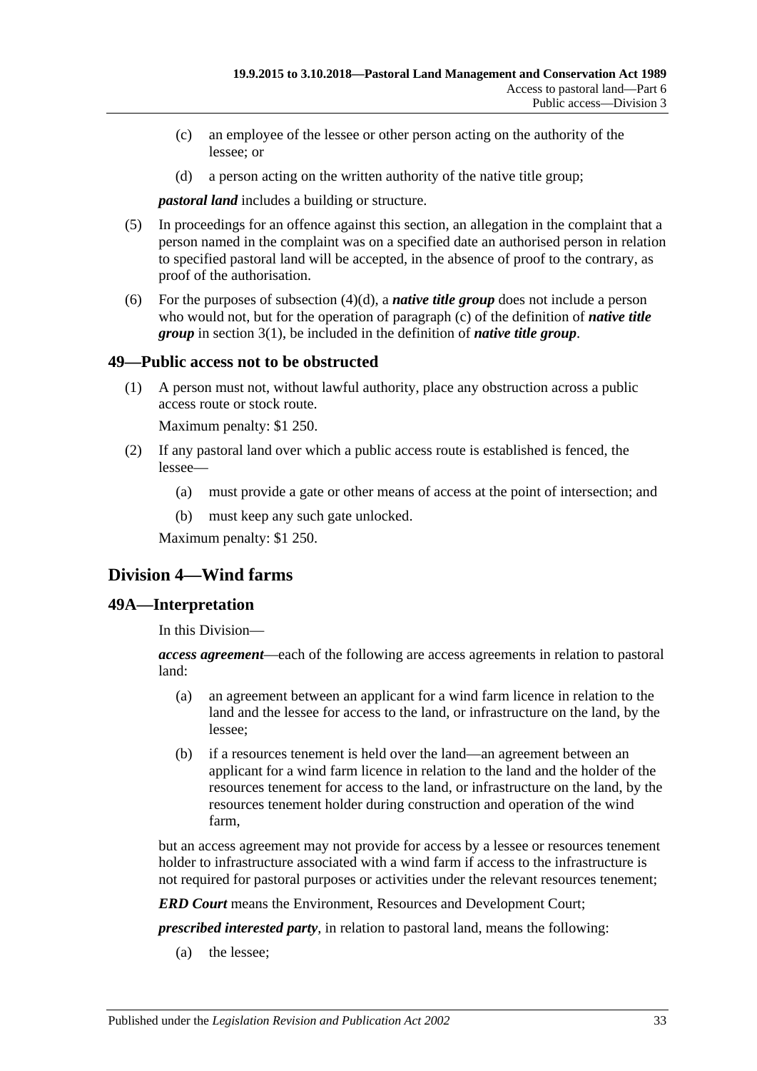(c) an employee of the lessee or other person acting on the authority of the lessee; or

(d) a person acting on the written authority of the native title group;

***pastoral land*** includes a building or structure.

(5) In proceedings for an offence against this section, an allegation in the complaint that a person named in the complaint was on a specified date an authorised person in relation to specified pastoral land will be accepted, in the absence of proof to the contrary, as proof of the authorisation.

(6) For the purposes of subsection (4)(d), a ***native title group*** does not include a person who would not, but for the operation of paragraph (c) of the definition of ***native title group*** in section 3(1), be included in the definition of ***native title group***.

## 49—Public access not to be obstructed

(1) A person must not, without lawful authority, place any obstruction across a public access route or stock route.

Maximum penalty: $1 250.

(2) If any pastoral land over which a public access route is established is fenced, the lessee—

(a) must provide a gate or other means of access at the point of intersection; and

(b) must keep any such gate unlocked.

Maximum penalty: $1 250.

# Division 4—Wind farms

## 49A—Interpretation

In this Division—

***access agreement***—each of the following are access agreements in relation to pastoral land:

(a) an agreement between an applicant for a wind farm licence in relation to the land and the lessee for access to the land, or infrastructure on the land, by the lessee;

(b) if a resources tenement is held over the land—an agreement between an applicant for a wind farm licence in relation to the land and the holder of the resources tenement for access to the land, or infrastructure on the land, by the resources tenement holder during construction and operation of the wind farm,

but an access agreement may not provide for access by a lessee or resources tenement holder to infrastructure associated with a wind farm if access to the infrastructure is not required for pastoral purposes or activities under the relevant resources tenement;

***ERD Court*** means the Environment, Resources and Development Court;

***prescribed interested party***, in relation to pastoral land, means the following:

(a) the lessee;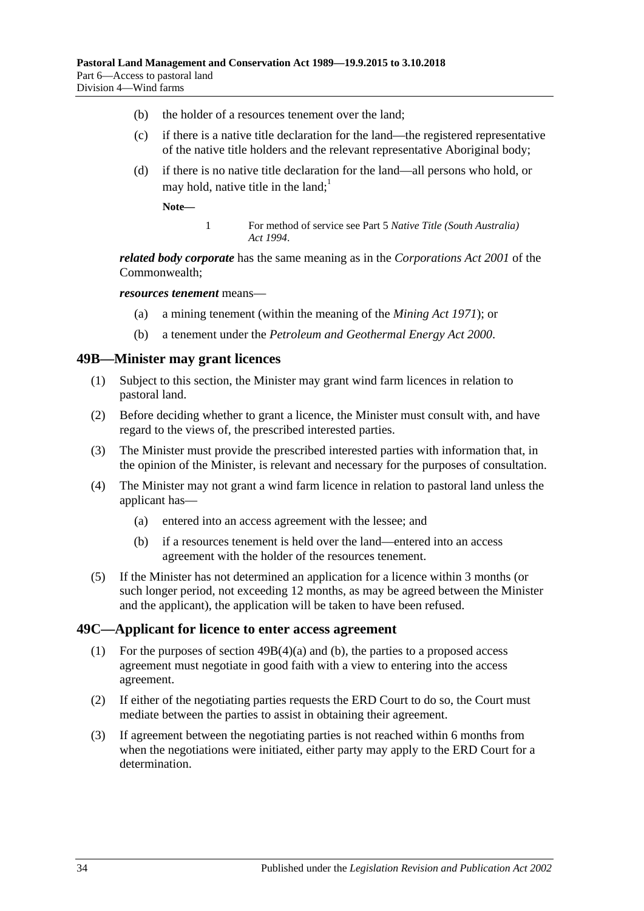(b) the holder of a resources tenement over the land;

(c) if there is a native title declaration for the land—the registered representative of the native title holders and the relevant representative Aboriginal body;

(d) if there is no native title declaration for the land—all persons who hold, or may hold, native title in the land;[1]

**Note—**

1 For method of service see Part 5 *Native Title (South Australia) Act 1994*.

***related body corporate*** has the same meaning as in the *Corporations Act 2001* of the Commonwealth;

***resources tenement*** means—

(a) a mining tenement (within the meaning of the *Mining Act 1971*); or

(b) a tenement under the *Petroleum and Geothermal Energy Act 2000*.

## 49B—Minister may grant licences

(1) Subject to this section, the Minister may grant wind farm licences in relation to pastoral land.

(2) Before deciding whether to grant a licence, the Minister must consult with, and have regard to the views of, the prescribed interested parties.

(3) The Minister must provide the prescribed interested parties with information that, in the opinion of the Minister, is relevant and necessary for the purposes of consultation.

(4) The Minister may not grant a wind farm licence in relation to pastoral land unless the applicant has—

(a) entered into an access agreement with the lessee; and

(b) if a resources tenement is held over the land—entered into an access agreement with the holder of the resources tenement.

(5) If the Minister has not determined an application for a licence within 3 months (or such longer period, not exceeding 12 months, as may be agreed between the Minister and the applicant), the application will be taken to have been refused.

## 49C—Applicant for licence to enter access agreement

(1) For the purposes of section 49B(4)(a) and (b), the parties to a proposed access agreement must negotiate in good faith with a view to entering into the access agreement.

(2) If either of the negotiating parties requests the ERD Court to do so, the Court must mediate between the parties to assist in obtaining their agreement.

(3) If agreement between the negotiating parties is not reached within 6 months from when the negotiations were initiated, either party may apply to the ERD Court for a determination.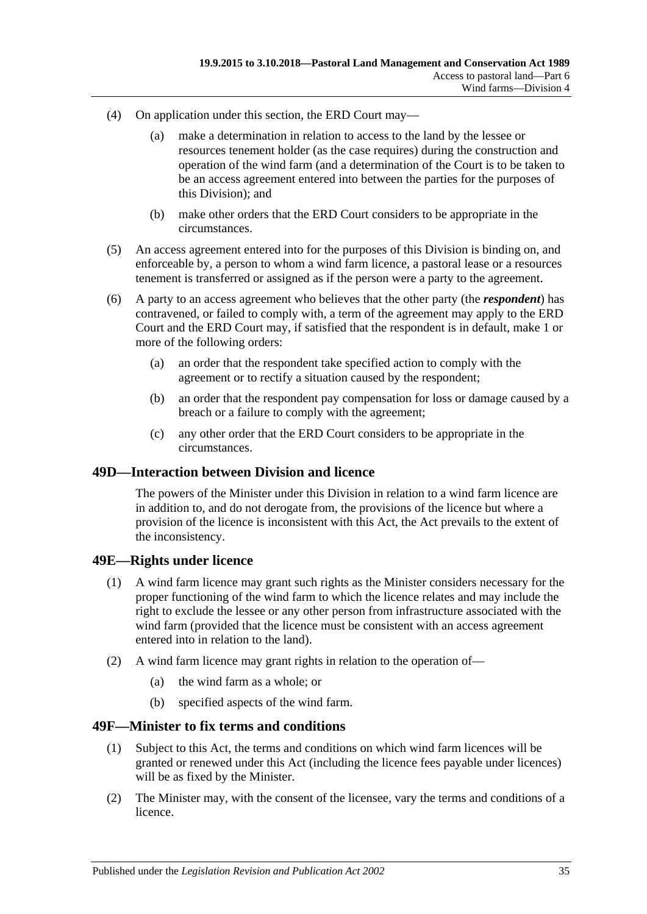(4) On application under this section, the ERD Court may—

(a) make a determination in relation to access to the land by the lessee or resources tenement holder (as the case requires) during the construction and operation of the wind farm (and a determination of the Court is to be taken to be an access agreement entered into between the parties for the purposes of this Division); and

(b) make other orders that the ERD Court considers to be appropriate in the circumstances.

(5) An access agreement entered into for the purposes of this Division is binding on, and enforceable by, a person to whom a wind farm licence, a pastoral lease or a resources tenement is transferred or assigned as if the person were a party to the agreement.

(6) A party to an access agreement who believes that the other party (the ***respondent***) has contravened, or failed to comply with, a term of the agreement may apply to the ERD Court and the ERD Court may, if satisfied that the respondent is in default, make 1 or more of the following orders:

(a) an order that the respondent take specified action to comply with the agreement or to rectify a situation caused by the respondent;

(b) an order that the respondent pay compensation for loss or damage caused by a breach or a failure to comply with the agreement;

(c) any other order that the ERD Court considers to be appropriate in the circumstances.

## 49D—Interaction between Division and licence

The powers of the Minister under this Division in relation to a wind farm licence are in addition to, and do not derogate from, the provisions of the licence but where a provision of the licence is inconsistent with this Act, the Act prevails to the extent of the inconsistency.

## 49E—Rights under licence

(1) A wind farm licence may grant such rights as the Minister considers necessary for the proper functioning of the wind farm to which the licence relates and may include the right to exclude the lessee or any other person from infrastructure associated with the wind farm (provided that the licence must be consistent with an access agreement entered into in relation to the land).

(2) A wind farm licence may grant rights in relation to the operation of—

(a) the wind farm as a whole; or

(b) specified aspects of the wind farm.

## 49F—Minister to fix terms and conditions

(1) Subject to this Act, the terms and conditions on which wind farm licences will be granted or renewed under this Act (including the licence fees payable under licences) will be as fixed by the Minister.

(2) The Minister may, with the consent of the licensee, vary the terms and conditions of a licence.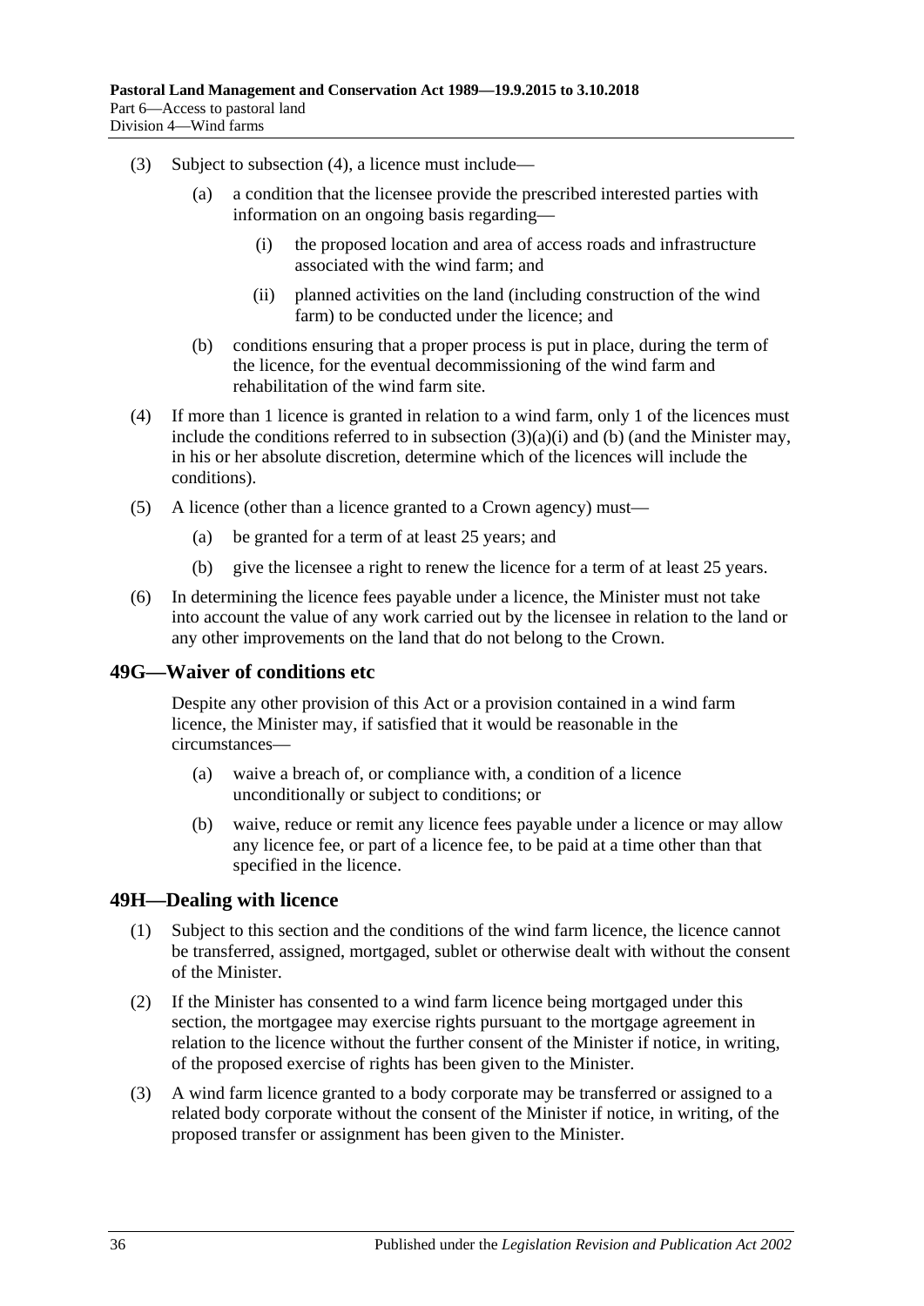(3) Subject to subsection (4), a licence must include—

(a) a condition that the licensee provide the prescribed interested parties with information on an ongoing basis regarding—

(i) the proposed location and area of access roads and infrastructure associated with the wind farm; and

(ii) planned activities on the land (including construction of the wind farm) to be conducted under the licence; and

(b) conditions ensuring that a proper process is put in place, during the term of the licence, for the eventual decommissioning of the wind farm and rehabilitation of the wind farm site.

(4) If more than 1 licence is granted in relation to a wind farm, only 1 of the licences must include the conditions referred to in subsection (3)(a)(i) and (b) (and the Minister may, in his or her absolute discretion, determine which of the licences will include the conditions).

(5) A licence (other than a licence granted to a Crown agency) must—

(a) be granted for a term of at least 25 years; and

(b) give the licensee a right to renew the licence for a term of at least 25 years.

(6) In determining the licence fees payable under a licence, the Minister must not take into account the value of any work carried out by the licensee in relation to the land or any other improvements on the land that do not belong to the Crown.

## 49G—Waiver of conditions etc

Despite any other provision of this Act or a provision contained in a wind farm licence, the Minister may, if satisfied that it would be reasonable in the circumstances—

(a) waive a breach of, or compliance with, a condition of a licence unconditionally or subject to conditions; or

(b) waive, reduce or remit any licence fees payable under a licence or may allow any licence fee, or part of a licence fee, to be paid at a time other than that specified in the licence.

## 49H—Dealing with licence

(1) Subject to this section and the conditions of the wind farm licence, the licence cannot be transferred, assigned, mortgaged, sublet or otherwise dealt with without the consent of the Minister.

(2) If the Minister has consented to a wind farm licence being mortgaged under this section, the mortgagee may exercise rights pursuant to the mortgage agreement in relation to the licence without the further consent of the Minister if notice, in writing, of the proposed exercise of rights has been given to the Minister.

(3) A wind farm licence granted to a body corporate may be transferred or assigned to a related body corporate without the consent of the Minister if notice, in writing, of the proposed transfer or assignment has been given to the Minister.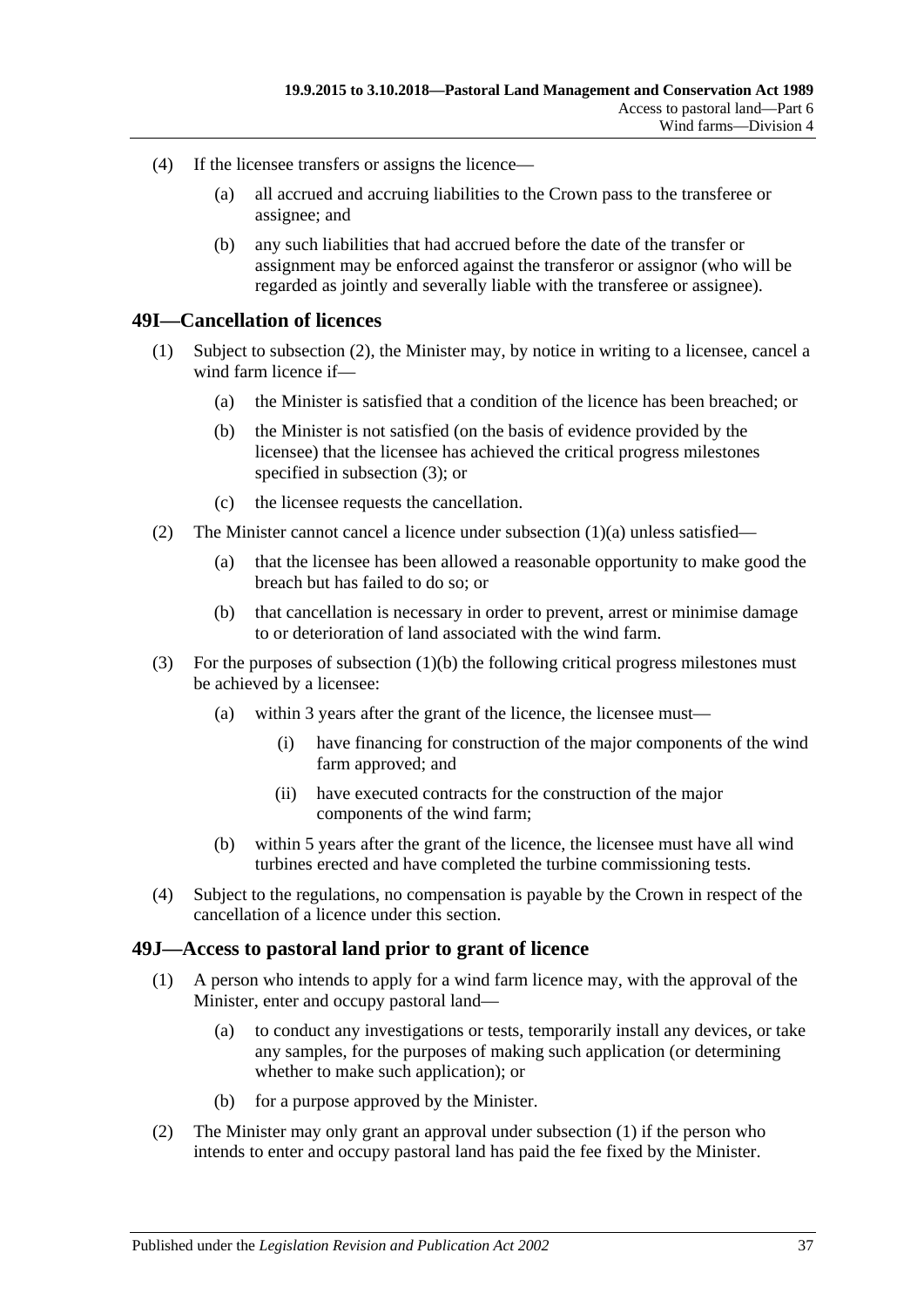(4) If the licensee transfers or assigns the licence—

(a) all accrued and accruing liabilities to the Crown pass to the transferee or assignee; and

(b) any such liabilities that had accrued before the date of the transfer or assignment may be enforced against the transferor or assignor (who will be regarded as jointly and severally liable with the transferee or assignee).

## 49I—Cancellation of licences

(1) Subject to subsection (2), the Minister may, by notice in writing to a licensee, cancel a wind farm licence if—

(a) the Minister is satisfied that a condition of the licence has been breached; or

(b) the Minister is not satisfied (on the basis of evidence provided by the licensee) that the licensee has achieved the critical progress milestones specified in subsection (3); or

(c) the licensee requests the cancellation.

(2) The Minister cannot cancel a licence under subsection (1)(a) unless satisfied—

(a) that the licensee has been allowed a reasonable opportunity to make good the breach but has failed to do so; or

(b) that cancellation is necessary in order to prevent, arrest or minimise damage to or deterioration of land associated with the wind farm.

(3) For the purposes of subsection (1)(b) the following critical progress milestones must be achieved by a licensee:

(a) within 3 years after the grant of the licence, the licensee must—

(i) have financing for construction of the major components of the wind farm approved; and

(ii) have executed contracts for the construction of the major components of the wind farm;

(b) within 5 years after the grant of the licence, the licensee must have all wind turbines erected and have completed the turbine commissioning tests.

(4) Subject to the regulations, no compensation is payable by the Crown in respect of the cancellation of a licence under this section.

## 49J—Access to pastoral land prior to grant of licence

(1) A person who intends to apply for a wind farm licence may, with the approval of the Minister, enter and occupy pastoral land—

(a) to conduct any investigations or tests, temporarily install any devices, or take any samples, for the purposes of making such application (or determining whether to make such application); or

(b) for a purpose approved by the Minister.

(2) The Minister may only grant an approval under subsection (1) if the person who intends to enter and occupy pastoral land has paid the fee fixed by the Minister.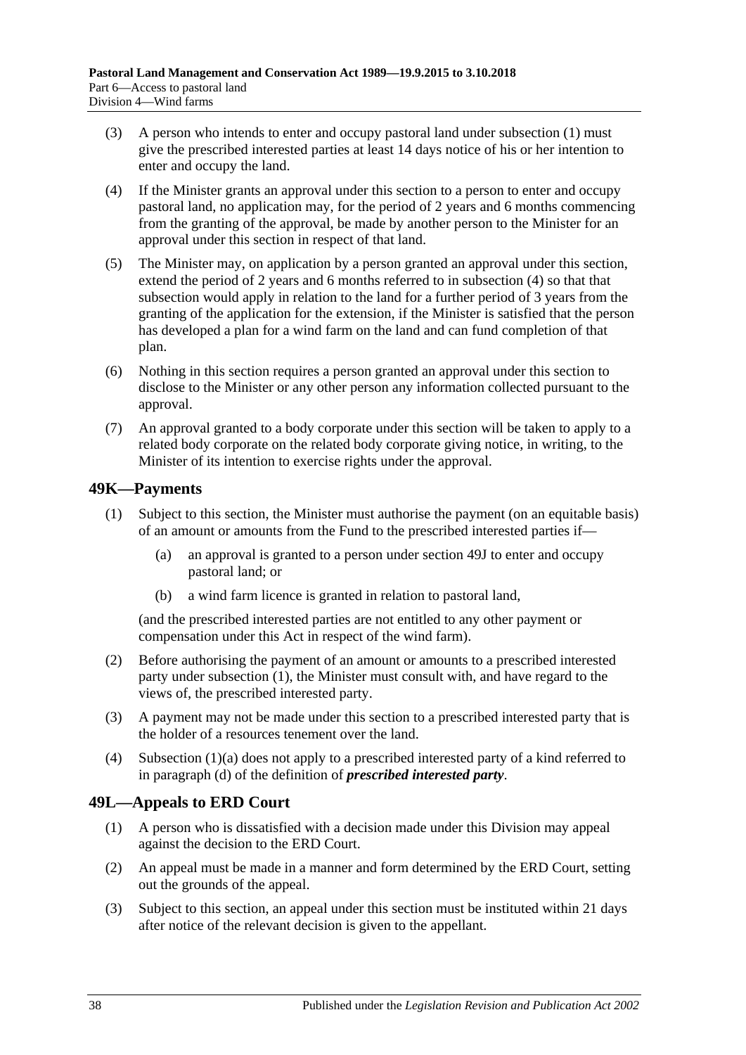(3) A person who intends to enter and occupy pastoral land under subsection (1) must give the prescribed interested parties at least 14 days notice of his or her intention to enter and occupy the land.

(4) If the Minister grants an approval under this section to a person to enter and occupy pastoral land, no application may, for the period of 2 years and 6 months commencing from the granting of the approval, be made by another person to the Minister for an approval under this section in respect of that land.

(5) The Minister may, on application by a person granted an approval under this section, extend the period of 2 years and 6 months referred to in subsection (4) so that that subsection would apply in relation to the land for a further period of 3 years from the granting of the application for the extension, if the Minister is satisfied that the person has developed a plan for a wind farm on the land and can fund completion of that plan.

(6) Nothing in this section requires a person granted an approval under this section to disclose to the Minister or any other person any information collected pursuant to the approval.

(7) An approval granted to a body corporate under this section will be taken to apply to a related body corporate on the related body corporate giving notice, in writing, to the Minister of its intention to exercise rights under the approval.

## 49K—Payments

(1) Subject to this section, the Minister must authorise the payment (on an equitable basis) of an amount or amounts from the Fund to the prescribed interested parties if—

(a) an approval is granted to a person under section 49J to enter and occupy pastoral land; or

(b) a wind farm licence is granted in relation to pastoral land,

(and the prescribed interested parties are not entitled to any other payment or compensation under this Act in respect of the wind farm).

(2) Before authorising the payment of an amount or amounts to a prescribed interested party under subsection (1), the Minister must consult with, and have regard to the views of, the prescribed interested party.

(3) A payment may not be made under this section to a prescribed interested party that is the holder of a resources tenement over the land.

(4) Subsection (1)(a) does not apply to a prescribed interested party of a kind referred to in paragraph (d) of the definition of ***prescribed interested party***.

## 49L—Appeals to ERD Court

(1) A person who is dissatisfied with a decision made under this Division may appeal against the decision to the ERD Court.

(2) An appeal must be made in a manner and form determined by the ERD Court, setting out the grounds of the appeal.

(3) Subject to this section, an appeal under this section must be instituted within 21 days after notice of the relevant decision is given to the appellant.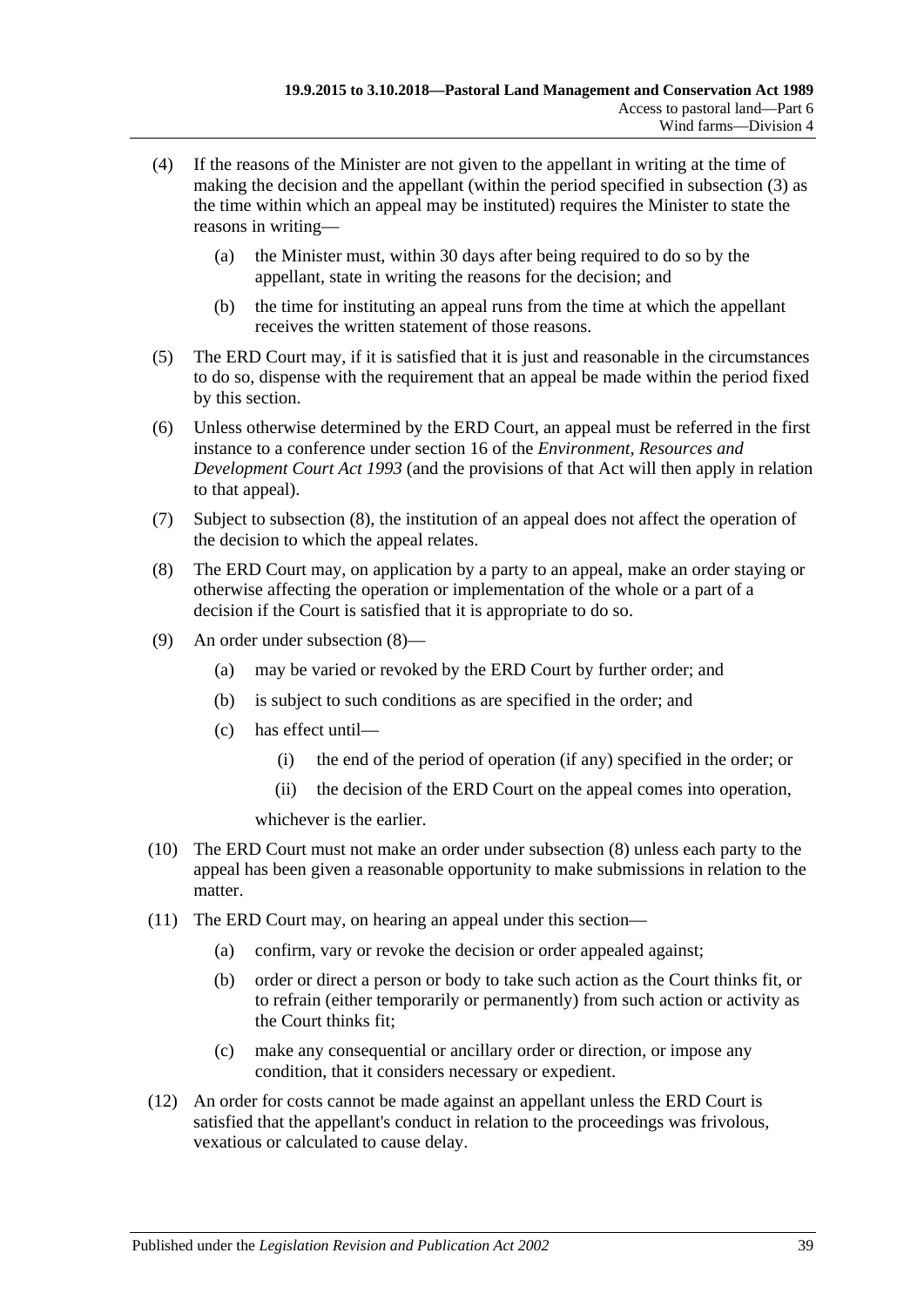(4) If the reasons of the Minister are not given to the appellant in writing at the time of making the decision and the appellant (within the period specified in subsection (3) as the time within which an appeal may be instituted) requires the Minister to state the reasons in writing—

(a) the Minister must, within 30 days after being required to do so by the appellant, state in writing the reasons for the decision; and

(b) the time for instituting an appeal runs from the time at which the appellant receives the written statement of those reasons.

(5) The ERD Court may, if it is satisfied that it is just and reasonable in the circumstances to do so, dispense with the requirement that an appeal be made within the period fixed by this section.

(6) Unless otherwise determined by the ERD Court, an appeal must be referred in the first instance to a conference under section 16 of the *Environment, Resources and Development Court Act 1993* (and the provisions of that Act will then apply in relation to that appeal).

(7) Subject to subsection (8), the institution of an appeal does not affect the operation of the decision to which the appeal relates.

(8) The ERD Court may, on application by a party to an appeal, make an order staying or otherwise affecting the operation or implementation of the whole or a part of a decision if the Court is satisfied that it is appropriate to do so.

(9) An order under subsection (8)—

(a) may be varied or revoked by the ERD Court by further order; and

(b) is subject to such conditions as are specified in the order; and

(c) has effect until—

(i) the end of the period of operation (if any) specified in the order; or

(ii) the decision of the ERD Court on the appeal comes into operation,

whichever is the earlier.

(10) The ERD Court must not make an order under subsection (8) unless each party to the appeal has been given a reasonable opportunity to make submissions in relation to the matter.

(11) The ERD Court may, on hearing an appeal under this section—

(a) confirm, vary or revoke the decision or order appealed against;

(b) order or direct a person or body to take such action as the Court thinks fit, or to refrain (either temporarily or permanently) from such action or activity as the Court thinks fit;

(c) make any consequential or ancillary order or direction, or impose any condition, that it considers necessary or expedient.

(12) An order for costs cannot be made against an appellant unless the ERD Court is satisfied that the appellant's conduct in relation to the proceedings was frivolous, vexatious or calculated to cause delay.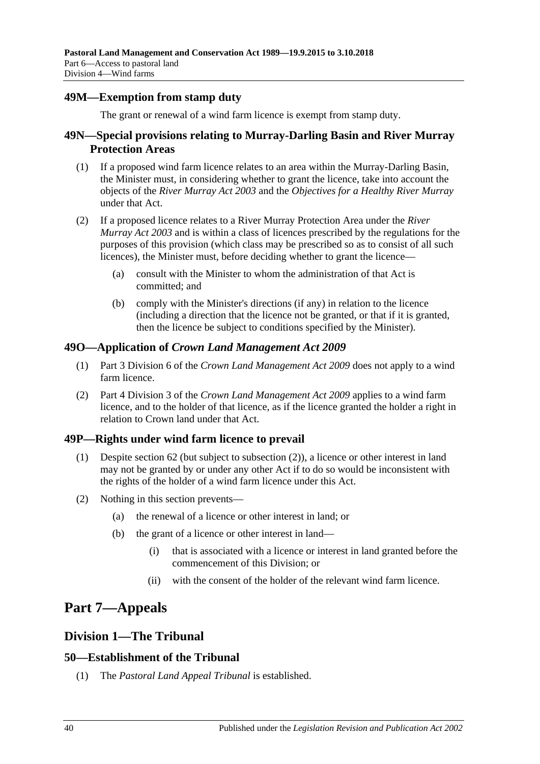### 49M—Exemption from stamp duty

The grant or renewal of a wind farm licence is exempt from stamp duty.

### 49N—Special provisions relating to Murray-Darling Basin and River Murray Protection Areas

(1) If a proposed wind farm licence relates to an area within the Murray-Darling Basin, the Minister must, in considering whether to grant the licence, take into account the objects of the *River Murray Act 2003* and the *Objectives for a Healthy River Murray* under that Act.

(2) If a proposed licence relates to a River Murray Protection Area under the *River Murray Act 2003* and is within a class of licences prescribed by the regulations for the purposes of this provision (which class may be prescribed so as to consist of all such licences), the Minister must, before deciding whether to grant the licence—

- (a) consult with the Minister to whom the administration of that Act is committed; and
- (b) comply with the Minister's directions (if any) in relation to the licence (including a direction that the licence not be granted, or that if it is granted, then the licence be subject to conditions specified by the Minister).

### 49O—Application of *Crown Land Management Act 2009*

(1) Part 3 Division 6 of the *Crown Land Management Act 2009* does not apply to a wind farm licence.

(2) Part 4 Division 3 of the *Crown Land Management Act 2009* applies to a wind farm licence, and to the holder of that licence, as if the licence granted the holder a right in relation to Crown land under that Act.

### 49P—Rights under wind farm licence to prevail

(1) Despite section 62 (but subject to subsection (2)), a licence or other interest in land may not be granted by or under any other Act if to do so would be inconsistent with the rights of the holder of a wind farm licence under this Act.

(2) Nothing in this section prevents—

- (a) the renewal of a licence or other interest in land; or
- (b) the grant of a licence or other interest in land—
  - (i) that is associated with a licence or interest in land granted before the commencement of this Division; or
  - (ii) with the consent of the holder of the relevant wind farm licence.

# Part 7—Appeals

## Division 1—The Tribunal

### 50—Establishment of the Tribunal

(1) The *Pastoral Land Appeal Tribunal* is established.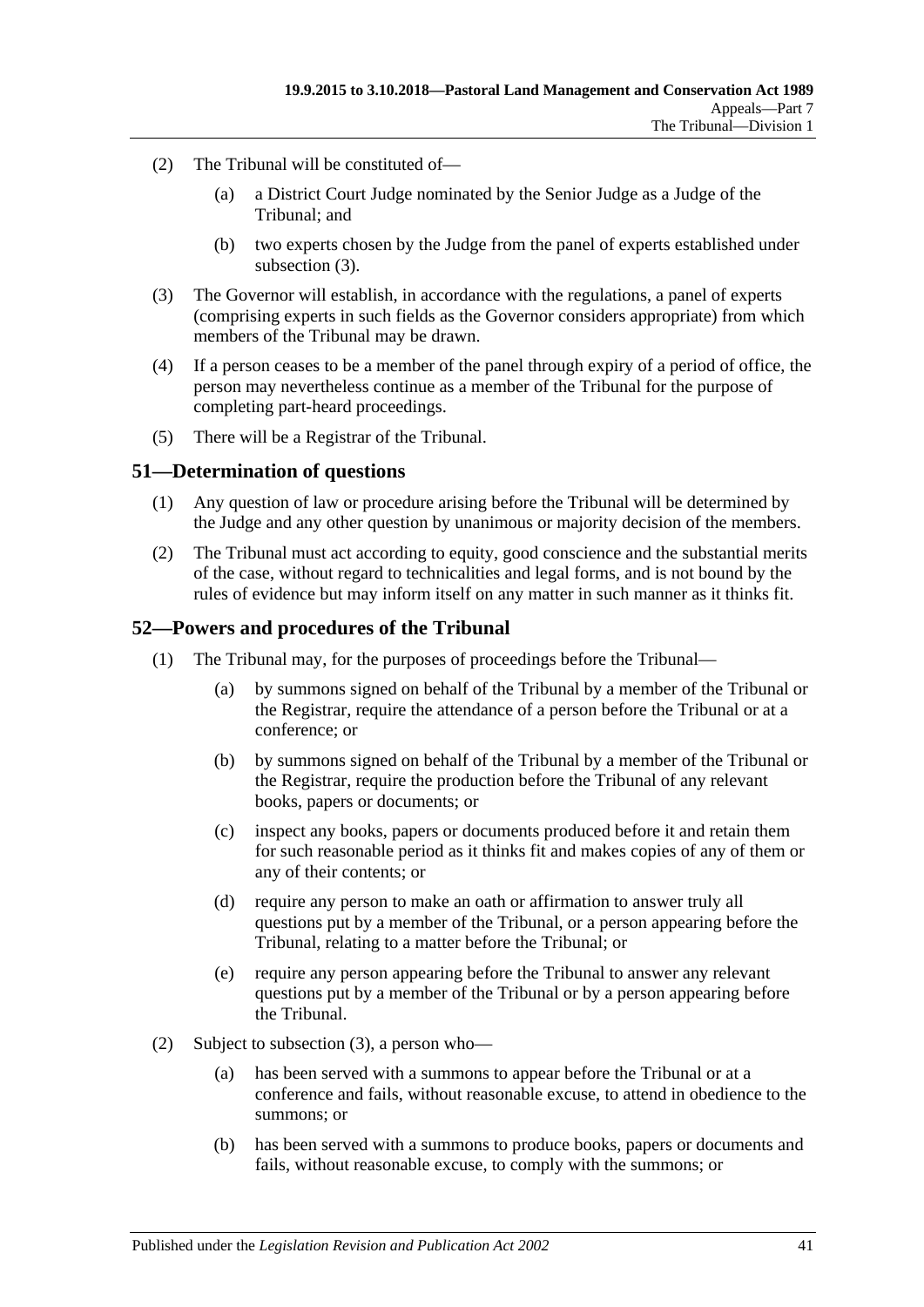(2) The Tribunal will be constituted of—

(a) a District Court Judge nominated by the Senior Judge as a Judge of the Tribunal; and

(b) two experts chosen by the Judge from the panel of experts established under subsection (3).

(3) The Governor will establish, in accordance with the regulations, a panel of experts (comprising experts in such fields as the Governor considers appropriate) from which members of the Tribunal may be drawn.

(4) If a person ceases to be a member of the panel through expiry of a period of office, the person may nevertheless continue as a member of the Tribunal for the purpose of completing part-heard proceedings.

(5) There will be a Registrar of the Tribunal.

## 51—Determination of questions

(1) Any question of law or procedure arising before the Tribunal will be determined by the Judge and any other question by unanimous or majority decision of the members.

(2) The Tribunal must act according to equity, good conscience and the substantial merits of the case, without regard to technicalities and legal forms, and is not bound by the rules of evidence but may inform itself on any matter in such manner as it thinks fit.

## 52—Powers and procedures of the Tribunal

(1) The Tribunal may, for the purposes of proceedings before the Tribunal—

(a) by summons signed on behalf of the Tribunal by a member of the Tribunal or the Registrar, require the attendance of a person before the Tribunal or at a conference; or

(b) by summons signed on behalf of the Tribunal by a member of the Tribunal or the Registrar, require the production before the Tribunal of any relevant books, papers or documents; or

(c) inspect any books, papers or documents produced before it and retain them for such reasonable period as it thinks fit and makes copies of any of them or any of their contents; or

(d) require any person to make an oath or affirmation to answer truly all questions put by a member of the Tribunal, or a person appearing before the Tribunal, relating to a matter before the Tribunal; or

(e) require any person appearing before the Tribunal to answer any relevant questions put by a member of the Tribunal or by a person appearing before the Tribunal.

(2) Subject to subsection (3), a person who—

(a) has been served with a summons to appear before the Tribunal or at a conference and fails, without reasonable excuse, to attend in obedience to the summons; or

(b) has been served with a summons to produce books, papers or documents and fails, without reasonable excuse, to comply with the summons; or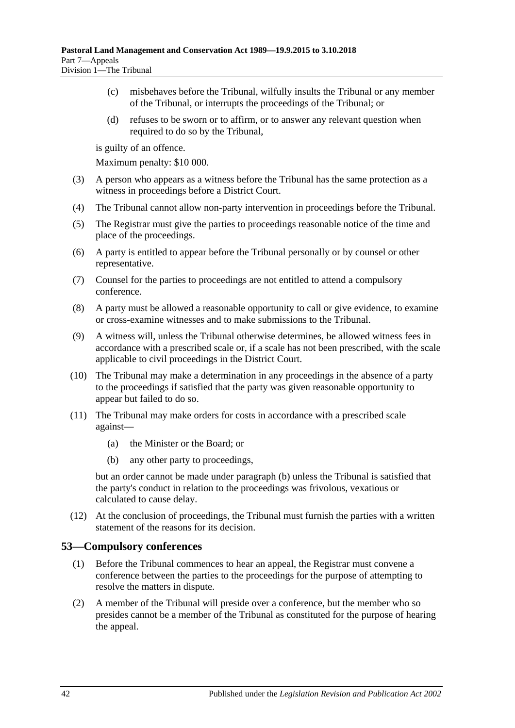(c) misbehaves before the Tribunal, wilfully insults the Tribunal or any member of the Tribunal, or interrupts the proceedings of the Tribunal; or

(d) refuses to be sworn or to affirm, or to answer any relevant question when required to do so by the Tribunal,

is guilty of an offence.

Maximum penalty: $10 000.

(3) A person who appears as a witness before the Tribunal has the same protection as a witness in proceedings before a District Court.

(4) The Tribunal cannot allow non-party intervention in proceedings before the Tribunal.

(5) The Registrar must give the parties to proceedings reasonable notice of the time and place of the proceedings.

(6) A party is entitled to appear before the Tribunal personally or by counsel or other representative.

(7) Counsel for the parties to proceedings are not entitled to attend a compulsory conference.

(8) A party must be allowed a reasonable opportunity to call or give evidence, to examine or cross-examine witnesses and to make submissions to the Tribunal.

(9) A witness will, unless the Tribunal otherwise determines, be allowed witness fees in accordance with a prescribed scale or, if a scale has not been prescribed, with the scale applicable to civil proceedings in the District Court.

(10) The Tribunal may make a determination in any proceedings in the absence of a party to the proceedings if satisfied that the party was given reasonable opportunity to appear but failed to do so.

(11) The Tribunal may make orders for costs in accordance with a prescribed scale against—

(a) the Minister or the Board; or

(b) any other party to proceedings,

but an order cannot be made under paragraph (b) unless the Tribunal is satisfied that the party's conduct in relation to the proceedings was frivolous, vexatious or calculated to cause delay.

(12) At the conclusion of proceedings, the Tribunal must furnish the parties with a written statement of the reasons for its decision.

## 53—Compulsory conferences

(1) Before the Tribunal commences to hear an appeal, the Registrar must convene a conference between the parties to the proceedings for the purpose of attempting to resolve the matters in dispute.

(2) A member of the Tribunal will preside over a conference, but the member who so presides cannot be a member of the Tribunal as constituted for the purpose of hearing the appeal.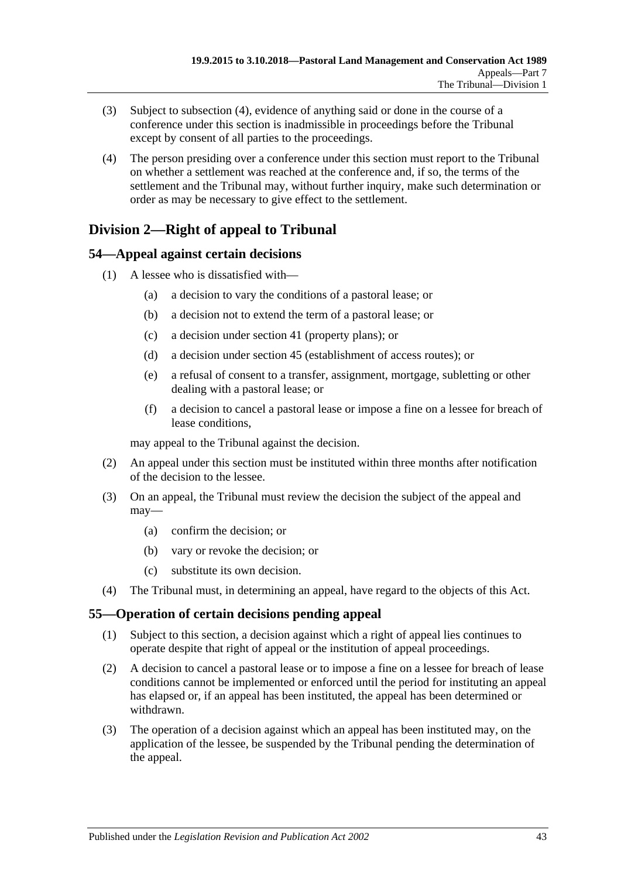(3) Subject to subsection (4), evidence of anything said or done in the course of a conference under this section is inadmissible in proceedings before the Tribunal except by consent of all parties to the proceedings.

(4) The person presiding over a conference under this section must report to the Tribunal on whether a settlement was reached at the conference and, if so, the terms of the settlement and the Tribunal may, without further inquiry, make such determination or order as may be necessary to give effect to the settlement.

## Division 2—Right of appeal to Tribunal

### 54—Appeal against certain decisions

(1) A lessee who is dissatisfied with—

(a) a decision to vary the conditions of a pastoral lease; or

(b) a decision not to extend the term of a pastoral lease; or

(c) a decision under section 41 (property plans); or

(d) a decision under section 45 (establishment of access routes); or

(e) a refusal of consent to a transfer, assignment, mortgage, subletting or other dealing with a pastoral lease; or

(f) a decision to cancel a pastoral lease or impose a fine on a lessee for breach of lease conditions,

may appeal to the Tribunal against the decision.

(2) An appeal under this section must be instituted within three months after notification of the decision to the lessee.

(3) On an appeal, the Tribunal must review the decision the subject of the appeal and may—

(a) confirm the decision; or

(b) vary or revoke the decision; or

(c) substitute its own decision.

(4) The Tribunal must, in determining an appeal, have regard to the objects of this Act.

### 55—Operation of certain decisions pending appeal

(1) Subject to this section, a decision against which a right of appeal lies continues to operate despite that right of appeal or the institution of appeal proceedings.

(2) A decision to cancel a pastoral lease or to impose a fine on a lessee for breach of lease conditions cannot be implemented or enforced until the period for instituting an appeal has elapsed or, if an appeal has been instituted, the appeal has been determined or withdrawn.

(3) The operation of a decision against which an appeal has been instituted may, on the application of the lessee, be suspended by the Tribunal pending the determination of the appeal.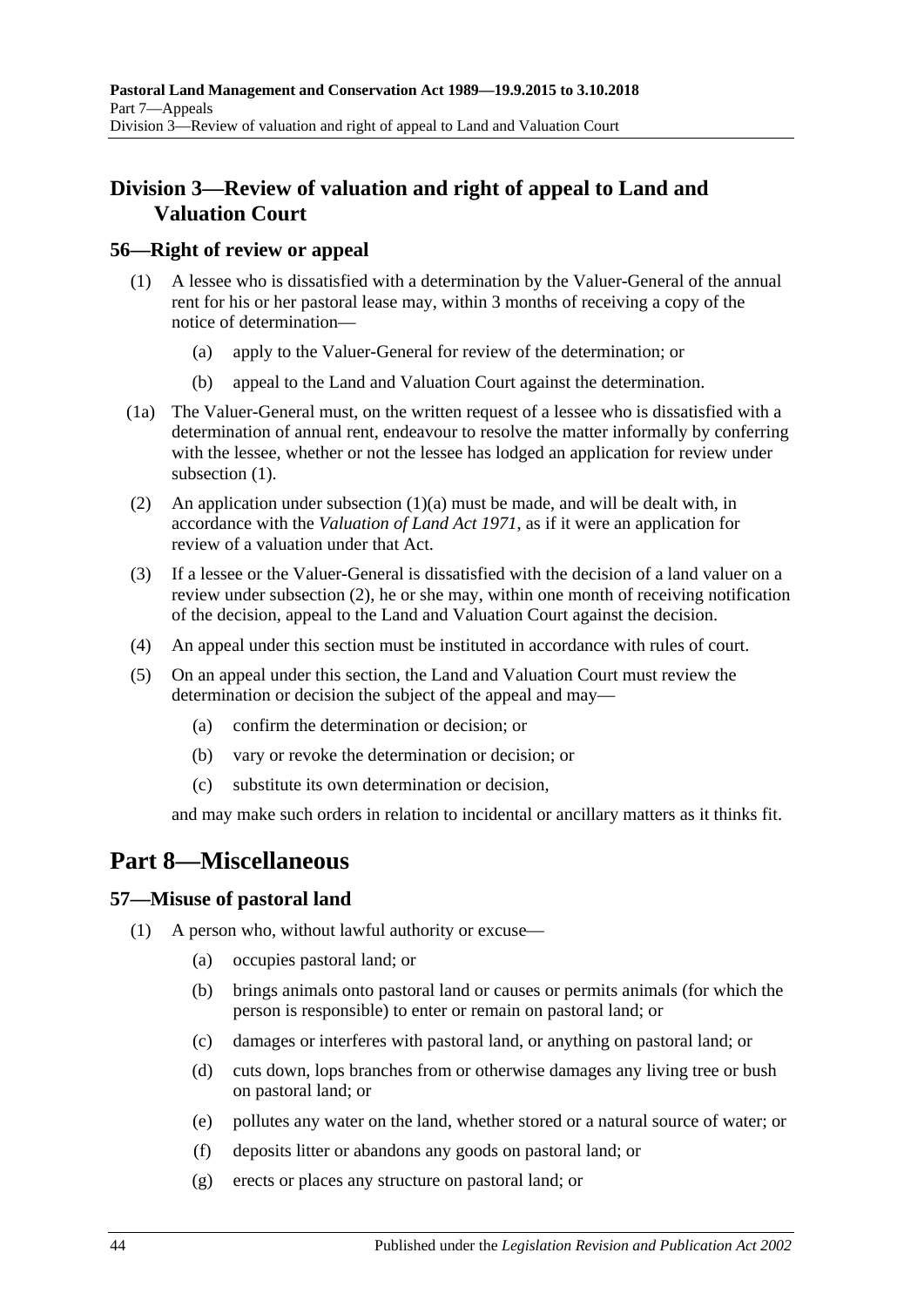## Division 3—Review of valuation and right of appeal to Land and Valuation Court

### 56—Right of review or appeal

(1) A lessee who is dissatisfied with a determination by the Valuer-General of the annual rent for his or her pastoral lease may, within 3 months of receiving a copy of the notice of determination—

(a) apply to the Valuer-General for review of the determination; or

(b) appeal to the Land and Valuation Court against the determination.

(1a) The Valuer-General must, on the written request of a lessee who is dissatisfied with a determination of annual rent, endeavour to resolve the matter informally by conferring with the lessee, whether or not the lessee has lodged an application for review under subsection (1).

(2) An application under subsection (1)(a) must be made, and will be dealt with, in accordance with the *Valuation of Land Act 1971*, as if it were an application for review of a valuation under that Act.

(3) If a lessee or the Valuer-General is dissatisfied with the decision of a land valuer on a review under subsection (2), he or she may, within one month of receiving notification of the decision, appeal to the Land and Valuation Court against the decision.

(4) An appeal under this section must be instituted in accordance with rules of court.

(5) On an appeal under this section, the Land and Valuation Court must review the determination or decision the subject of the appeal and may—

(a) confirm the determination or decision; or

(b) vary or revoke the determination or decision; or

(c) substitute its own determination or decision,

and may make such orders in relation to incidental or ancillary matters as it thinks fit.

# Part 8—Miscellaneous

### 57—Misuse of pastoral land

(1) A person who, without lawful authority or excuse—

(a) occupies pastoral land; or

(b) brings animals onto pastoral land or causes or permits animals (for which the person is responsible) to enter or remain on pastoral land; or

(c) damages or interferes with pastoral land, or anything on pastoral land; or

(d) cuts down, lops branches from or otherwise damages any living tree or bush on pastoral land; or

(e) pollutes any water on the land, whether stored or a natural source of water; or

(f) deposits litter or abandons any goods on pastoral land; or

(g) erects or places any structure on pastoral land; or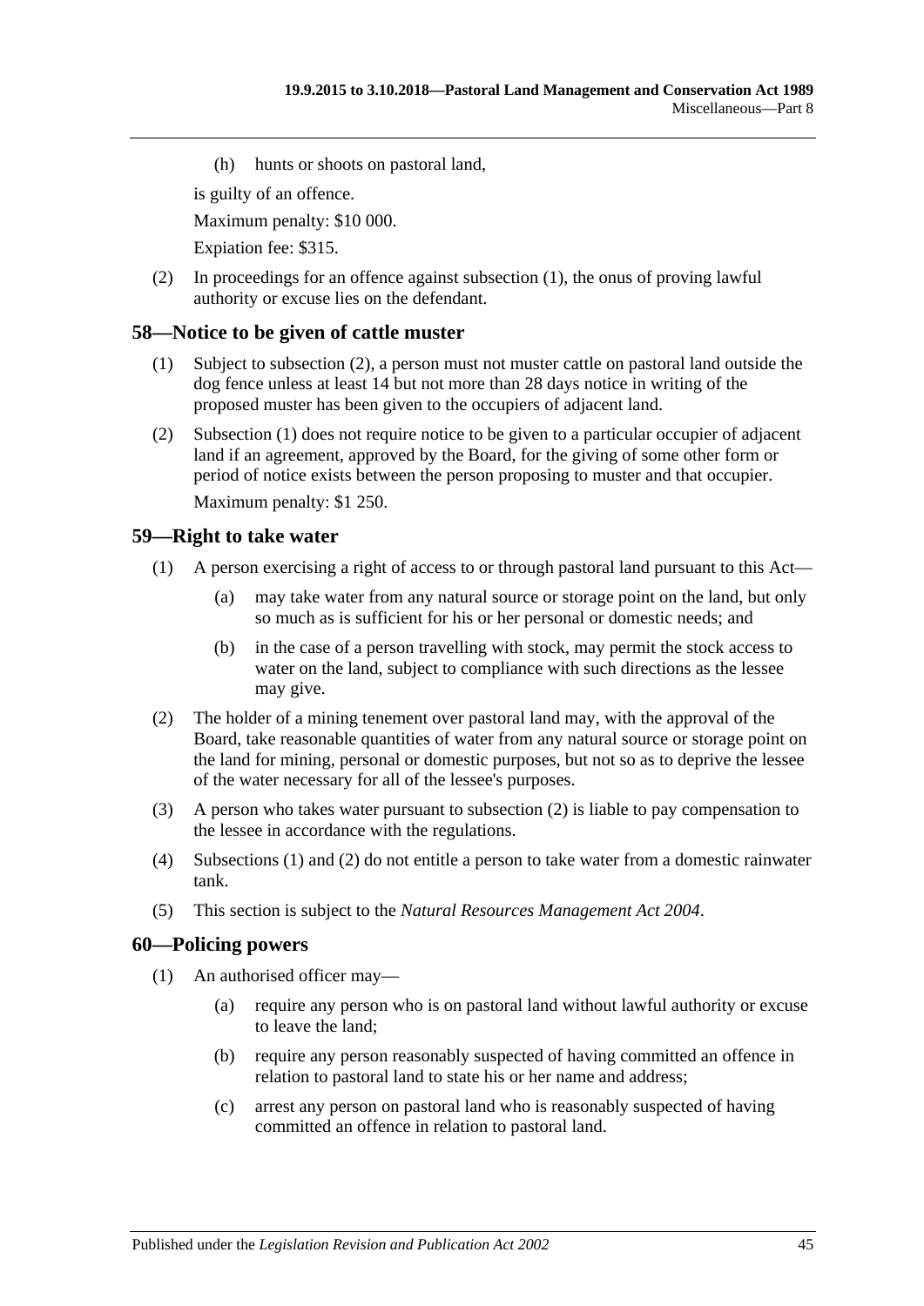(h) hunts or shoots on pastoral land,

is guilty of an offence.

Maximum penalty: $10 000.

Expiation fee: $315.

(2) In proceedings for an offence against subsection (1), the onus of proving lawful authority or excuse lies on the defendant.

## 58—Notice to be given of cattle muster

(1) Subject to subsection (2), a person must not muster cattle on pastoral land outside the dog fence unless at least 14 but not more than 28 days notice in writing of the proposed muster has been given to the occupiers of adjacent land.

(2) Subsection (1) does not require notice to be given to a particular occupier of adjacent land if an agreement, approved by the Board, for the giving of some other form or period of notice exists between the person proposing to muster and that occupier.

Maximum penalty: $1 250.

## 59—Right to take water

(1) A person exercising a right of access to or through pastoral land pursuant to this Act—

(a) may take water from any natural source or storage point on the land, but only so much as is sufficient for his or her personal or domestic needs; and

(b) in the case of a person travelling with stock, may permit the stock access to water on the land, subject to compliance with such directions as the lessee may give.

(2) The holder of a mining tenement over pastoral land may, with the approval of the Board, take reasonable quantities of water from any natural source or storage point on the land for mining, personal or domestic purposes, but not so as to deprive the lessee of the water necessary for all of the lessee's purposes.

(3) A person who takes water pursuant to subsection (2) is liable to pay compensation to the lessee in accordance with the regulations.

(4) Subsections (1) and (2) do not entitle a person to take water from a domestic rainwater tank.

(5) This section is subject to the *Natural Resources Management Act 2004*.

## 60—Policing powers

(1) An authorised officer may—

(a) require any person who is on pastoral land without lawful authority or excuse to leave the land;

(b) require any person reasonably suspected of having committed an offence in relation to pastoral land to state his or her name and address;

(c) arrest any person on pastoral land who is reasonably suspected of having committed an offence in relation to pastoral land.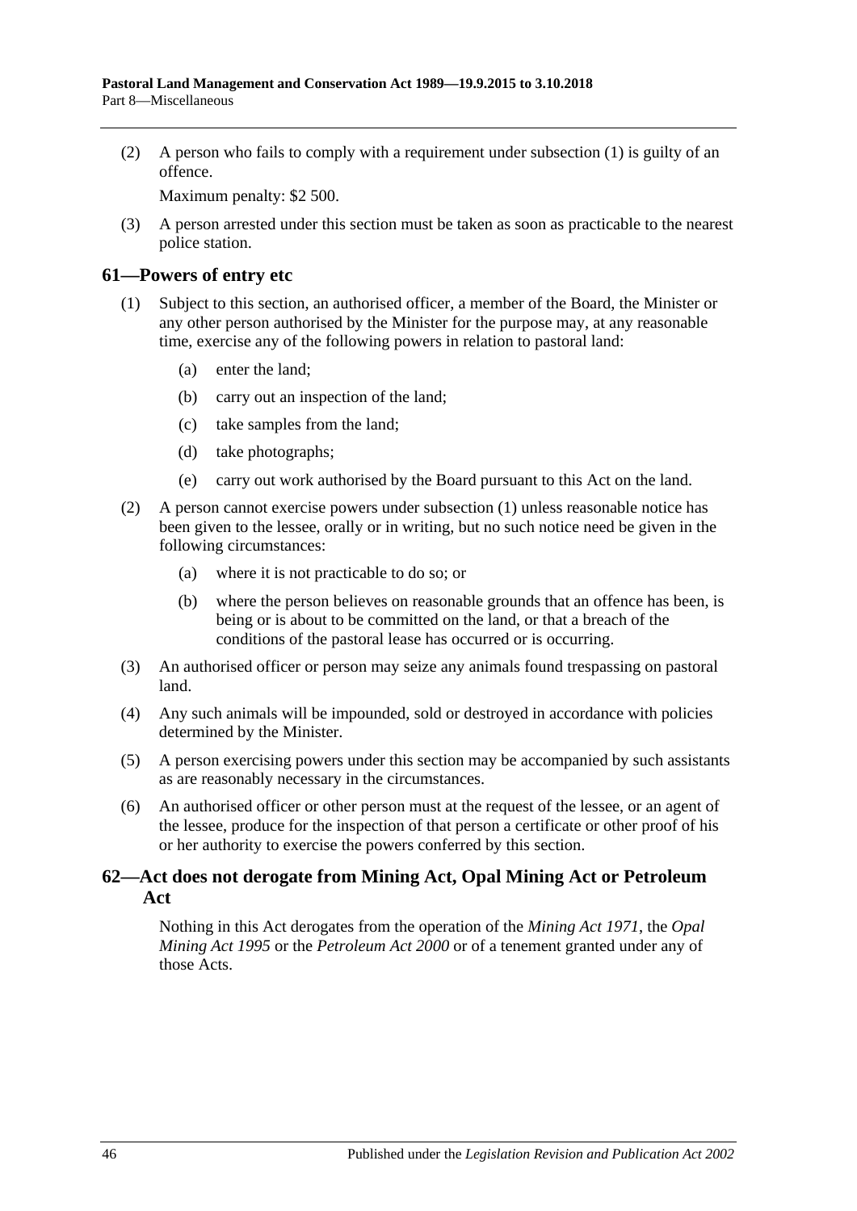(2) A person who fails to comply with a requirement under subsection (1) is guilty of an offence.

Maximum penalty: $2 500.

(3) A person arrested under this section must be taken as soon as practicable to the nearest police station.

## 61—Powers of entry etc

(1) Subject to this section, an authorised officer, a member of the Board, the Minister or any other person authorised by the Minister for the purpose may, at any reasonable time, exercise any of the following powers in relation to pastoral land:

- (a) enter the land;
- (b) carry out an inspection of the land;
- (c) take samples from the land;
- (d) take photographs;
- (e) carry out work authorised by the Board pursuant to this Act on the land.

(2) A person cannot exercise powers under subsection (1) unless reasonable notice has been given to the lessee, orally or in writing, but no such notice need be given in the following circumstances:

- (a) where it is not practicable to do so; or
- (b) where the person believes on reasonable grounds that an offence has been, is being or is about to be committed on the land, or that a breach of the conditions of the pastoral lease has occurred or is occurring.

(3) An authorised officer or person may seize any animals found trespassing on pastoral land.

(4) Any such animals will be impounded, sold or destroyed in accordance with policies determined by the Minister.

(5) A person exercising powers under this section may be accompanied by such assistants as are reasonably necessary in the circumstances.

(6) An authorised officer or other person must at the request of the lessee, or an agent of the lessee, produce for the inspection of that person a certificate or other proof of his or her authority to exercise the powers conferred by this section.

## 62—Act does not derogate from Mining Act, Opal Mining Act or Petroleum Act

Nothing in this Act derogates from the operation of the *Mining Act 1971*, the *Opal Mining Act 1995* or the *Petroleum Act 2000* or of a tenement granted under any of those Acts.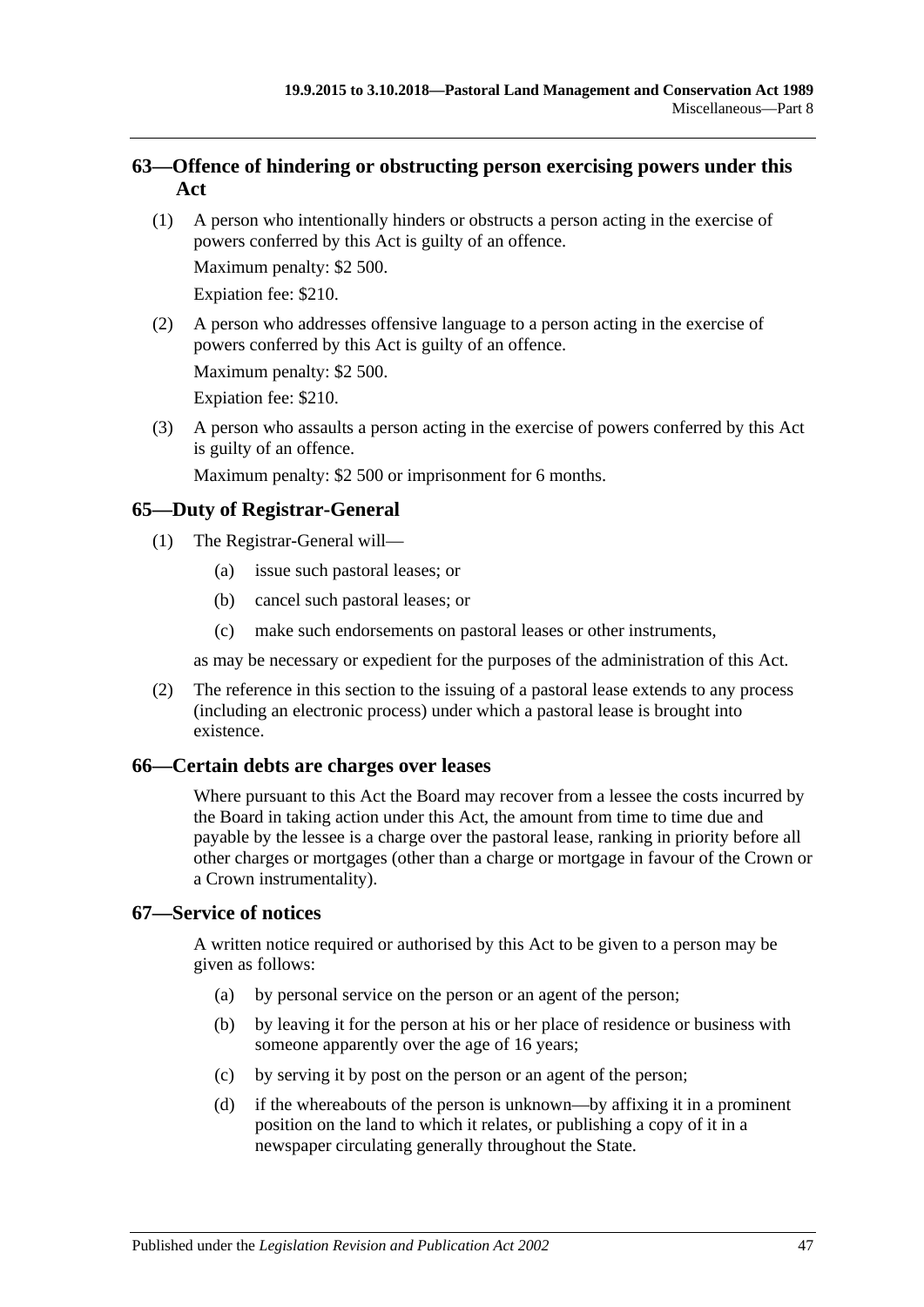## 63—Offence of hindering or obstructing person exercising powers under this Act

(1) A person who intentionally hinders or obstructs a person acting in the exercise of powers conferred by this Act is guilty of an offence.

Maximum penalty: $2 500.

Expiation fee: $210.

(2) A person who addresses offensive language to a person acting in the exercise of powers conferred by this Act is guilty of an offence.

Maximum penalty: $2 500.

Expiation fee: $210.

(3) A person who assaults a person acting in the exercise of powers conferred by this Act is guilty of an offence.

Maximum penalty: $2 500 or imprisonment for 6 months.

## 65—Duty of Registrar-General

(1) The Registrar-General will—

- (a) issue such pastoral leases; or
- (b) cancel such pastoral leases; or
- (c) make such endorsements on pastoral leases or other instruments,

as may be necessary or expedient for the purposes of the administration of this Act.

(2) The reference in this section to the issuing of a pastoral lease extends to any process (including an electronic process) under which a pastoral lease is brought into existence.

## 66—Certain debts are charges over leases

Where pursuant to this Act the Board may recover from a lessee the costs incurred by the Board in taking action under this Act, the amount from time to time due and payable by the lessee is a charge over the pastoral lease, ranking in priority before all other charges or mortgages (other than a charge or mortgage in favour of the Crown or a Crown instrumentality).

## 67—Service of notices

A written notice required or authorised by this Act to be given to a person may be given as follows:

- (a) by personal service on the person or an agent of the person;
- (b) by leaving it for the person at his or her place of residence or business with someone apparently over the age of 16 years;
- (c) by serving it by post on the person or an agent of the person;
- (d) if the whereabouts of the person is unknown—by affixing it in a prominent position on the land to which it relates, or publishing a copy of it in a newspaper circulating generally throughout the State.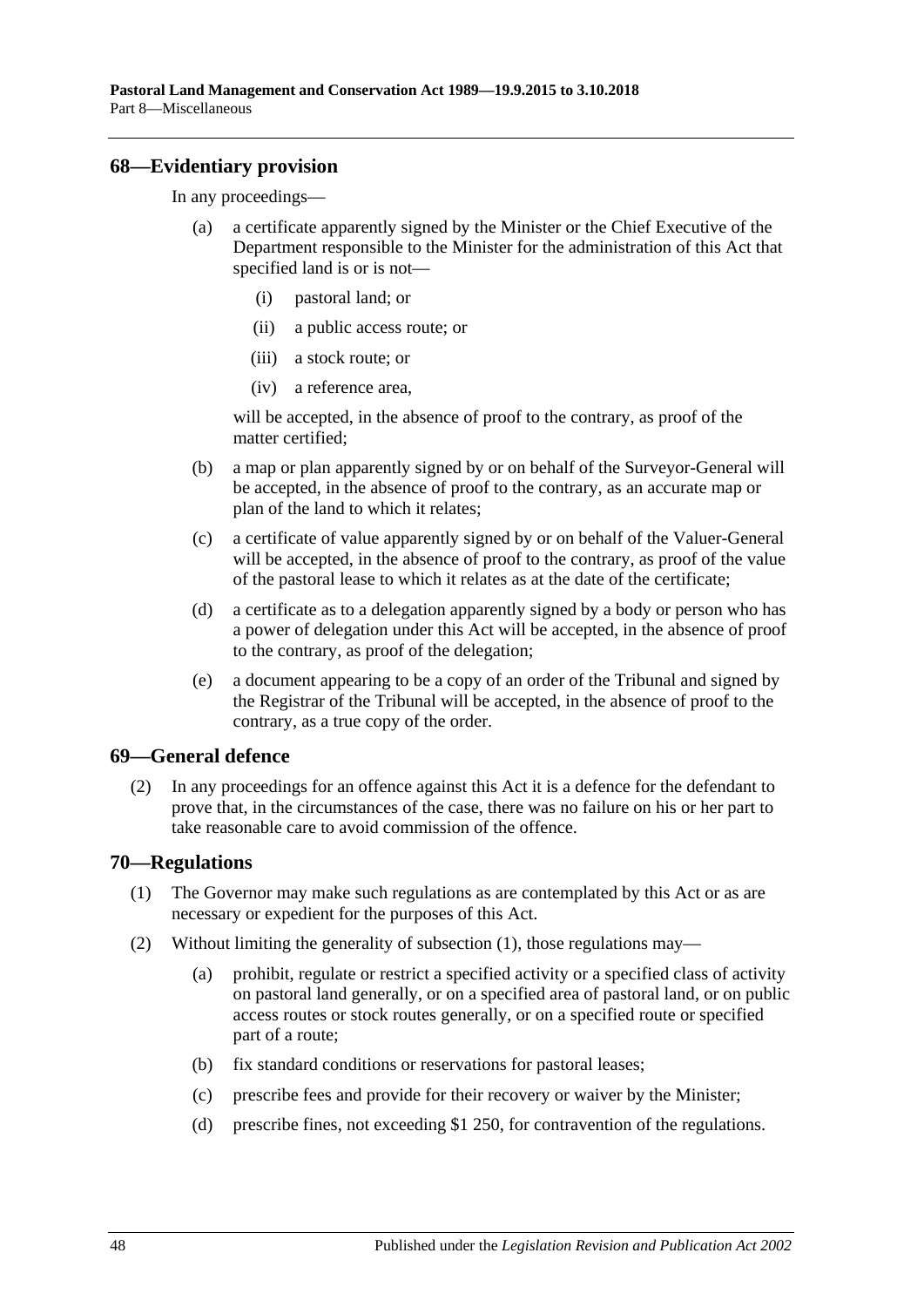## 68—Evidentiary provision

In any proceedings—

(a) a certificate apparently signed by the Minister or the Chief Executive of the Department responsible to the Minister for the administration of this Act that specified land is or is not—

(i) pastoral land; or

(ii) a public access route; or

(iii) a stock route; or

(iv) a reference area,

will be accepted, in the absence of proof to the contrary, as proof of the matter certified;

(b) a map or plan apparently signed by or on behalf of the Surveyor-General will be accepted, in the absence of proof to the contrary, as an accurate map or plan of the land to which it relates;

(c) a certificate of value apparently signed by or on behalf of the Valuer-General will be accepted, in the absence of proof to the contrary, as proof of the value of the pastoral lease to which it relates as at the date of the certificate;

(d) a certificate as to a delegation apparently signed by a body or person who has a power of delegation under this Act will be accepted, in the absence of proof to the contrary, as proof of the delegation;

(e) a document appearing to be a copy of an order of the Tribunal and signed by the Registrar of the Tribunal will be accepted, in the absence of proof to the contrary, as a true copy of the order.

## 69—General defence

(2) In any proceedings for an offence against this Act it is a defence for the defendant to prove that, in the circumstances of the case, there was no failure on his or her part to take reasonable care to avoid commission of the offence.

## 70—Regulations

(1) The Governor may make such regulations as are contemplated by this Act or as are necessary or expedient for the purposes of this Act.

(2) Without limiting the generality of subsection (1), those regulations may—

(a) prohibit, regulate or restrict a specified activity or a specified class of activity on pastoral land generally, or on a specified area of pastoral land, or on public access routes or stock routes generally, or on a specified route or specified part of a route;

(b) fix standard conditions or reservations for pastoral leases;

(c) prescribe fees and provide for their recovery or waiver by the Minister;

(d) prescribe fines, not exceeding $1 250, for contravention of the regulations.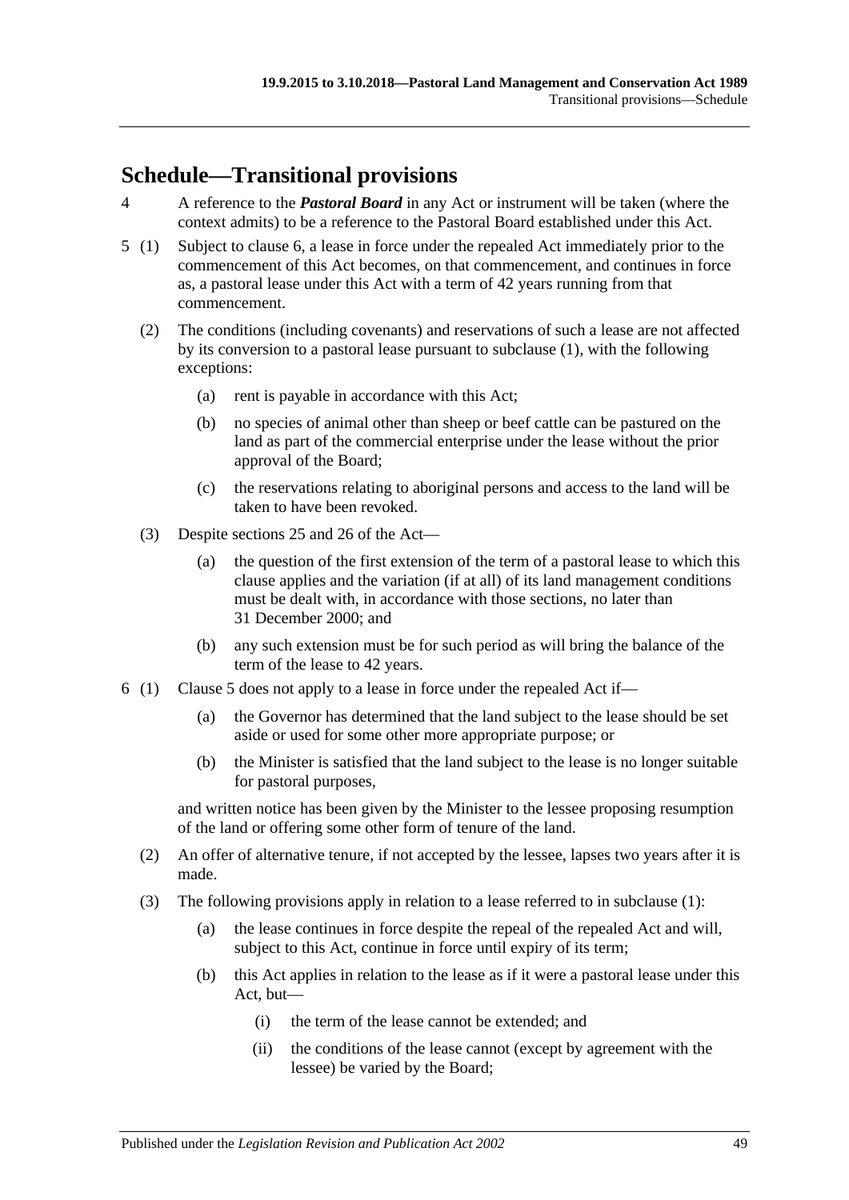## Schedule—Transitional provisions

4 A reference to the ***Pastoral Board*** in any Act or instrument will be taken (where the context admits) to be a reference to the Pastoral Board established under this Act.

5 (1) Subject to clause 6, a lease in force under the repealed Act immediately prior to the commencement of this Act becomes, on that commencement, and continues in force as, a pastoral lease under this Act with a term of 42 years running from that commencement.

(2) The conditions (including covenants) and reservations of such a lease are not affected by its conversion to a pastoral lease pursuant to subclause (1), with the following exceptions:

(a) rent is payable in accordance with this Act;

(b) no species of animal other than sheep or beef cattle can be pastured on the land as part of the commercial enterprise under the lease without the prior approval of the Board;

(c) the reservations relating to aboriginal persons and access to the land will be taken to have been revoked.

(3) Despite sections 25 and 26 of the Act—

(a) the question of the first extension of the term of a pastoral lease to which this clause applies and the variation (if at all) of its land management conditions must be dealt with, in accordance with those sections, no later than 31 December 2000; and

(b) any such extension must be for such period as will bring the balance of the term of the lease to 42 years.

6 (1) Clause 5 does not apply to a lease in force under the repealed Act if—

(a) the Governor has determined that the land subject to the lease should be set aside or used for some other more appropriate purpose; or

(b) the Minister is satisfied that the land subject to the lease is no longer suitable for pastoral purposes,

and written notice has been given by the Minister to the lessee proposing resumption of the land or offering some other form of tenure of the land.

(2) An offer of alternative tenure, if not accepted by the lessee, lapses two years after it is made.

(3) The following provisions apply in relation to a lease referred to in subclause (1):

(a) the lease continues in force despite the repeal of the repealed Act and will, subject to this Act, continue in force until expiry of its term;

(b) this Act applies in relation to the lease as if it were a pastoral lease under this Act, but—

(i) the term of the lease cannot be extended; and

(ii) the conditions of the lease cannot (except by agreement with the lessee) be varied by the Board;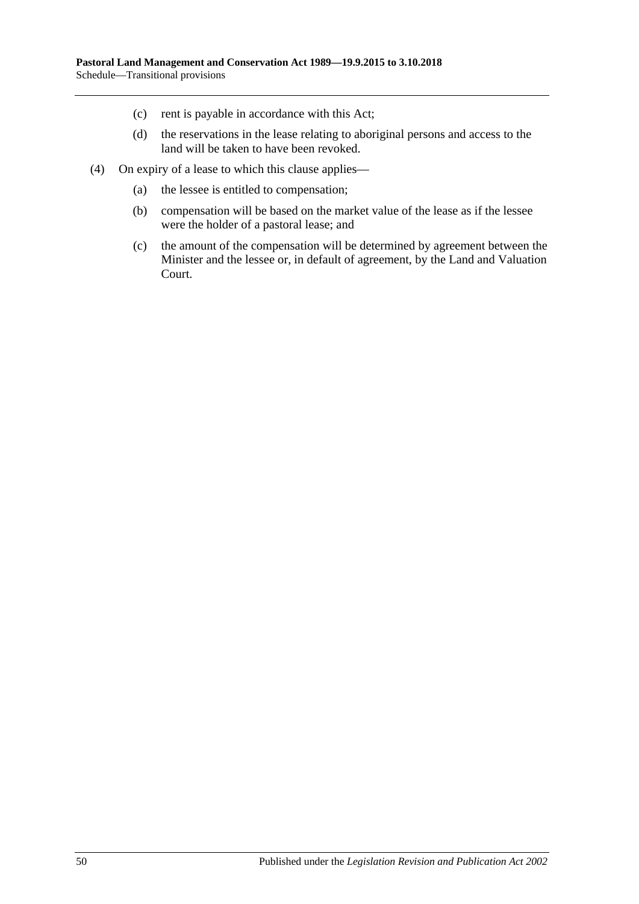(c) rent is payable in accordance with this Act;

(d) the reservations in the lease relating to aboriginal persons and access to the land will be taken to have been revoked.

(4) On expiry of a lease to which this clause applies—

(a) the lessee is entitled to compensation;

(b) compensation will be based on the market value of the lease as if the lessee were the holder of a pastoral lease; and

(c) the amount of the compensation will be determined by agreement between the Minister and the lessee or, in default of agreement, by the Land and Valuation Court.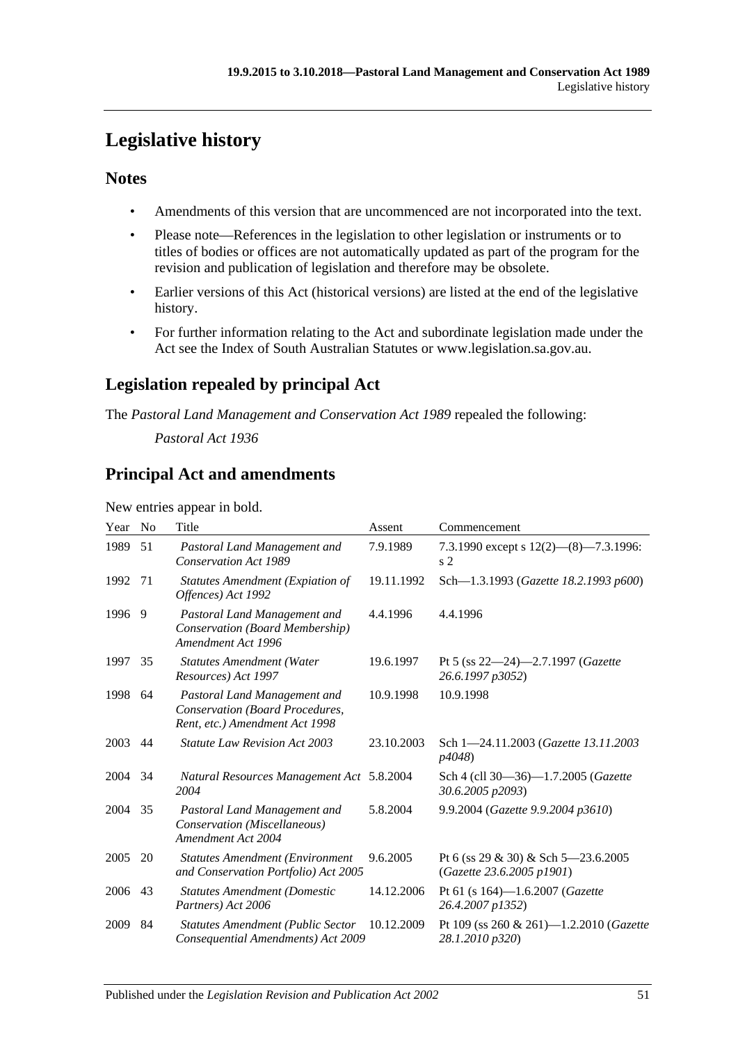# Legislative history

## Notes

- Amendments of this version that are uncommenced are not incorporated into the text.
- Please note—References in the legislation to other legislation or instruments or to titles of bodies or offices are not automatically updated as part of the program for the revision and publication of legislation and therefore may be obsolete.
- Earlier versions of this Act (historical versions) are listed at the end of the legislative history.
- For further information relating to the Act and subordinate legislation made under the Act see the Index of South Australian Statutes or www.legislation.sa.gov.au.

## Legislation repealed by principal Act

The *Pastoral Land Management and Conservation Act 1989* repealed the following:

*Pastoral Act 1936*

## Principal Act and amendments

New entries appear in bold.

| Year | No | Title | Assent | Commencement |
|---|---|---|---|---|
| 1989 | 51 | *Pastoral Land Management and Conservation Act 1989* | 7.9.1989 | 7.3.1990 except s 12(2)—(8)—7.3.1996: s 2 |
| 1992 | 71 | *Statutes Amendment (Expiation of Offences) Act 1992* | 19.11.1992 | Sch—1.3.1993 (*Gazette 18.2.1993 p600*) |
| 1996 | 9 | *Pastoral Land Management and Conservation (Board Membership) Amendment Act 1996* | 4.4.1996 | 4.4.1996 |
| 1997 | 35 | *Statutes Amendment (Water Resources) Act 1997* | 19.6.1997 | Pt 5 (ss 22—24)—2.7.1997 (*Gazette 26.6.1997 p3052*) |
| 1998 | 64 | *Pastoral Land Management and Conservation (Board Procedures, Rent, etc.) Amendment Act 1998* | 10.9.1998 | 10.9.1998 |
| 2003 | 44 | *Statute Law Revision Act 2003* | 23.10.2003 | Sch 1—24.11.2003 (*Gazette 13.11.2003 p4048*) |
| 2004 | 34 | *Natural Resources Management Act 2004* | 5.8.2004 | Sch 4 (cll 30—36)—1.7.2005 (*Gazette 30.6.2005 p2093*) |
| 2004 | 35 | *Pastoral Land Management and Conservation (Miscellaneous) Amendment Act 2004* | 5.8.2004 | 9.9.2004 (*Gazette 9.9.2004 p3610*) |
| 2005 | 20 | *Statutes Amendment (Environment and Conservation Portfolio) Act 2005* | 9.6.2005 | Pt 6 (ss 29 & 30) & Sch 5—23.6.2005 (*Gazette 23.6.2005 p1901*) |
| 2006 | 43 | *Statutes Amendment (Domestic Partners) Act 2006* | 14.12.2006 | Pt 61 (s 164)—1.6.2007 (*Gazette 26.4.2007 p1352*) |
| 2009 | 84 | *Statutes Amendment (Public Sector Consequential Amendments) Act 2009* | 10.12.2009 | Pt 109 (ss 260 & 261)—1.2.2010 (*Gazette 28.1.2010 p320*) |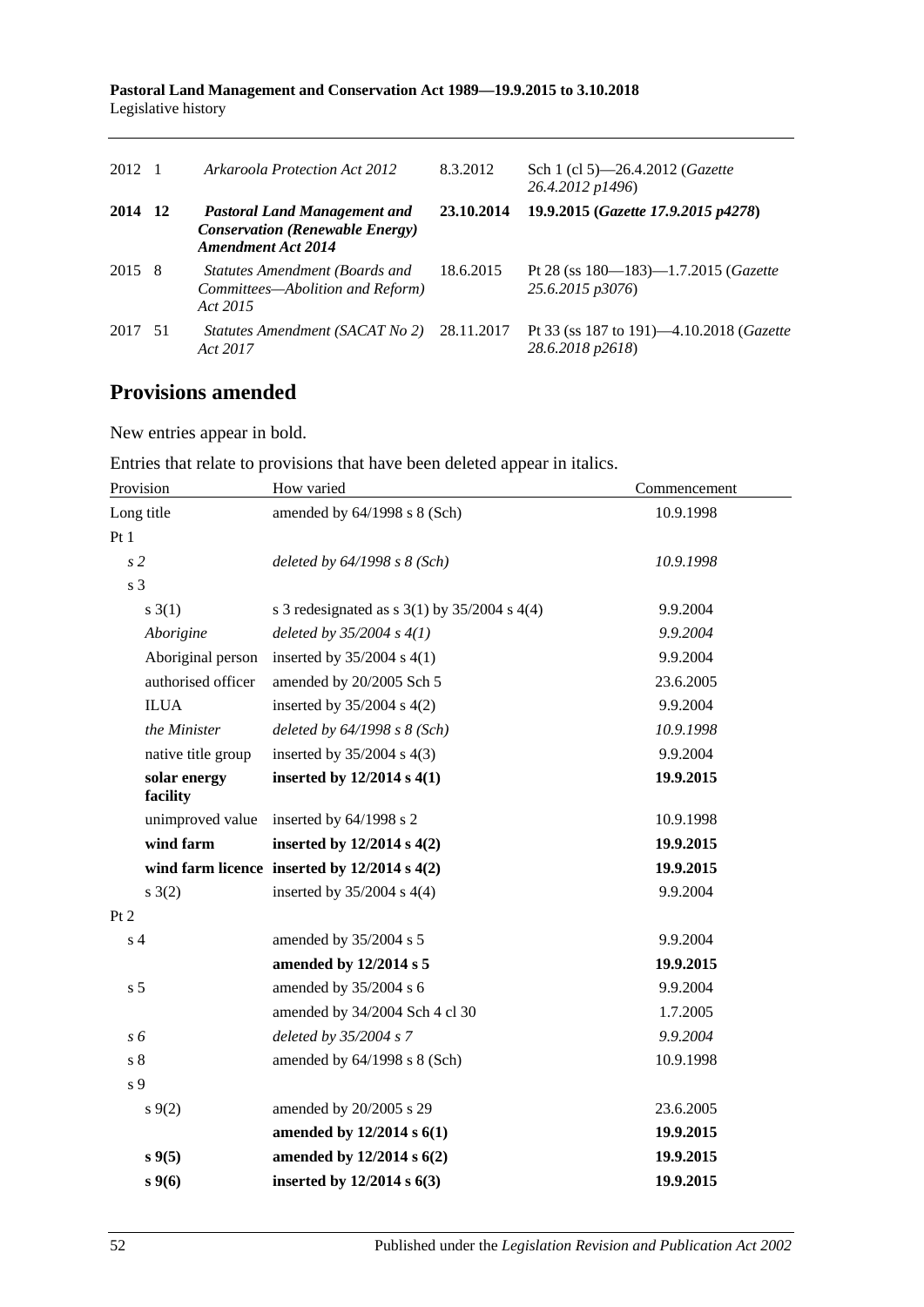| | | | | |
|---|---|---|---|---|
| 2012 | 1 | *Arkaroola Protection Act 2012* | 8.3.2012 | Sch 1 (cl 5)—26.4.2012 (*Gazette 26.4.2012 p1496*) |
| **2014** | **12** | ***Pastoral Land Management and Conservation (Renewable Energy) Amendment Act 2014*** | **23.10.2014** | **19.9.2015 (*Gazette 17.9.2015 p4278*)** |
| 2015 | 8 | *Statutes Amendment (Boards and Committees—Abolition and Reform) Act 2015* | 18.6.2015 | Pt 28 (ss 180—183)—1.7.2015 (*Gazette 25.6.2015 p3076*) |
| 2017 | 51 | *Statutes Amendment (SACAT No 2) Act 2017* | 28.11.2017 | Pt 33 (ss 187 to 191)—4.10.2018 (*Gazette 28.6.2018 p2618*) |

## Provisions amended

New entries appear in bold.

Entries that relate to provisions that have been deleted appear in italics.

| Provision | How varied | Commencement |
|---|---|---|
| Long title | amended by 64/1998 s 8 (Sch) | 10.9.1998 |
| Pt 1 | | |
| *s 2* | *deleted by 64/1998 s 8 (Sch)* | *10.9.1998* |
| s 3 | | |
| s 3(1) | s 3 redesignated as s 3(1) by 35/2004 s 4(4) | 9.9.2004 |
| *Aborigine* | *deleted by 35/2004 s 4(1)* | *9.9.2004* |
| Aboriginal person | inserted by 35/2004 s 4(1) | 9.9.2004 |
| authorised officer | amended by 20/2005 Sch 5 | 23.6.2005 |
| ILUA | inserted by 35/2004 s 4(2) | 9.9.2004 |
| *the Minister* | *deleted by 64/1998 s 8 (Sch)* | *10.9.1998* |
| native title group | inserted by 35/2004 s 4(3) | 9.9.2004 |
| **solar energy facility** | **inserted by 12/2014 s 4(1)** | **19.9.2015** |
| unimproved value | inserted by 64/1998 s 2 | 10.9.1998 |
| **wind farm** | **inserted by 12/2014 s 4(2)** | **19.9.2015** |
| **wind farm licence** | **inserted by 12/2014 s 4(2)** | **19.9.2015** |
| s 3(2) | inserted by 35/2004 s 4(4) | 9.9.2004 |
| Pt 2 | | |
| s 4 | amended by 35/2004 s 5 | 9.9.2004 |
| | **amended by 12/2014 s 5** | **19.9.2015** |
| s 5 | amended by 35/2004 s 6 | 9.9.2004 |
| | amended by 34/2004 Sch 4 cl 30 | 1.7.2005 |
| *s 6* | *deleted by 35/2004 s 7* | *9.9.2004* |
| s 8 | amended by 64/1998 s 8 (Sch) | 10.9.1998 |
| s 9 | | |
| s 9(2) | amended by 20/2005 s 29 | 23.6.2005 |
| | **amended by 12/2014 s 6(1)** | **19.9.2015** |
| **s 9(5)** | **amended by 12/2014 s 6(2)** | **19.9.2015** |
| **s 9(6)** | **inserted by 12/2014 s 6(3)** | **19.9.2015** |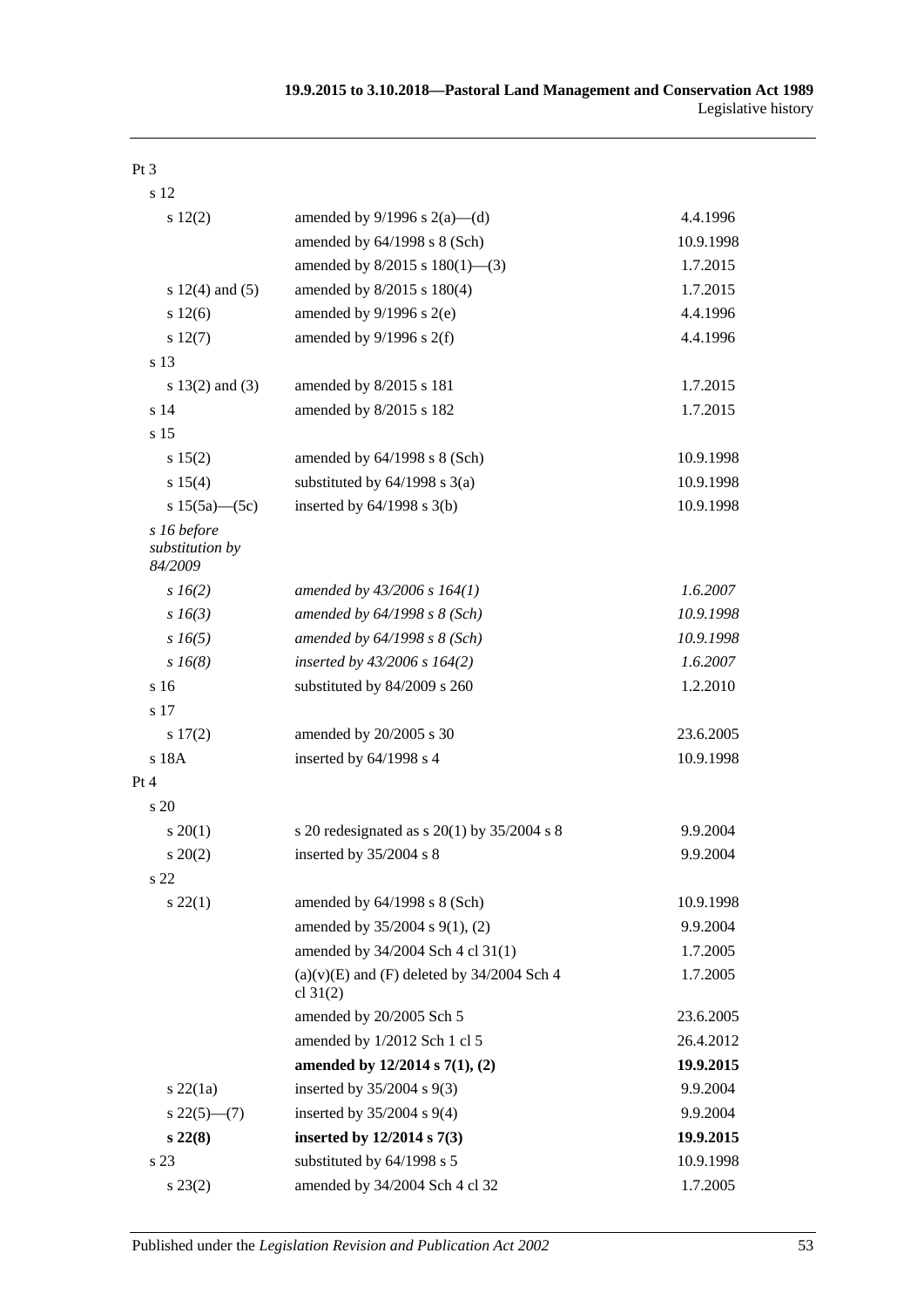| | | |
|---|---|---|
| Pt 3 | | |
| s 12 | | |
| s 12(2) | amended by 9/1996 s 2(a)—(d) | 4.4.1996 |
| | amended by 64/1998 s 8 (Sch) | 10.9.1998 |
| | amended by 8/2015 s 180(1)—(3) | 1.7.2015 |
| s 12(4) and (5) | amended by 8/2015 s 180(4) | 1.7.2015 |
| s 12(6) | amended by 9/1996 s 2(e) | 4.4.1996 |
| s 12(7) | amended by 9/1996 s 2(f) | 4.4.1996 |
| s 13 | | |
| s 13(2) and (3) | amended by 8/2015 s 181 | 1.7.2015 |
| s 14 | amended by 8/2015 s 182 | 1.7.2015 |
| s 15 | | |
| s 15(2) | amended by 64/1998 s 8 (Sch) | 10.9.1998 |
| s 15(4) | substituted by 64/1998 s 3(a) | 10.9.1998 |
| s 15(5a)—(5c) | inserted by 64/1998 s 3(b) | 10.9.1998 |
| *s 16 before substitution by 84/2009* | | |
| *s 16(2)* | *amended by 43/2006 s 164(1)* | *1.6.2007* |
| *s 16(3)* | *amended by 64/1998 s 8 (Sch)* | *10.9.1998* |
| *s 16(5)* | *amended by 64/1998 s 8 (Sch)* | *10.9.1998* |
| *s 16(8)* | *inserted by 43/2006 s 164(2)* | *1.6.2007* |
| s 16 | substituted by 84/2009 s 260 | 1.2.2010 |
| s 17 | | |
| s 17(2) | amended by 20/2005 s 30 | 23.6.2005 |
| s 18A | inserted by 64/1998 s 4 | 10.9.1998 |
| Pt 4 | | |
| s 20 | | |
| s 20(1) | s 20 redesignated as s 20(1) by 35/2004 s 8 | 9.9.2004 |
| s 20(2) | inserted by 35/2004 s 8 | 9.9.2004 |
| s 22 | | |
| s 22(1) | amended by 64/1998 s 8 (Sch) | 10.9.1998 |
| | amended by 35/2004 s 9(1), (2) | 9.9.2004 |
| | amended by 34/2004 Sch 4 cl 31(1) | 1.7.2005 |
| | (a)(v)(E) and (F) deleted by 34/2004 Sch 4 cl 31(2) | 1.7.2005 |
| | amended by 20/2005 Sch 5 | 23.6.2005 |
| | amended by 1/2012 Sch 1 cl 5 | 26.4.2012 |
| | **amended by 12/2014 s 7(1), (2)** | **19.9.2015** |
| s 22(1a) | inserted by 35/2004 s 9(3) | 9.9.2004 |
| s 22(5)—(7) | inserted by 35/2004 s 9(4) | 9.9.2004 |
| **s 22(8)** | **inserted by 12/2014 s 7(3)** | **19.9.2015** |
| s 23 | substituted by 64/1998 s 5 | 10.9.1998 |
| s 23(2) | amended by 34/2004 Sch 4 cl 32 | 1.7.2005 |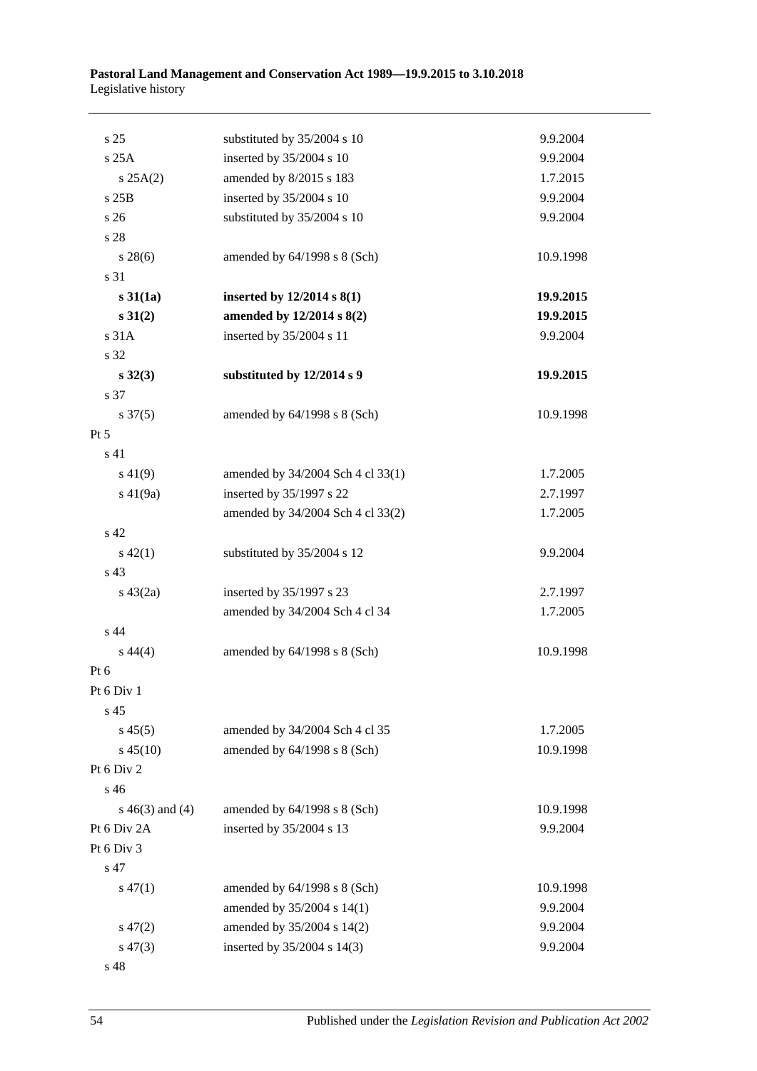| | | |
|---|---|---|
| s 25 | substituted by 35/2004 s 10 | 9.9.2004 |
| s 25A | inserted by 35/2004 s 10 | 9.9.2004 |
| s 25A(2) | amended by 8/2015 s 183 | 1.7.2015 |
| s 25B | inserted by 35/2004 s 10 | 9.9.2004 |
| s 26 | substituted by 35/2004 s 10 | 9.9.2004 |
| s 28 | | |
| s 28(6) | amended by 64/1998 s 8 (Sch) | 10.9.1998 |
| s 31 | | |
| **s 31(1a)** | **inserted by 12/2014 s 8(1)** | **19.9.2015** |
| **s 31(2)** | **amended by 12/2014 s 8(2)** | **19.9.2015** |
| s 31A | inserted by 35/2004 s 11 | 9.9.2004 |
| s 32 | | |
| **s 32(3)** | **substituted by 12/2014 s 9** | **19.9.2015** |
| s 37 | | |
| s 37(5) | amended by 64/1998 s 8 (Sch) | 10.9.1998 |
| Pt 5 | | |
| s 41 | | |
| s 41(9) | amended by 34/2004 Sch 4 cl 33(1) | 1.7.2005 |
| s 41(9a) | inserted by 35/1997 s 22 | 2.7.1997 |
| | amended by 34/2004 Sch 4 cl 33(2) | 1.7.2005 |
| s 42 | | |
| s 42(1) | substituted by 35/2004 s 12 | 9.9.2004 |
| s 43 | | |
| s 43(2a) | inserted by 35/1997 s 23 | 2.7.1997 |
| | amended by 34/2004 Sch 4 cl 34 | 1.7.2005 |
| s 44 | | |
| s 44(4) | amended by 64/1998 s 8 (Sch) | 10.9.1998 |
| Pt 6 | | |
| Pt 6 Div 1 | | |
| s 45 | | |
| s 45(5) | amended by 34/2004 Sch 4 cl 35 | 1.7.2005 |
| s 45(10) | amended by 64/1998 s 8 (Sch) | 10.9.1998 |
| Pt 6 Div 2 | | |
| s 46 | | |
| s 46(3) and (4) | amended by 64/1998 s 8 (Sch) | 10.9.1998 |
| Pt 6 Div 2A | inserted by 35/2004 s 13 | 9.9.2004 |
| Pt 6 Div 3 | | |
| s 47 | | |
| s 47(1) | amended by 64/1998 s 8 (Sch) | 10.9.1998 |
| | amended by 35/2004 s 14(1) | 9.9.2004 |
| s 47(2) | amended by 35/2004 s 14(2) | 9.9.2004 |
| s 47(3) | inserted by 35/2004 s 14(3) | 9.9.2004 |
| s 48 | | |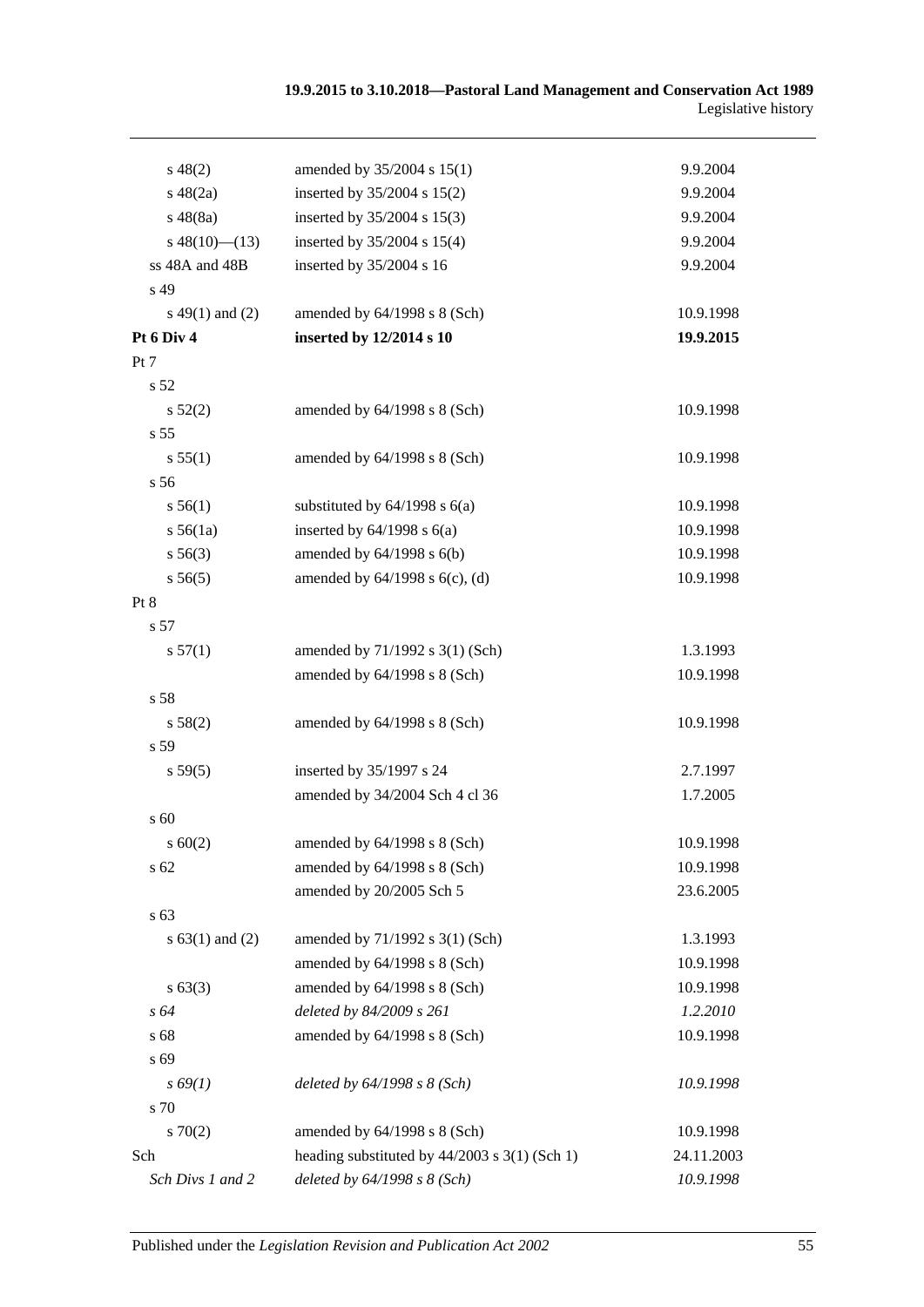| | | |
|---|---|---|
| s 48(2) | amended by 35/2004 s 15(1) | 9.9.2004 |
| s 48(2a) | inserted by 35/2004 s 15(2) | 9.9.2004 |
| s 48(8a) | inserted by 35/2004 s 15(3) | 9.9.2004 |
| s 48(10)—(13) | inserted by 35/2004 s 15(4) | 9.9.2004 |
| ss 48A and 48B | inserted by 35/2004 s 16 | 9.9.2004 |
| s 49 | | |
| s 49(1) and (2) | amended by 64/1998 s 8 (Sch) | 10.9.1998 |
| **Pt 6 Div 4** | **inserted by 12/2014 s 10** | **19.9.2015** |
| Pt 7 | | |
| s 52 | | |
| s 52(2) | amended by 64/1998 s 8 (Sch) | 10.9.1998 |
| s 55 | | |
| s 55(1) | amended by 64/1998 s 8 (Sch) | 10.9.1998 |
| s 56 | | |
| s 56(1) | substituted by 64/1998 s 6(a) | 10.9.1998 |
| s 56(1a) | inserted by 64/1998 s 6(a) | 10.9.1998 |
| s 56(3) | amended by 64/1998 s 6(b) | 10.9.1998 |
| s 56(5) | amended by 64/1998 s 6(c), (d) | 10.9.1998 |
| Pt 8 | | |
| s 57 | | |
| s 57(1) | amended by 71/1992 s 3(1) (Sch) | 1.3.1993 |
| | amended by 64/1998 s 8 (Sch) | 10.9.1998 |
| s 58 | | |
| s 58(2) | amended by 64/1998 s 8 (Sch) | 10.9.1998 |
| s 59 | | |
| s 59(5) | inserted by 35/1997 s 24 | 2.7.1997 |
| | amended by 34/2004 Sch 4 cl 36 | 1.7.2005 |
| s 60 | | |
| s 60(2) | amended by 64/1998 s 8 (Sch) | 10.9.1998 |
| s 62 | amended by 64/1998 s 8 (Sch) | 10.9.1998 |
| | amended by 20/2005 Sch 5 | 23.6.2005 |
| s 63 | | |
| s 63(1) and (2) | amended by 71/1992 s 3(1) (Sch) | 1.3.1993 |
| | amended by 64/1998 s 8 (Sch) | 10.9.1998 |
| s 63(3) | amended by 64/1998 s 8 (Sch) | 10.9.1998 |
| *s 64* | *deleted by 84/2009 s 261* | *1.2.2010* |
| s 68 | amended by 64/1998 s 8 (Sch) | 10.9.1998 |
| s 69 | | |
| *s 69(1)* | *deleted by 64/1998 s 8 (Sch)* | *10.9.1998* |
| s 70 | | |
| s 70(2) | amended by 64/1998 s 8 (Sch) | 10.9.1998 |
| Sch | heading substituted by 44/2003 s 3(1) (Sch 1) | 24.11.2003 |
| *Sch Divs 1 and 2* | *deleted by 64/1998 s 8 (Sch)* | *10.9.1998* |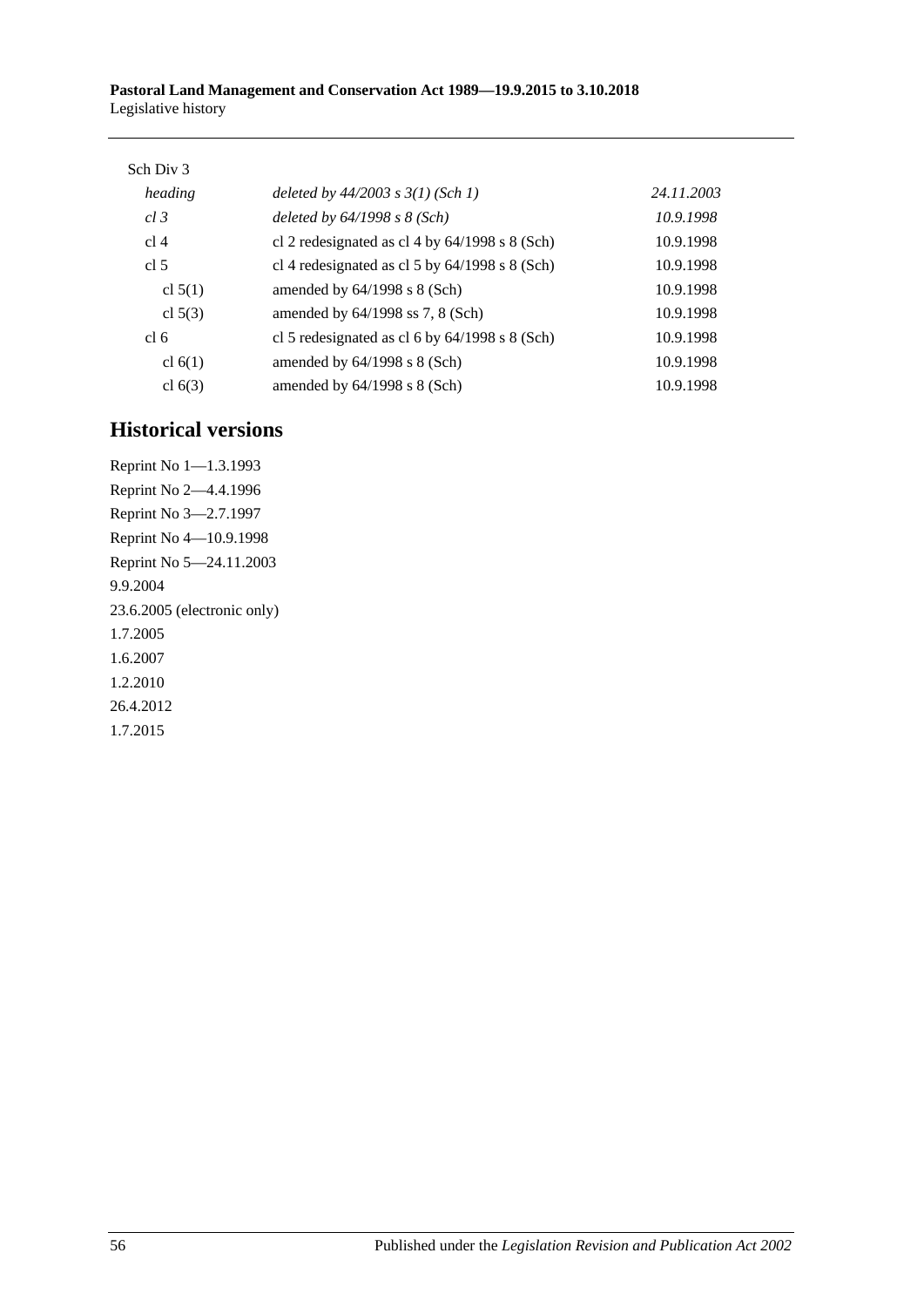Sch Div 3

| | | |
|---|---|---|
| *heading* | *deleted by 44/2003 s 3(1) (Sch 1)* | *24.11.2003* |
| *cl 3* | *deleted by 64/1998 s 8 (Sch)* | *10.9.1998* |
| cl 4 | cl 2 redesignated as cl 4 by 64/1998 s 8 (Sch) | 10.9.1998 |
| cl 5 | cl 4 redesignated as cl 5 by 64/1998 s 8 (Sch) | 10.9.1998 |
| cl 5(1) | amended by 64/1998 s 8 (Sch) | 10.9.1998 |
| cl 5(3) | amended by 64/1998 ss 7, 8 (Sch) | 10.9.1998 |
| cl 6 | cl 5 redesignated as cl 6 by 64/1998 s 8 (Sch) | 10.9.1998 |
| cl 6(1) | amended by 64/1998 s 8 (Sch) | 10.9.1998 |
| cl 6(3) | amended by 64/1998 s 8 (Sch) | 10.9.1998 |

## Historical versions

Reprint No 1—1.3.1993

Reprint No 2—4.4.1996

Reprint No 3—2.7.1997

Reprint No 4—10.9.1998

Reprint No 5—24.11.2003

9.9.2004

23.6.2005 (electronic only)

1.7.2005

1.6.2007

1.2.2010

26.4.2012

1.7.2015